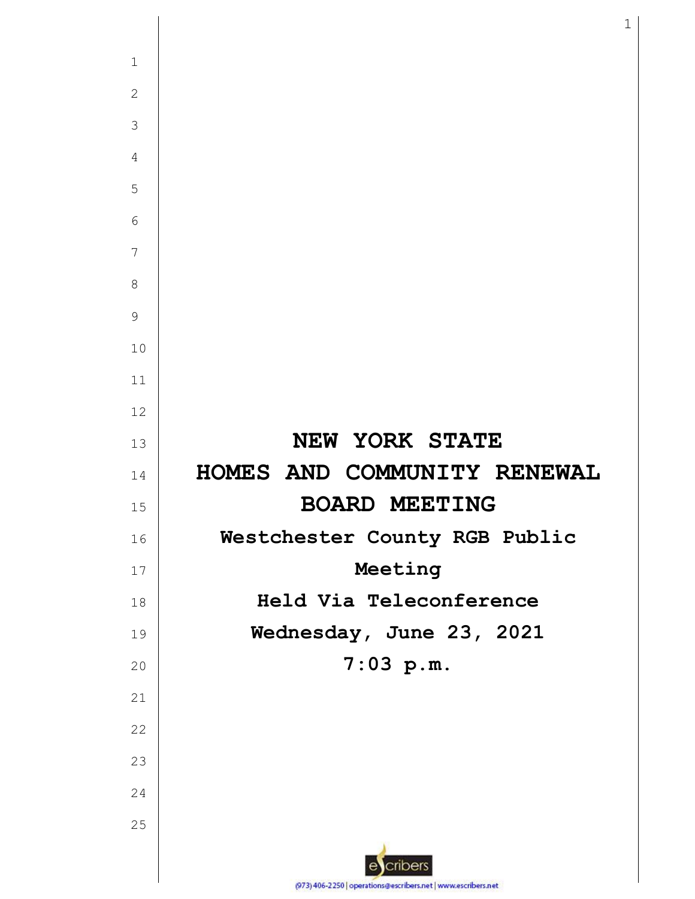# NEW YORK STATE
# HOMES AND COMMUNITY RENEWAL
# BOARD MEETING

**Westchester County RGB Public Meeting**

**Held Via Teleconference**

**Wednesday, June 23, 2021**

**7:03 p.m.**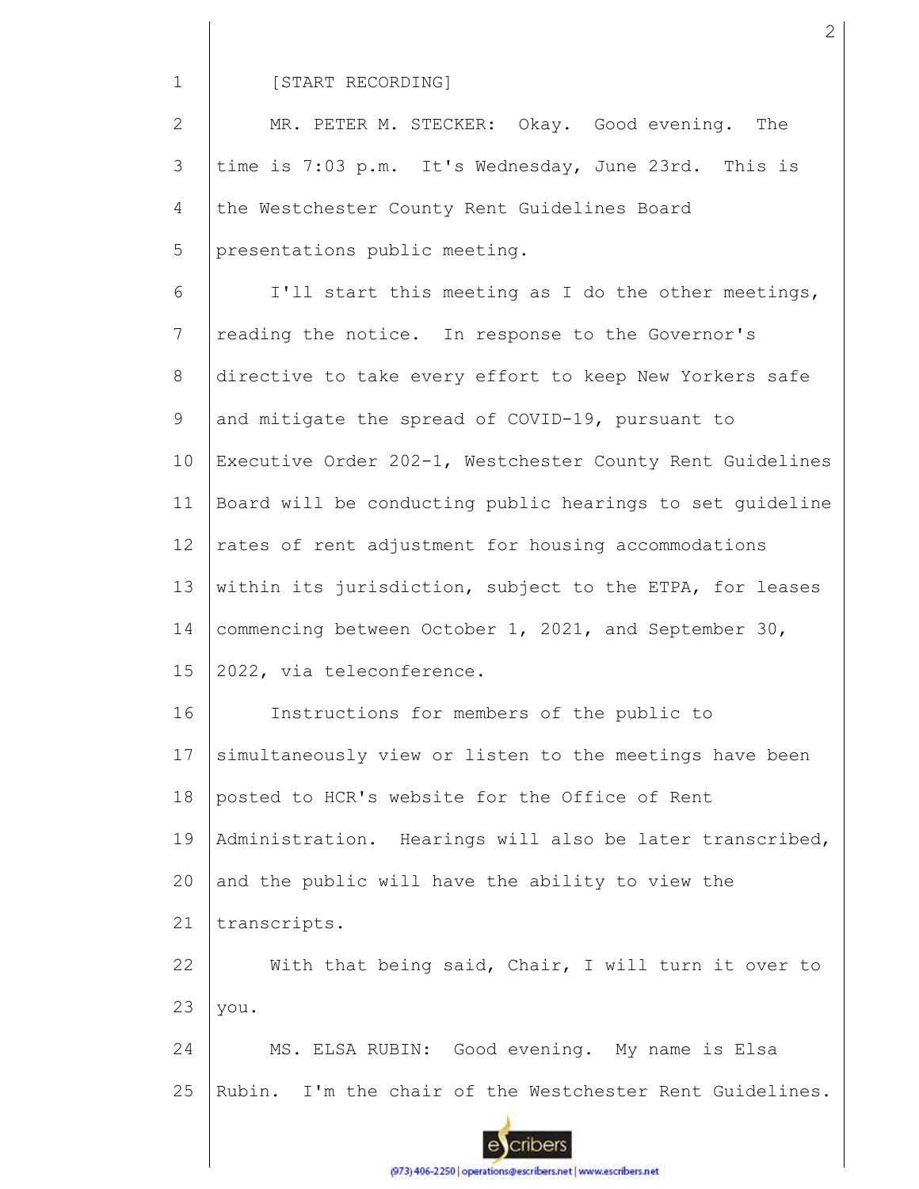[START RECORDING]

MR. PETER M. STECKER: Okay. Good evening. The time is 7:03 p.m. It's Wednesday, June 23rd. This is the Westchester County Rent Guidelines Board presentations public meeting.

I'll start this meeting as I do the other meetings, reading the notice. In response to the Governor's directive to take every effort to keep New Yorkers safe and mitigate the spread of COVID-19, pursuant to Executive Order 202-1, Westchester County Rent Guidelines Board will be conducting public hearings to set guideline rates of rent adjustment for housing accommodations within its jurisdiction, subject to the ETPA, for leases commencing between October 1, 2021, and September 30, 2022, via teleconference.

Instructions for members of the public to simultaneously view or listen to the meetings have been posted to HCR's website for the Office of Rent Administration. Hearings will also be later transcribed, and the public will have the ability to view the transcripts.

With that being said, Chair, I will turn it over to you.

MS. ELSA RUBIN: Good evening. My name is Elsa Rubin. I'm the chair of the Westchester Rent Guidelines.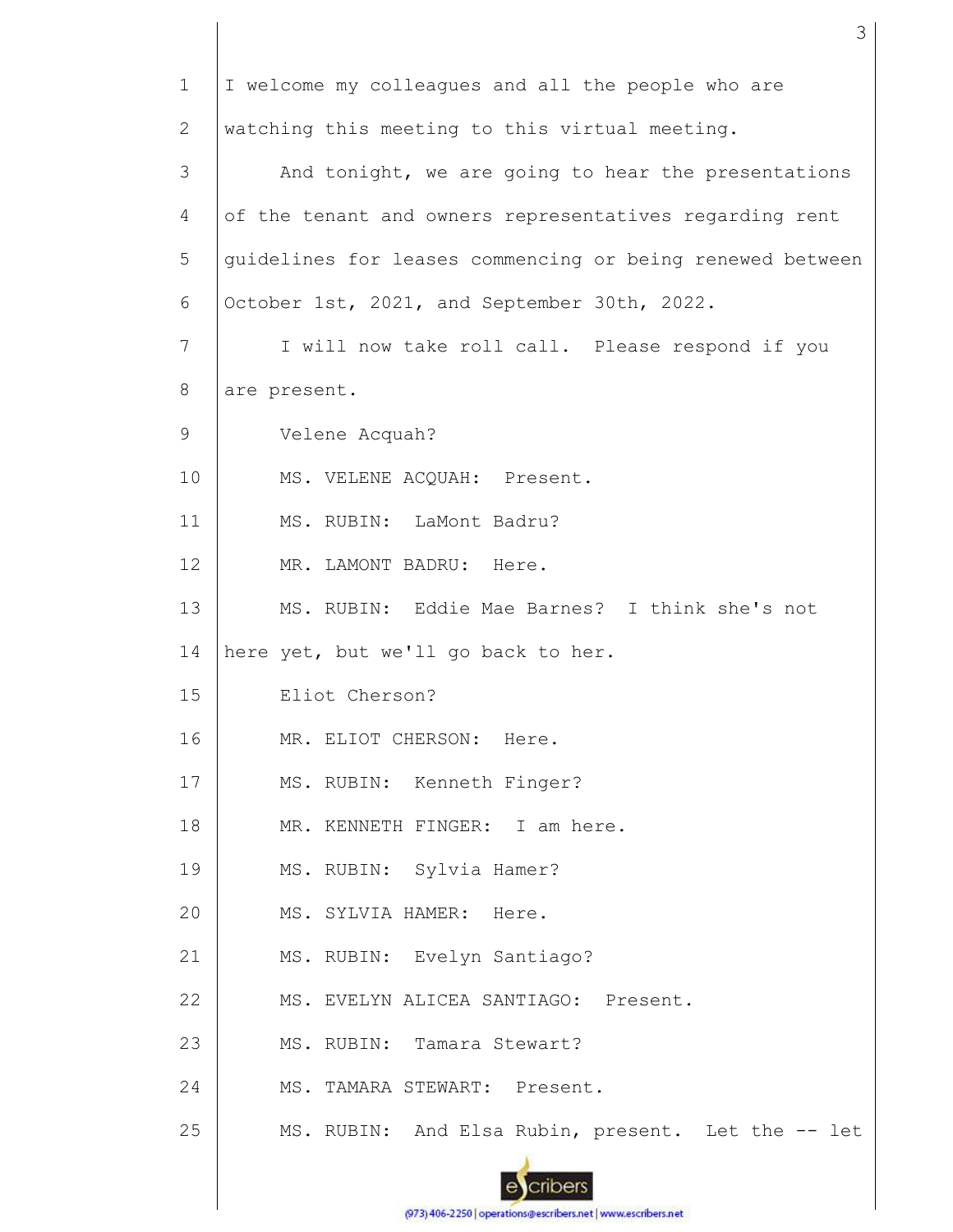I welcome my colleagues and all the people who are watching this meeting to this virtual meeting.

And tonight, we are going to hear the presentations of the tenant and owners representatives regarding rent guidelines for leases commencing or being renewed between October 1st, 2021, and September 30th, 2022.

I will now take roll call. Please respond if you are present.

Velene Acquah?

MS. VELENE ACQUAH: Present.

MS. RUBIN: LaMont Badru?

MR. LAMONT BADRU: Here.

MS. RUBIN: Eddie Mae Barnes? I think she's not here yet, but we'll go back to her.

Eliot Cherson?

MR. ELIOT CHERSON: Here.

MS. RUBIN: Kenneth Finger?

MR. KENNETH FINGER: I am here.

MS. RUBIN: Sylvia Hamer?

MS. SYLVIA HAMER: Here.

MS. RUBIN: Evelyn Santiago?

MS. EVELYN ALICEA SANTIAGO: Present.

MS. RUBIN: Tamara Stewart?

MS. TAMARA STEWART: Present.

MS. RUBIN: And Elsa Rubin, present. Let the -- let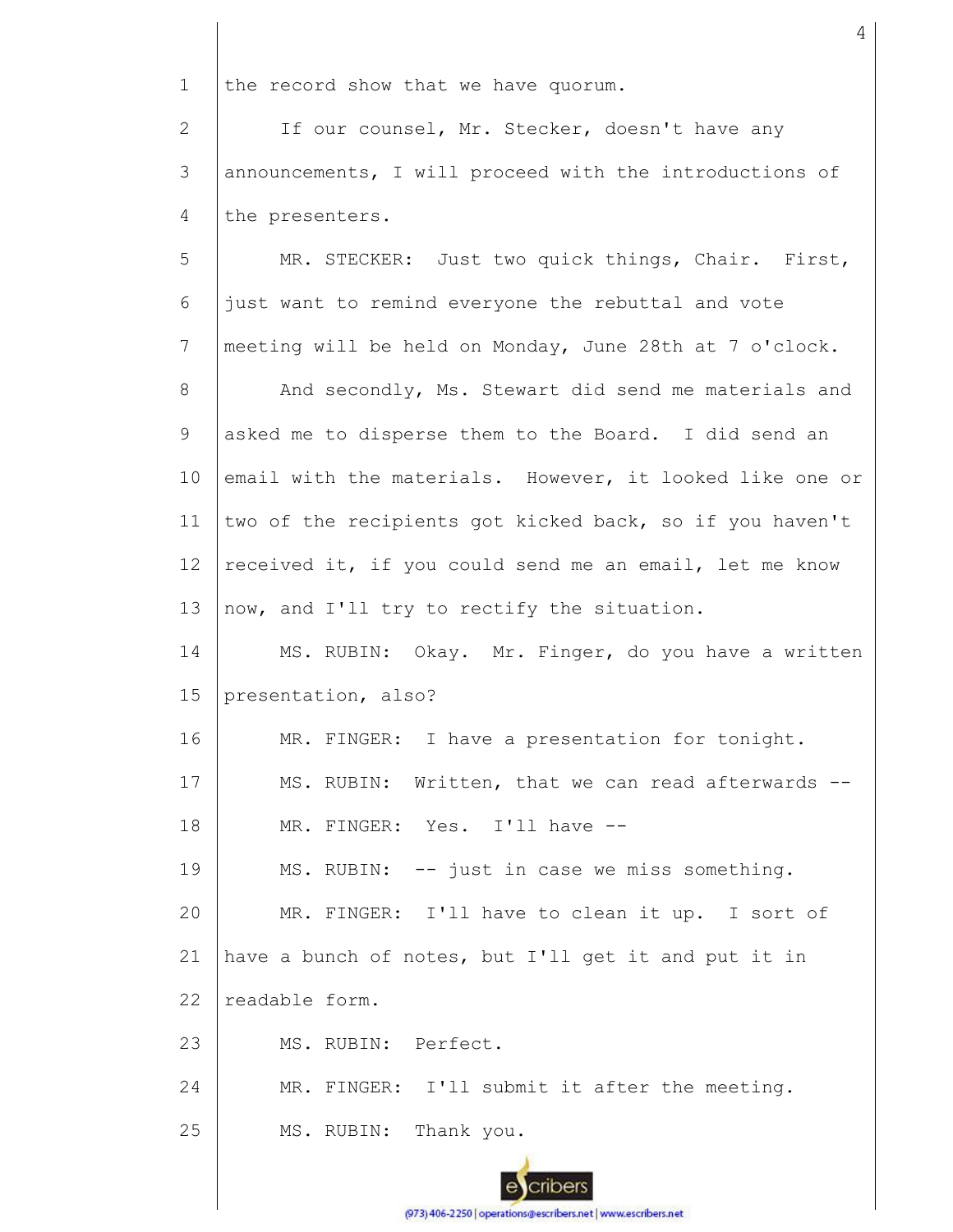the record show that we have quorum.

If our counsel, Mr. Stecker, doesn't have any announcements, I will proceed with the introductions of the presenters.

MR. STECKER: Just two quick things, Chair. First, just want to remind everyone the rebuttal and vote meeting will be held on Monday, June 28th at 7 o'clock.

And secondly, Ms. Stewart did send me materials and asked me to disperse them to the Board. I did send an email with the materials. However, it looked like one or two of the recipients got kicked back, so if you haven't received it, if you could send me an email, let me know now, and I'll try to rectify the situation.

MS. RUBIN: Okay. Mr. Finger, do you have a written presentation, also?

MR. FINGER: I have a presentation for tonight.

MS. RUBIN: Written, that we can read afterwards --

MR. FINGER: Yes. I'll have --

MS. RUBIN: -- just in case we miss something.

MR. FINGER: I'll have to clean it up. I sort of have a bunch of notes, but I'll get it and put it in readable form.

MS. RUBIN: Perfect.

MR. FINGER: I'll submit it after the meeting.

MS. RUBIN: Thank you.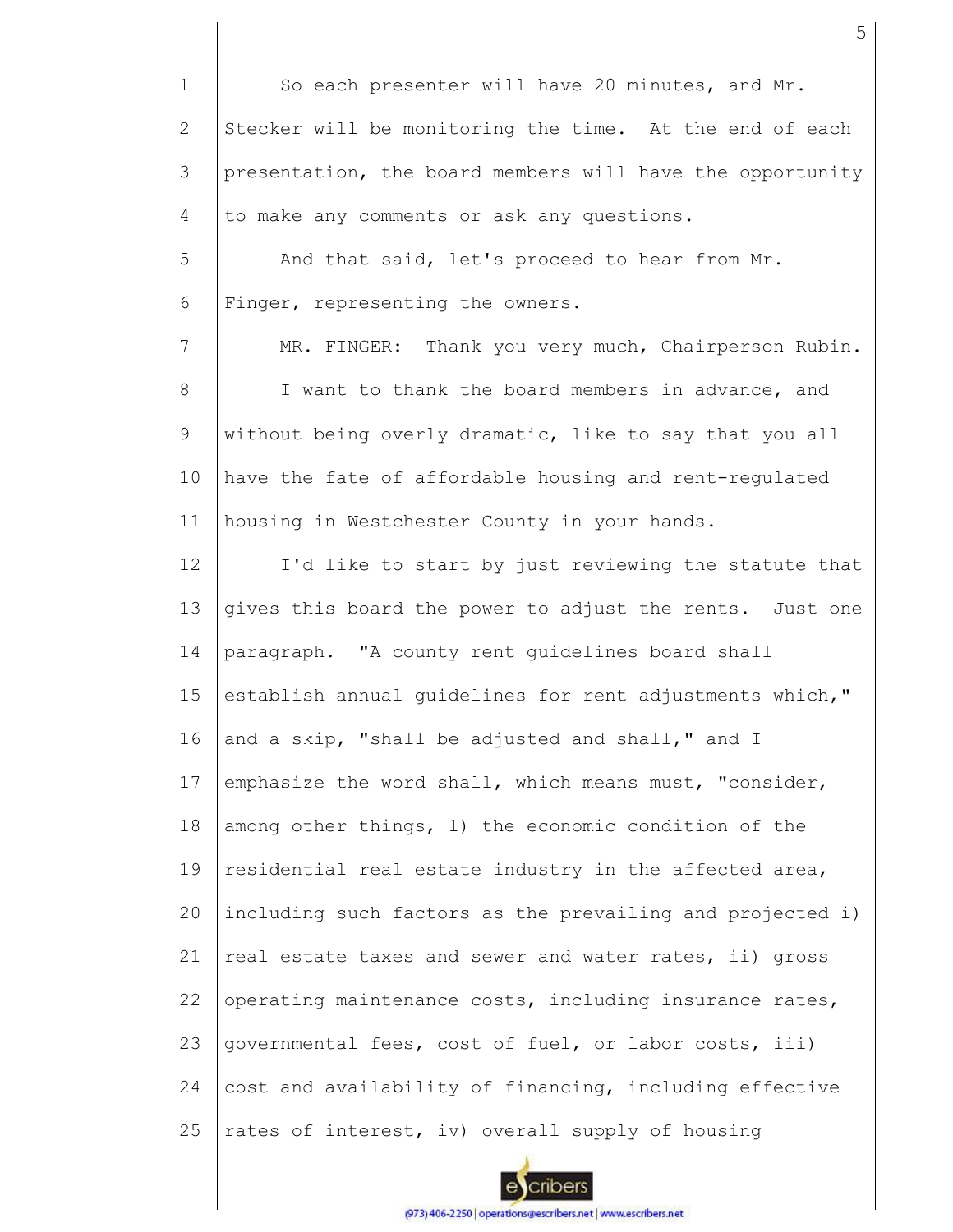So each presenter will have 20 minutes, and Mr. Stecker will be monitoring the time. At the end of each presentation, the board members will have the opportunity to make any comments or ask any questions.

And that said, let's proceed to hear from Mr. Finger, representing the owners.

MR. FINGER: Thank you very much, Chairperson Rubin.

I want to thank the board members in advance, and without being overly dramatic, like to say that you all have the fate of affordable housing and rent-regulated housing in Westchester County in your hands.

I'd like to start by just reviewing the statute that gives this board the power to adjust the rents. Just one paragraph. "A county rent guidelines board shall establish annual guidelines for rent adjustments which," and a skip, "shall be adjusted and shall," and I emphasize the word shall, which means must, "consider, among other things, 1) the economic condition of the residential real estate industry in the affected area, including such factors as the prevailing and projected i) real estate taxes and sewer and water rates, ii) gross operating maintenance costs, including insurance rates, governmental fees, cost of fuel, or labor costs, iii) cost and availability of financing, including effective rates of interest, iv) overall supply of housing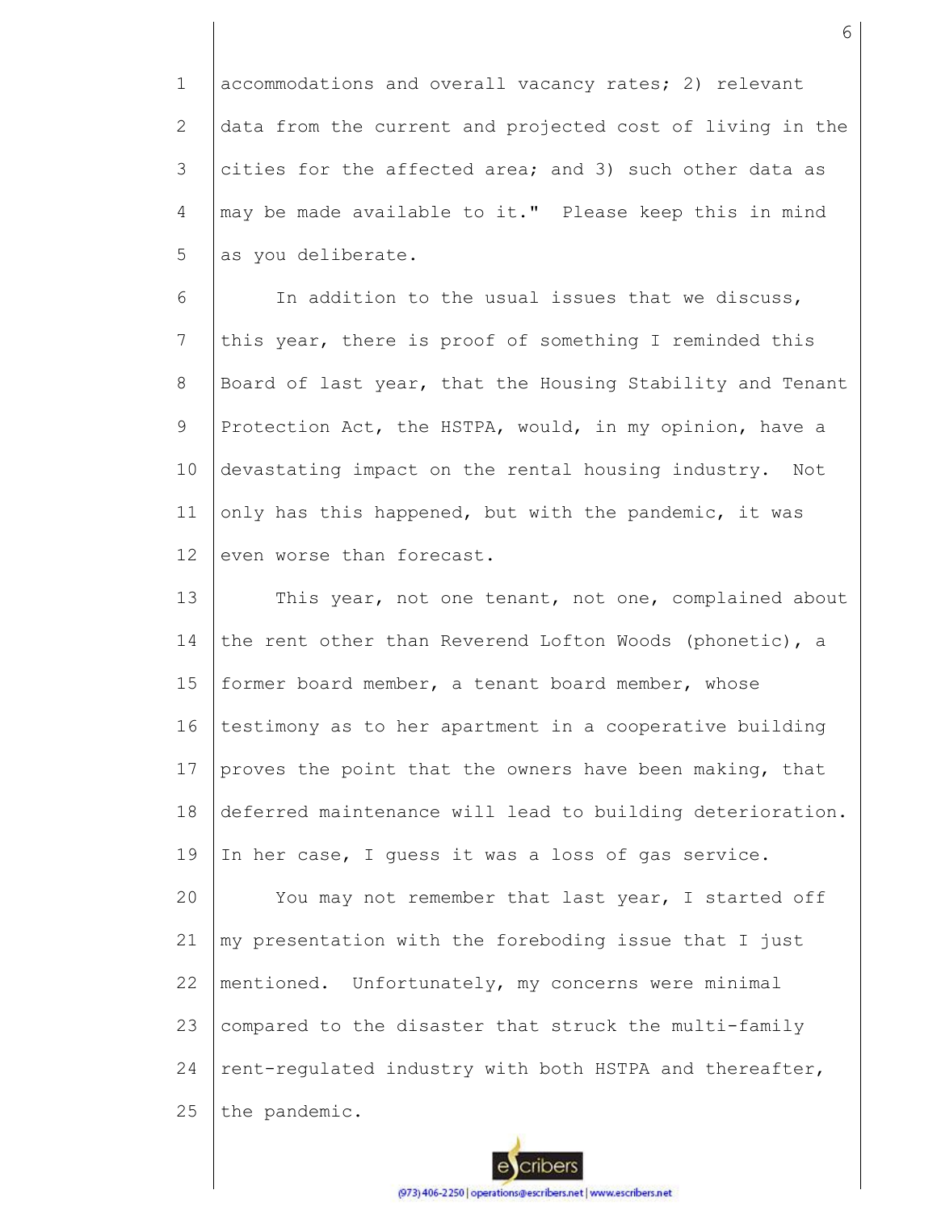accommodations and overall vacancy rates; 2) relevant data from the current and projected cost of living in the cities for the affected area; and 3) such other data as may be made available to it." Please keep this in mind as you deliberate.

In addition to the usual issues that we discuss, this year, there is proof of something I reminded this Board of last year, that the Housing Stability and Tenant Protection Act, the HSTPA, would, in my opinion, have a devastating impact on the rental housing industry. Not only has this happened, but with the pandemic, it was even worse than forecast.

This year, not one tenant, not one, complained about the rent other than Reverend Lofton Woods (phonetic), a former board member, a tenant board member, whose testimony as to her apartment in a cooperative building proves the point that the owners have been making, that deferred maintenance will lead to building deterioration. In her case, I guess it was a loss of gas service.

You may not remember that last year, I started off my presentation with the foreboding issue that I just mentioned. Unfortunately, my concerns were minimal compared to the disaster that struck the multi-family rent-regulated industry with both HSTPA and thereafter, the pandemic.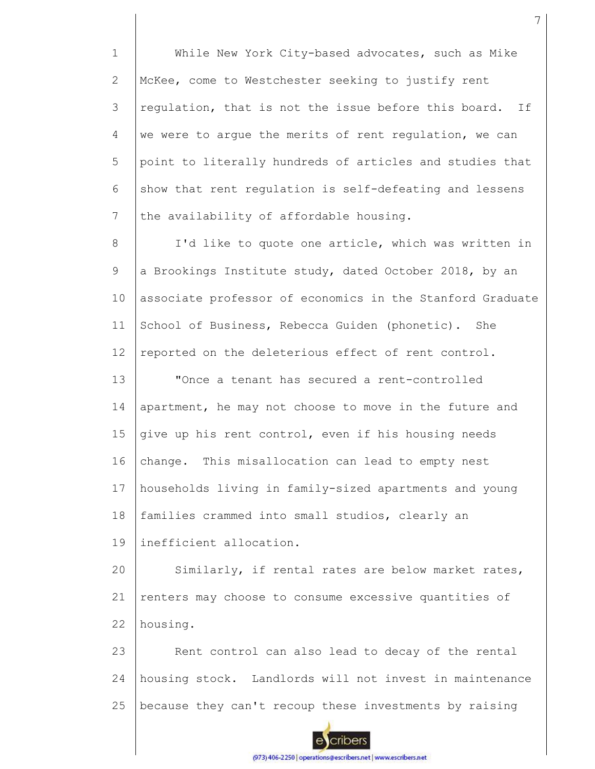While New York City-based advocates, such as Mike McKee, come to Westchester seeking to justify rent regulation, that is not the issue before this board. If we were to argue the merits of rent regulation, we can point to literally hundreds of articles and studies that show that rent regulation is self-defeating and lessens the availability of affordable housing.

I'd like to quote one article, which was written in a Brookings Institute study, dated October 2018, by an associate professor of economics in the Stanford Graduate School of Business, Rebecca Guiden (phonetic). She reported on the deleterious effect of rent control.

"Once a tenant has secured a rent-controlled apartment, he may not choose to move in the future and give up his rent control, even if his housing needs change. This misallocation can lead to empty nest households living in family-sized apartments and young families crammed into small studios, clearly an inefficient allocation.

Similarly, if rental rates are below market rates, renters may choose to consume excessive quantities of housing.

Rent control can also lead to decay of the rental housing stock. Landlords will not invest in maintenance because they can't recoup these investments by raising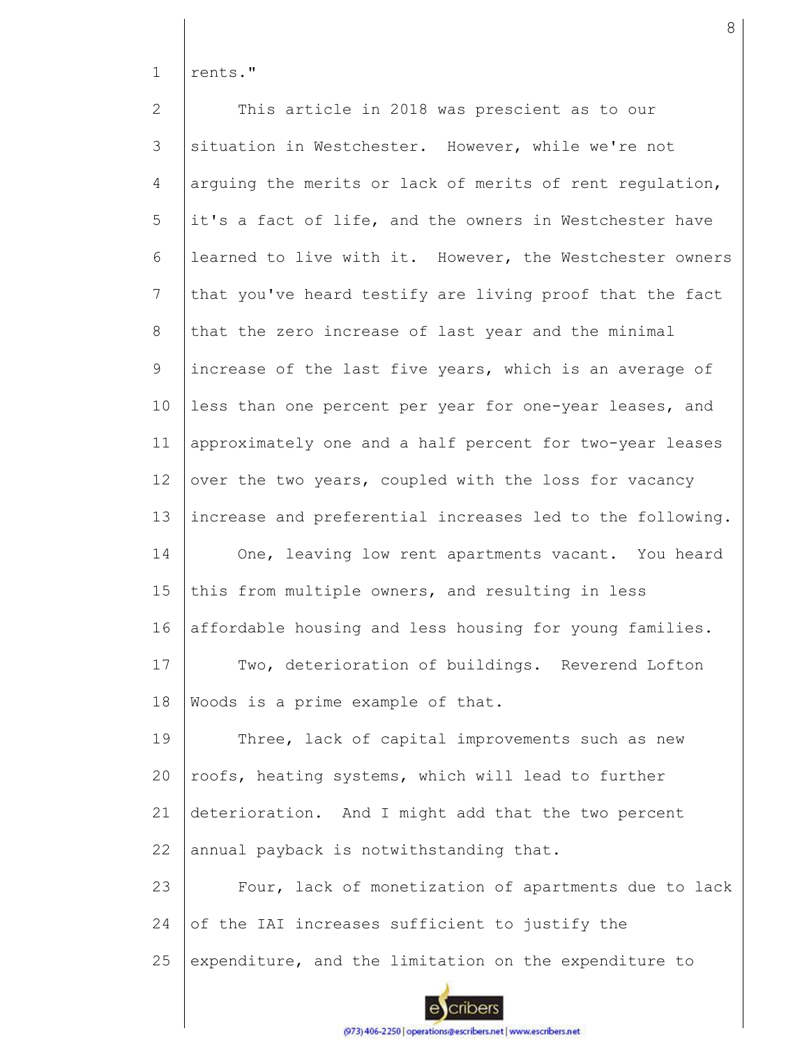rents."

This article in 2018 was prescient as to our situation in Westchester. However, while we're not arguing the merits or lack of merits of rent regulation, it's a fact of life, and the owners in Westchester have learned to live with it. However, the Westchester owners that you've heard testify are living proof that the fact that the zero increase of last year and the minimal increase of the last five years, which is an average of less than one percent per year for one-year leases, and approximately one and a half percent for two-year leases over the two years, coupled with the loss for vacancy increase and preferential increases led to the following.

One, leaving low rent apartments vacant. You heard this from multiple owners, and resulting in less affordable housing and less housing for young families.

Two, deterioration of buildings. Reverend Lofton Woods is a prime example of that.

Three, lack of capital improvements such as new roofs, heating systems, which will lead to further deterioration. And I might add that the two percent annual payback is notwithstanding that.

Four, lack of monetization of apartments due to lack of the IAI increases sufficient to justify the expenditure, and the limitation on the expenditure to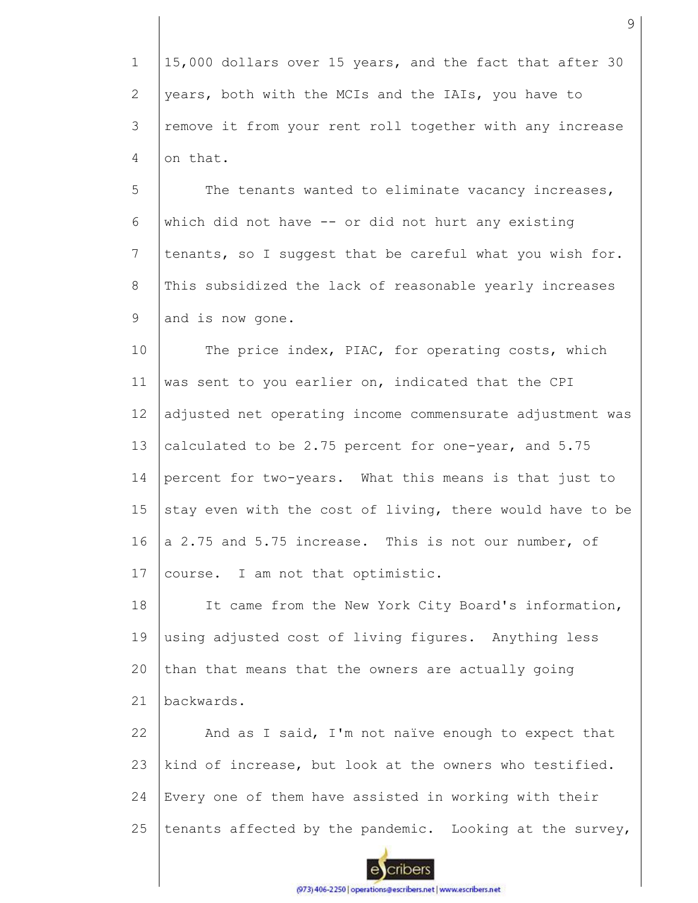15,000 dollars over 15 years, and the fact that after 30 years, both with the MCIs and the IAIs, you have to remove it from your rent roll together with any increase on that.

The tenants wanted to eliminate vacancy increases, which did not have -- or did not hurt any existing tenants, so I suggest that be careful what you wish for. This subsidized the lack of reasonable yearly increases and is now gone.

The price index, PIAC, for operating costs, which was sent to you earlier on, indicated that the CPI adjusted net operating income commensurate adjustment was calculated to be 2.75 percent for one-year, and 5.75 percent for two-years. What this means is that just to stay even with the cost of living, there would have to be a 2.75 and 5.75 increase. This is not our number, of course. I am not that optimistic.

It came from the New York City Board's information, using adjusted cost of living figures. Anything less than that means that the owners are actually going backwards.

And as I said, I'm not naïve enough to expect that kind of increase, but look at the owners who testified. Every one of them have assisted in working with their tenants affected by the pandemic. Looking at the survey,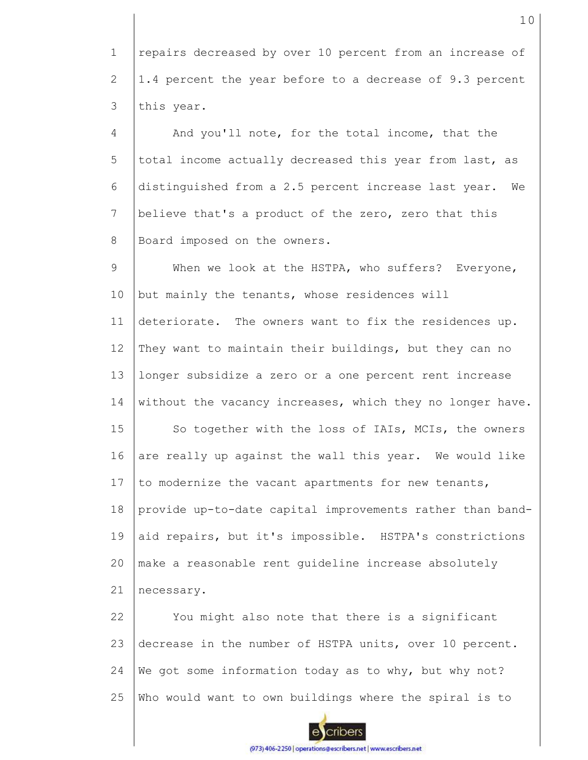repairs decreased by over 10 percent from an increase of 1.4 percent the year before to a decrease of 9.3 percent this year.

And you'll note, for the total income, that the total income actually decreased this year from last, as distinguished from a 2.5 percent increase last year. We believe that's a product of the zero, zero that this Board imposed on the owners.

When we look at the HSTPA, who suffers? Everyone, but mainly the tenants, whose residences will deteriorate. The owners want to fix the residences up. They want to maintain their buildings, but they can no longer subsidize a zero or a one percent rent increase without the vacancy increases, which they no longer have.

So together with the loss of IAIs, MCIs, the owners are really up against the wall this year. We would like to modernize the vacant apartments for new tenants, provide up-to-date capital improvements rather than band-aid repairs, but it's impossible. HSTPA's constrictions make a reasonable rent guideline increase absolutely necessary.

You might also note that there is a significant decrease in the number of HSTPA units, over 10 percent. We got some information today as to why, but why not? Who would want to own buildings where the spiral is to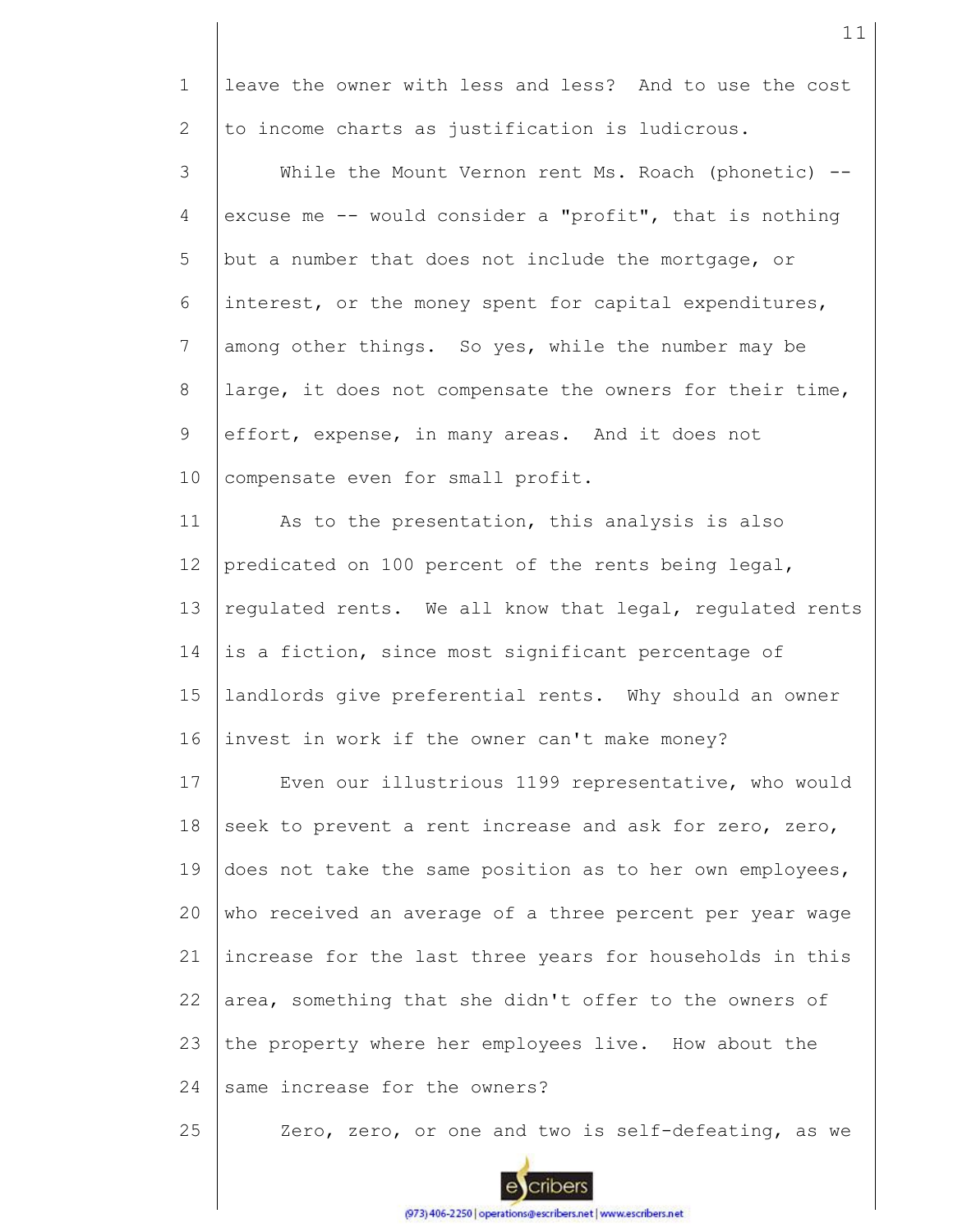leave the owner with less and less? And to use the cost to income charts as justification is ludicrous.

While the Mount Vernon rent Ms. Roach (phonetic) -- excuse me -- would consider a "profit", that is nothing but a number that does not include the mortgage, or interest, or the money spent for capital expenditures, among other things. So yes, while the number may be large, it does not compensate the owners for their time, effort, expense, in many areas. And it does not compensate even for small profit.

As to the presentation, this analysis is also predicated on 100 percent of the rents being legal, regulated rents. We all know that legal, regulated rents is a fiction, since most significant percentage of landlords give preferential rents. Why should an owner invest in work if the owner can't make money?

Even our illustrious 1199 representative, who would seek to prevent a rent increase and ask for zero, zero, does not take the same position as to her own employees, who received an average of a three percent per year wage increase for the last three years for households in this area, something that she didn't offer to the owners of the property where her employees live. How about the same increase for the owners?

Zero, zero, or one and two is self-defeating, as we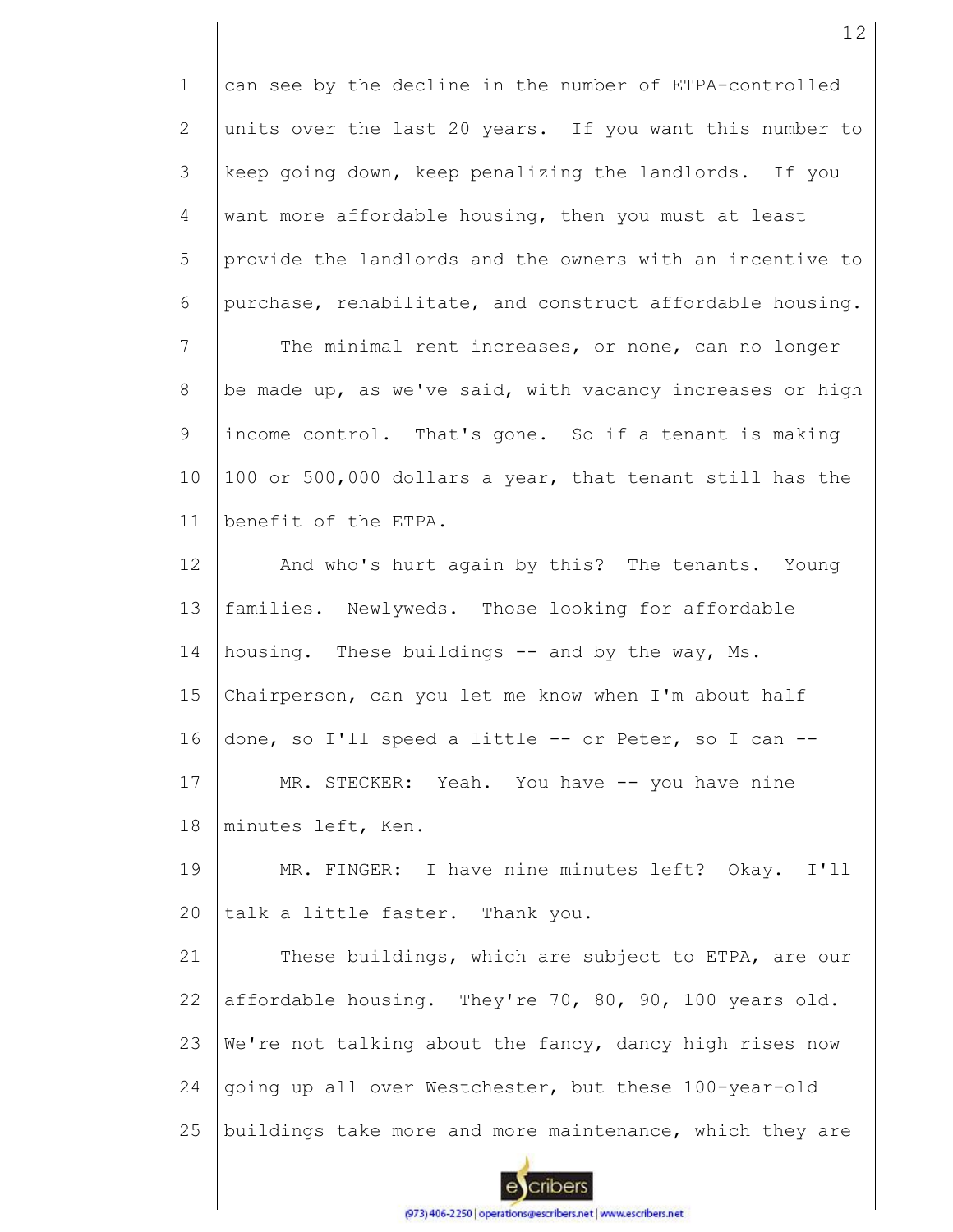can see by the decline in the number of ETPA-controlled units over the last 20 years. If you want this number to keep going down, keep penalizing the landlords. If you want more affordable housing, then you must at least provide the landlords and the owners with an incentive to purchase, rehabilitate, and construct affordable housing.

The minimal rent increases, or none, can no longer be made up, as we've said, with vacancy increases or high income control. That's gone. So if a tenant is making 100 or 500,000 dollars a year, that tenant still has the benefit of the ETPA.

And who's hurt again by this? The tenants. Young families. Newlyweds. Those looking for affordable housing. These buildings -- and by the way, Ms. Chairperson, can you let me know when I'm about half done, so I'll speed a little -- or Peter, so I can --

MR. STECKER: Yeah. You have -- you have nine minutes left, Ken.

MR. FINGER: I have nine minutes left? Okay. I'll talk a little faster. Thank you.

These buildings, which are subject to ETPA, are our affordable housing. They're 70, 80, 90, 100 years old. We're not talking about the fancy, dancy high rises now going up all over Westchester, but these 100-year-old buildings take more and more maintenance, which they are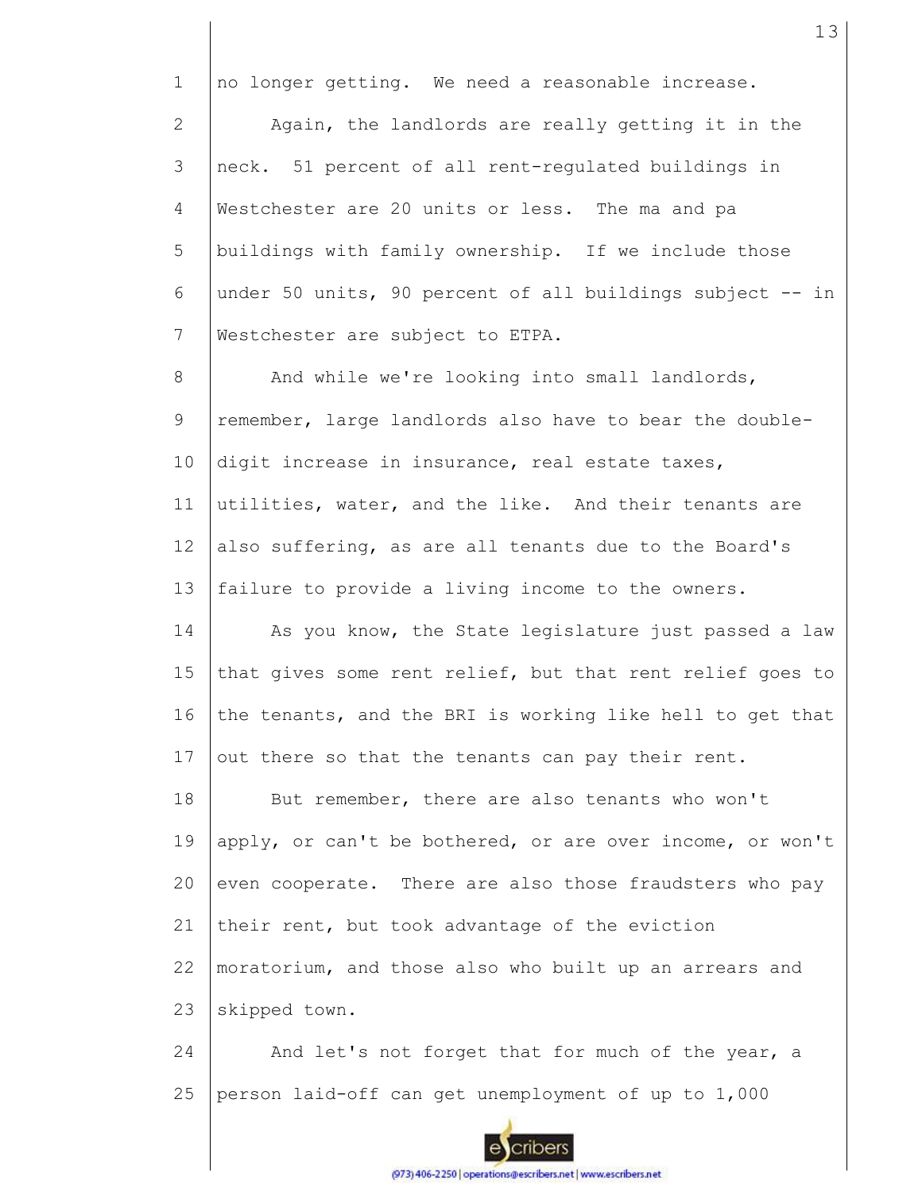no longer getting. We need a reasonable increase.

Again, the landlords are really getting it in the neck. 51 percent of all rent-regulated buildings in Westchester are 20 units or less. The ma and pa buildings with family ownership. If we include those under 50 units, 90 percent of all buildings subject -- in Westchester are subject to ETPA.

And while we're looking into small landlords, remember, large landlords also have to bear the double-digit increase in insurance, real estate taxes, utilities, water, and the like. And their tenants are also suffering, as are all tenants due to the Board's failure to provide a living income to the owners.

As you know, the State legislature just passed a law that gives some rent relief, but that rent relief goes to the tenants, and the BRI is working like hell to get that out there so that the tenants can pay their rent.

But remember, there are also tenants who won't apply, or can't be bothered, or are over income, or won't even cooperate. There are also those fraudsters who pay their rent, but took advantage of the eviction moratorium, and those also who built up an arrears and skipped town.

And let's not forget that for much of the year, a person laid-off can get unemployment of up to 1,000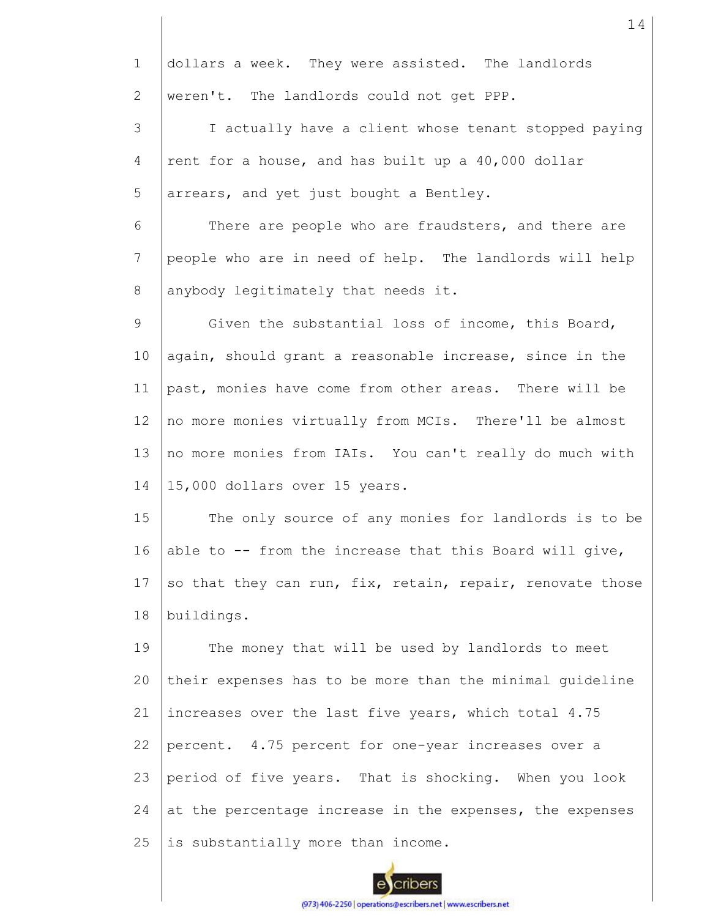dollars a week. They were assisted. The landlords weren't. The landlords could not get PPP.

I actually have a client whose tenant stopped paying rent for a house, and has built up a 40,000 dollar arrears, and yet just bought a Bentley.

There are people who are fraudsters, and there are people who are in need of help. The landlords will help anybody legitimately that needs it.

Given the substantial loss of income, this Board, again, should grant a reasonable increase, since in the past, monies have come from other areas. There will be no more monies virtually from MCIs. There'll be almost no more monies from IAIs. You can't really do much with 15,000 dollars over 15 years.

The only source of any monies for landlords is to be able to -- from the increase that this Board will give, so that they can run, fix, retain, repair, renovate those buildings.

The money that will be used by landlords to meet their expenses has to be more than the minimal guideline increases over the last five years, which total 4.75 percent. 4.75 percent for one-year increases over a period of five years. That is shocking. When you look at the percentage increase in the expenses, the expenses is substantially more than income.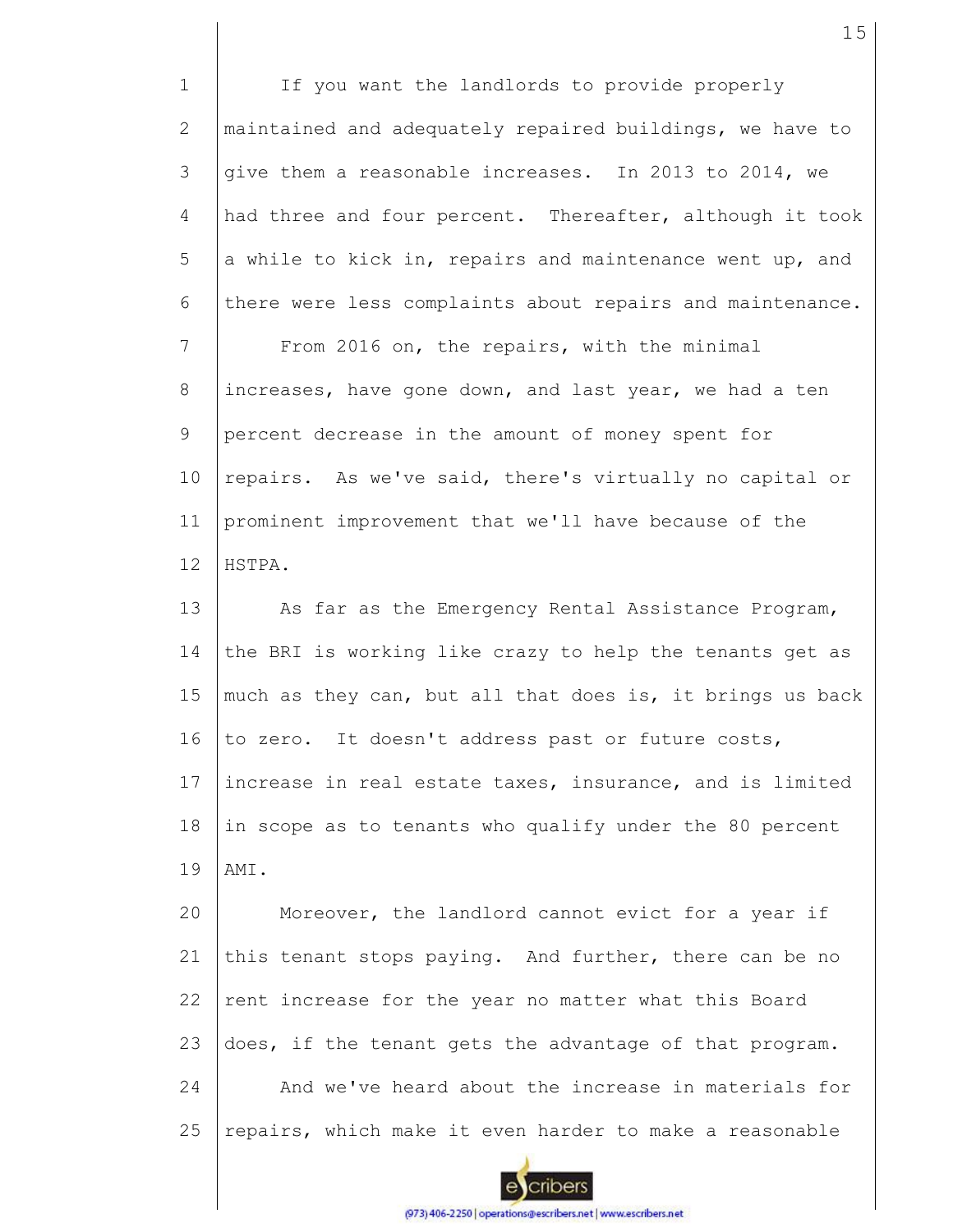If you want the landlords to provide properly maintained and adequately repaired buildings, we have to give them a reasonable increases. In 2013 to 2014, we had three and four percent. Thereafter, although it took a while to kick in, repairs and maintenance went up, and there were less complaints about repairs and maintenance.

From 2016 on, the repairs, with the minimal increases, have gone down, and last year, we had a ten percent decrease in the amount of money spent for repairs. As we've said, there's virtually no capital or prominent improvement that we'll have because of the HSTPA.

As far as the Emergency Rental Assistance Program, the BRI is working like crazy to help the tenants get as much as they can, but all that does is, it brings us back to zero. It doesn't address past or future costs, increase in real estate taxes, insurance, and is limited in scope as to tenants who qualify under the 80 percent AMI.

Moreover, the landlord cannot evict for a year if this tenant stops paying. And further, there can be no rent increase for the year no matter what this Board does, if the tenant gets the advantage of that program.

And we've heard about the increase in materials for repairs, which make it even harder to make a reasonable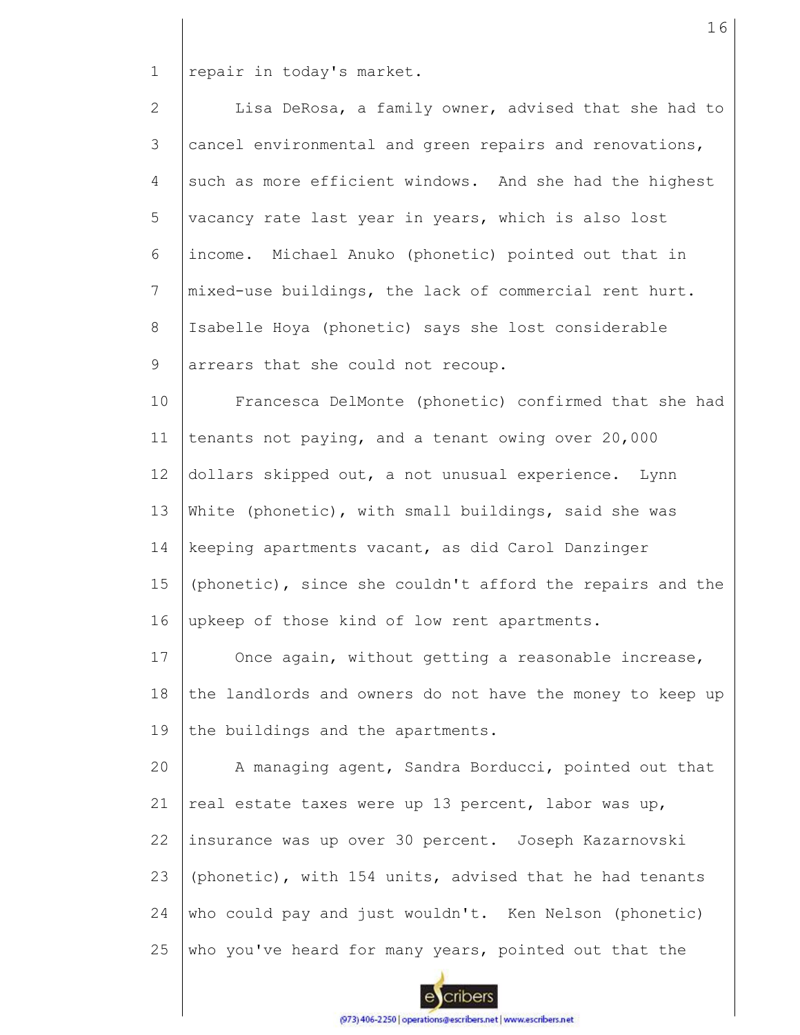repair in today's market.

Lisa DeRosa, a family owner, advised that she had to cancel environmental and green repairs and renovations, such as more efficient windows. And she had the highest vacancy rate last year in years, which is also lost income. Michael Anuko (phonetic) pointed out that in mixed-use buildings, the lack of commercial rent hurt. Isabelle Hoya (phonetic) says she lost considerable arrears that she could not recoup.

Francesca DelMonte (phonetic) confirmed that she had tenants not paying, and a tenant owing over 20,000 dollars skipped out, a not unusual experience. Lynn White (phonetic), with small buildings, said she was keeping apartments vacant, as did Carol Danzinger (phonetic), since she couldn't afford the repairs and the upkeep of those kind of low rent apartments.

Once again, without getting a reasonable increase, the landlords and owners do not have the money to keep up the buildings and the apartments.

A managing agent, Sandra Borducci, pointed out that real estate taxes were up 13 percent, labor was up, insurance was up over 30 percent. Joseph Kazarnovski (phonetic), with 154 units, advised that he had tenants who could pay and just wouldn't. Ken Nelson (phonetic) who you've heard for many years, pointed out that the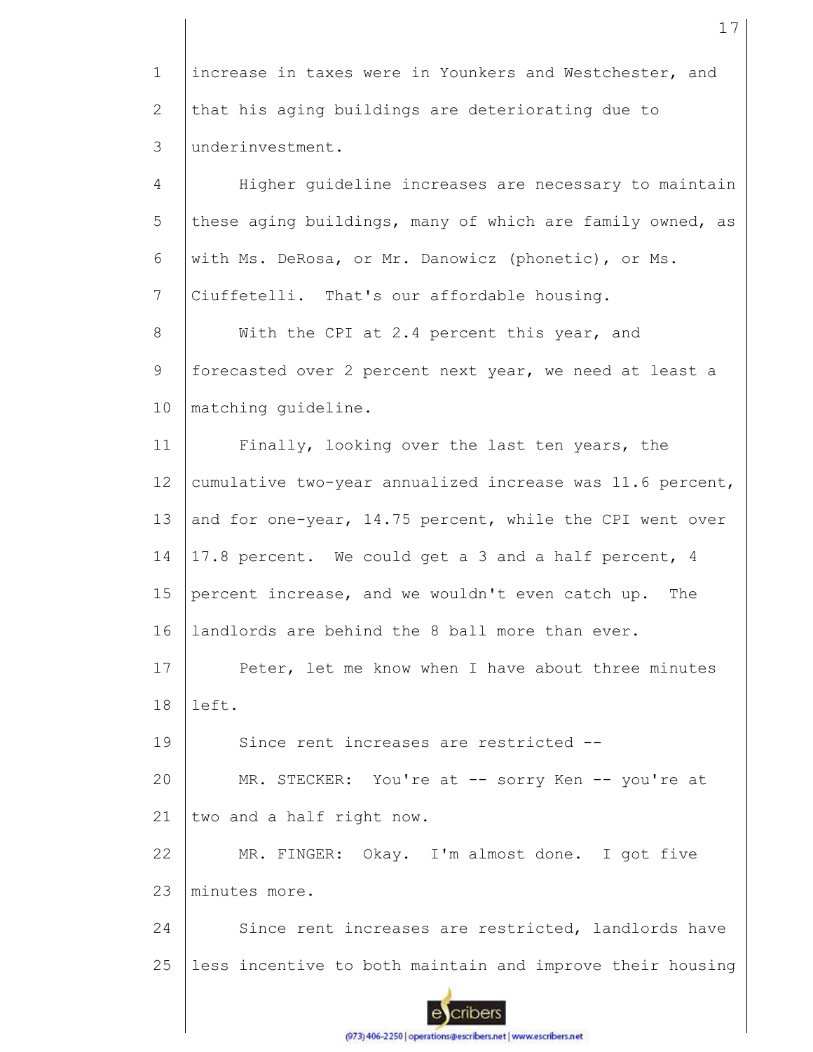increase in taxes were in Younkers and Westchester, and that his aging buildings are deteriorating due to underinvestment.

Higher guideline increases are necessary to maintain these aging buildings, many of which are family owned, as with Ms. DeRosa, or Mr. Danowicz (phonetic), or Ms. Ciuffetelli. That's our affordable housing.

With the CPI at 2.4 percent this year, and forecasted over 2 percent next year, we need at least a matching guideline.

Finally, looking over the last ten years, the cumulative two-year annualized increase was 11.6 percent, and for one-year, 14.75 percent, while the CPI went over 17.8 percent. We could get a 3 and a half percent, 4 percent increase, and we wouldn't even catch up. The landlords are behind the 8 ball more than ever.

Peter, let me know when I have about three minutes left.

Since rent increases are restricted --

MR. STECKER: You're at -- sorry Ken -- you're at two and a half right now.

MR. FINGER: Okay. I'm almost done. I got five minutes more.

Since rent increases are restricted, landlords have less incentive to both maintain and improve their housing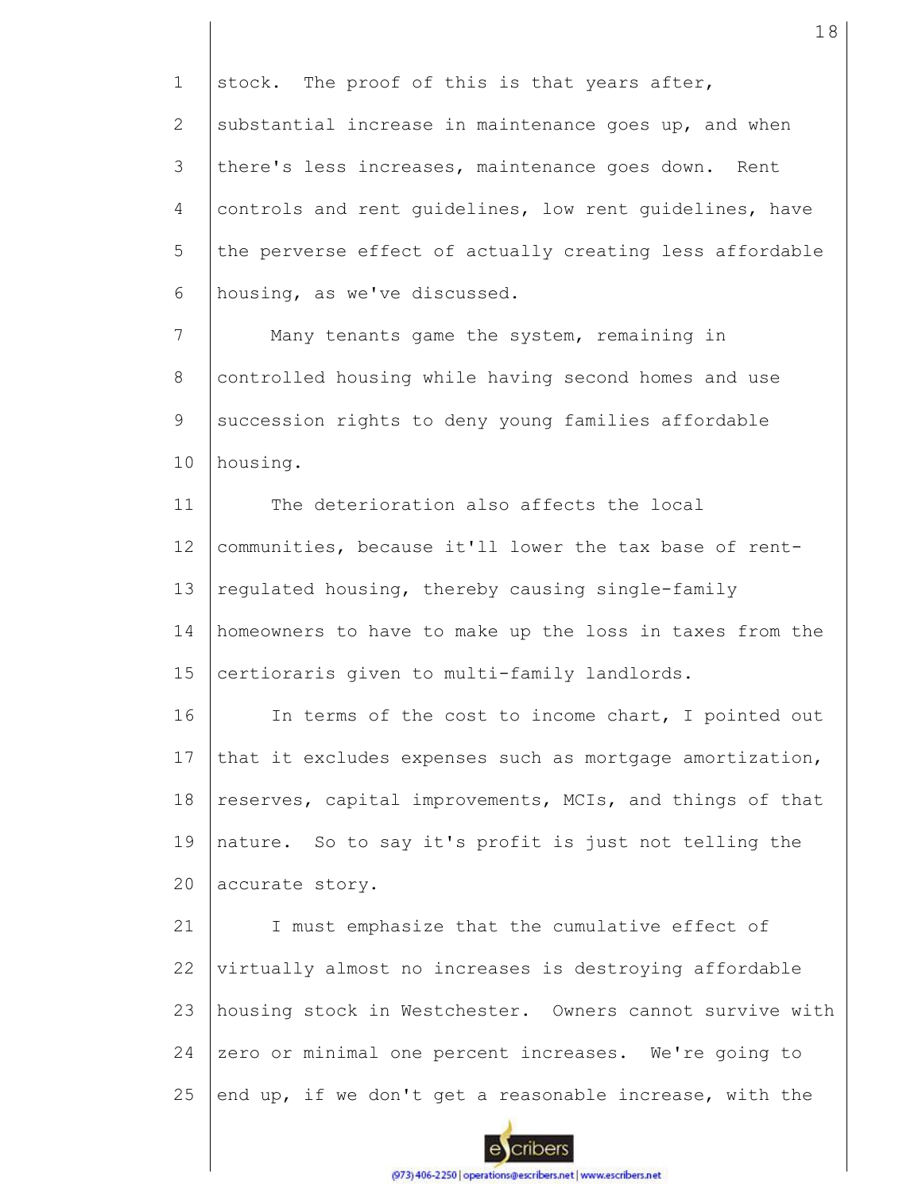stock. The proof of this is that years after, substantial increase in maintenance goes up, and when there's less increases, maintenance goes down. Rent controls and rent guidelines, low rent guidelines, have the perverse effect of actually creating less affordable housing, as we've discussed.

Many tenants game the system, remaining in controlled housing while having second homes and use succession rights to deny young families affordable housing.

The deterioration also affects the local communities, because it'll lower the tax base of rent-regulated housing, thereby causing single-family homeowners to have to make up the loss in taxes from the certioraris given to multi-family landlords.

In terms of the cost to income chart, I pointed out that it excludes expenses such as mortgage amortization, reserves, capital improvements, MCIs, and things of that nature. So to say it's profit is just not telling the accurate story.

I must emphasize that the cumulative effect of virtually almost no increases is destroying affordable housing stock in Westchester. Owners cannot survive with zero or minimal one percent increases. We're going to end up, if we don't get a reasonable increase, with the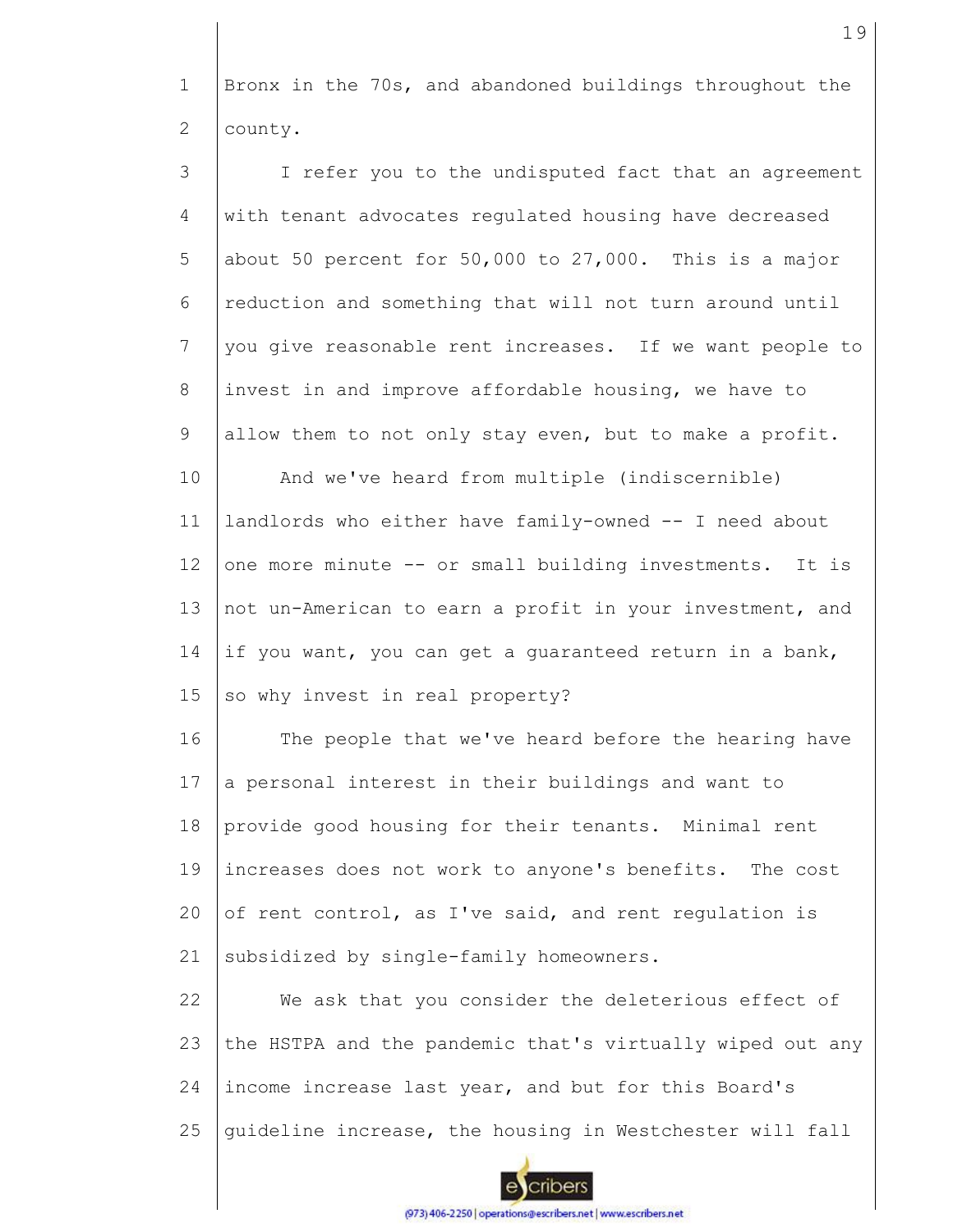Bronx in the 70s, and abandoned buildings throughout the county.

I refer you to the undisputed fact that an agreement with tenant advocates regulated housing have decreased about 50 percent for 50,000 to 27,000. This is a major reduction and something that will not turn around until you give reasonable rent increases. If we want people to invest in and improve affordable housing, we have to allow them to not only stay even, but to make a profit.

And we've heard from multiple (indiscernible) landlords who either have family-owned -- I need about one more minute -- or small building investments. It is not un-American to earn a profit in your investment, and if you want, you can get a guaranteed return in a bank, so why invest in real property?

The people that we've heard before the hearing have a personal interest in their buildings and want to provide good housing for their tenants. Minimal rent increases does not work to anyone's benefits. The cost of rent control, as I've said, and rent regulation is subsidized by single-family homeowners.

We ask that you consider the deleterious effect of the HSTPA and the pandemic that's virtually wiped out any income increase last year, and but for this Board's guideline increase, the housing in Westchester will fall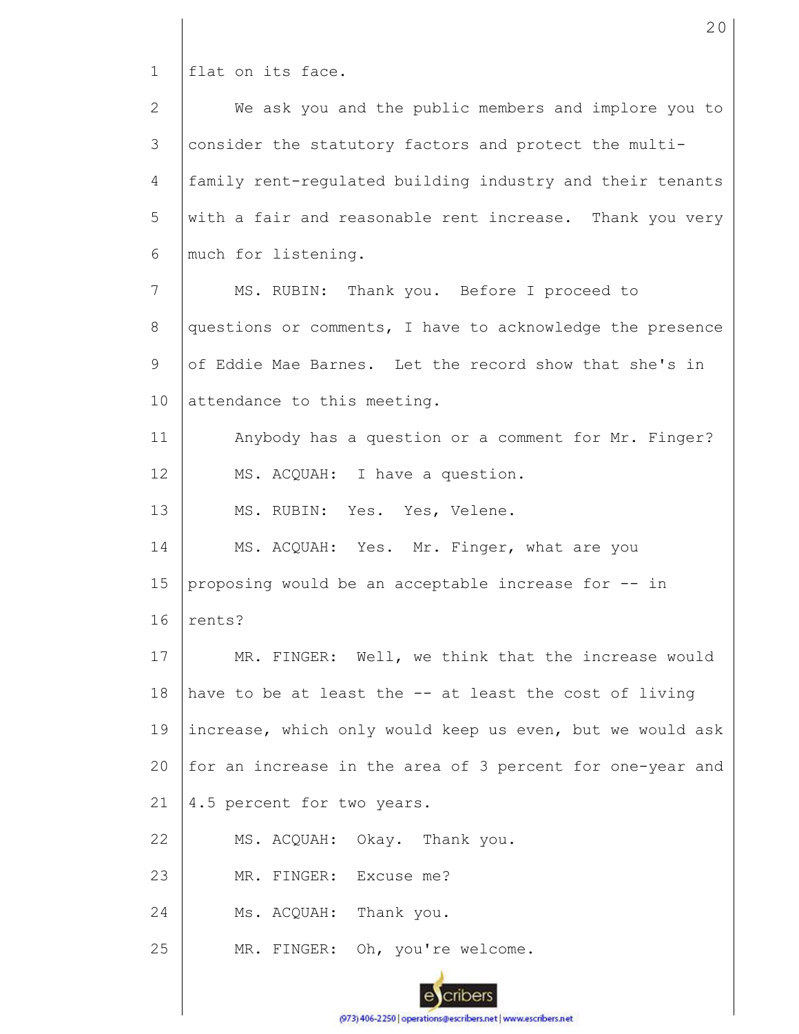flat on its face.

We ask you and the public members and implore you to consider the statutory factors and protect the multi-family rent-regulated building industry and their tenants with a fair and reasonable rent increase. Thank you very much for listening.

MS. RUBIN: Thank you. Before I proceed to questions or comments, I have to acknowledge the presence of Eddie Mae Barnes. Let the record show that she's in attendance to this meeting.

Anybody has a question or a comment for Mr. Finger?

MS. ACQUAH: I have a question.

MS. RUBIN: Yes. Yes, Velene.

MS. ACQUAH: Yes. Mr. Finger, what are you proposing would be an acceptable increase for -- in rents?

MR. FINGER: Well, we think that the increase would have to be at least the -- at least the cost of living increase, which only would keep us even, but we would ask for an increase in the area of 3 percent for one-year and 4.5 percent for two years.

MS. ACQUAH: Okay. Thank you.

MR. FINGER: Excuse me?

Ms. ACQUAH: Thank you.

MR. FINGER: Oh, you're welcome.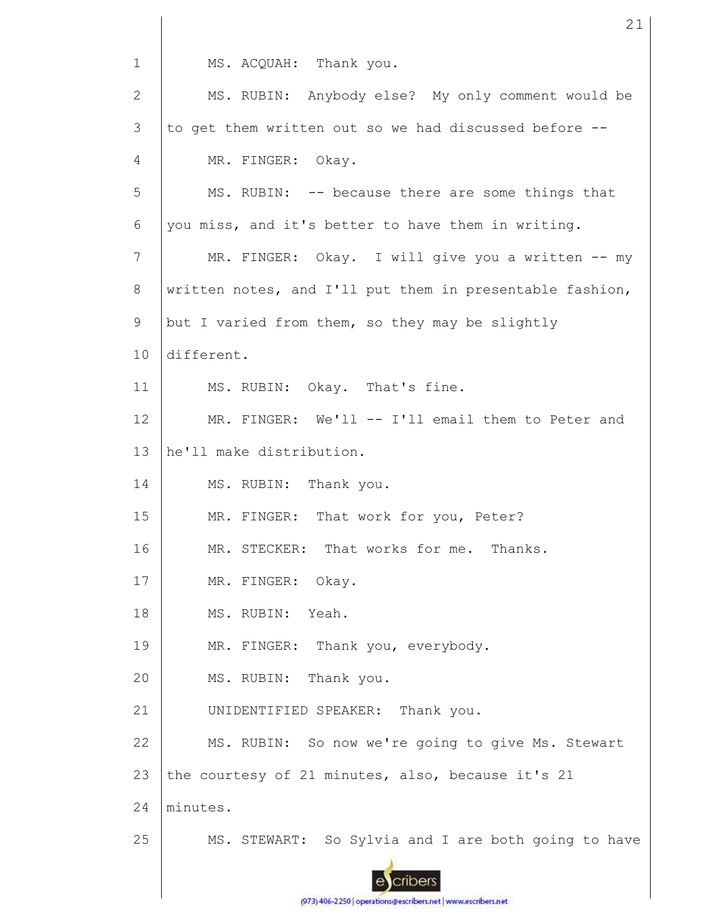MS. ACQUAH: Thank you.

MS. RUBIN: Anybody else? My only comment would be to get them written out so we had discussed before --

MR. FINGER: Okay.

MS. RUBIN: -- because there are some things that you miss, and it's better to have them in writing.

MR. FINGER: Okay. I will give you a written -- my written notes, and I'll put them in presentable fashion, but I varied from them, so they may be slightly different.

MS. RUBIN: Okay. That's fine.

MR. FINGER: We'll -- I'll email them to Peter and he'll make distribution.

MS. RUBIN: Thank you.

MR. FINGER: That work for you, Peter?

MR. STECKER: That works for me. Thanks.

MR. FINGER: Okay.

MS. RUBIN: Yeah.

MR. FINGER: Thank you, everybody.

MS. RUBIN: Thank you.

UNIDENTIFIED SPEAKER: Thank you.

MS. RUBIN: So now we're going to give Ms. Stewart the courtesy of 21 minutes, also, because it's 21 minutes.

MS. STEWART: So Sylvia and I are both going to have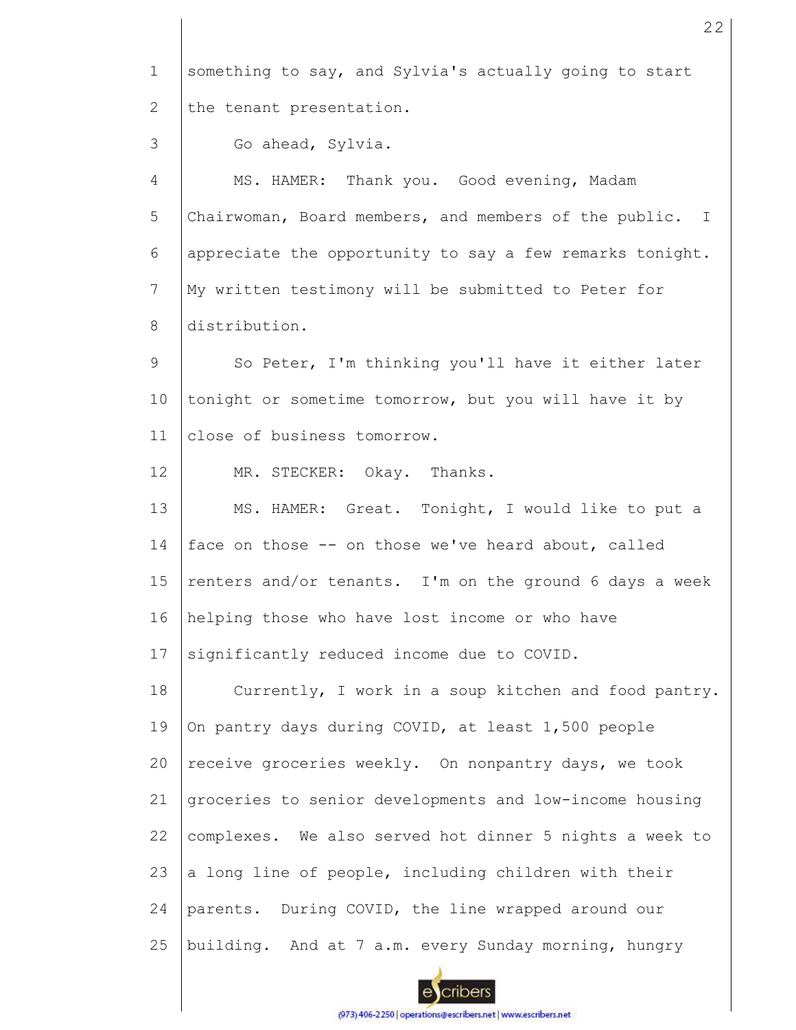something to say, and Sylvia's actually going to start the tenant presentation.

Go ahead, Sylvia.

MS. HAMER: Thank you. Good evening, Madam Chairwoman, Board members, and members of the public. I appreciate the opportunity to say a few remarks tonight. My written testimony will be submitted to Peter for distribution.

So Peter, I'm thinking you'll have it either later tonight or sometime tomorrow, but you will have it by close of business tomorrow.

MR. STECKER: Okay. Thanks.

MS. HAMER: Great. Tonight, I would like to put a face on those -- on those we've heard about, called renters and/or tenants. I'm on the ground 6 days a week helping those who have lost income or who have significantly reduced income due to COVID.

Currently, I work in a soup kitchen and food pantry. On pantry days during COVID, at least 1,500 people receive groceries weekly. On nonpantry days, we took groceries to senior developments and low-income housing complexes. We also served hot dinner 5 nights a week to a long line of people, including children with their parents. During COVID, the line wrapped around our building. And at 7 a.m. every Sunday morning, hungry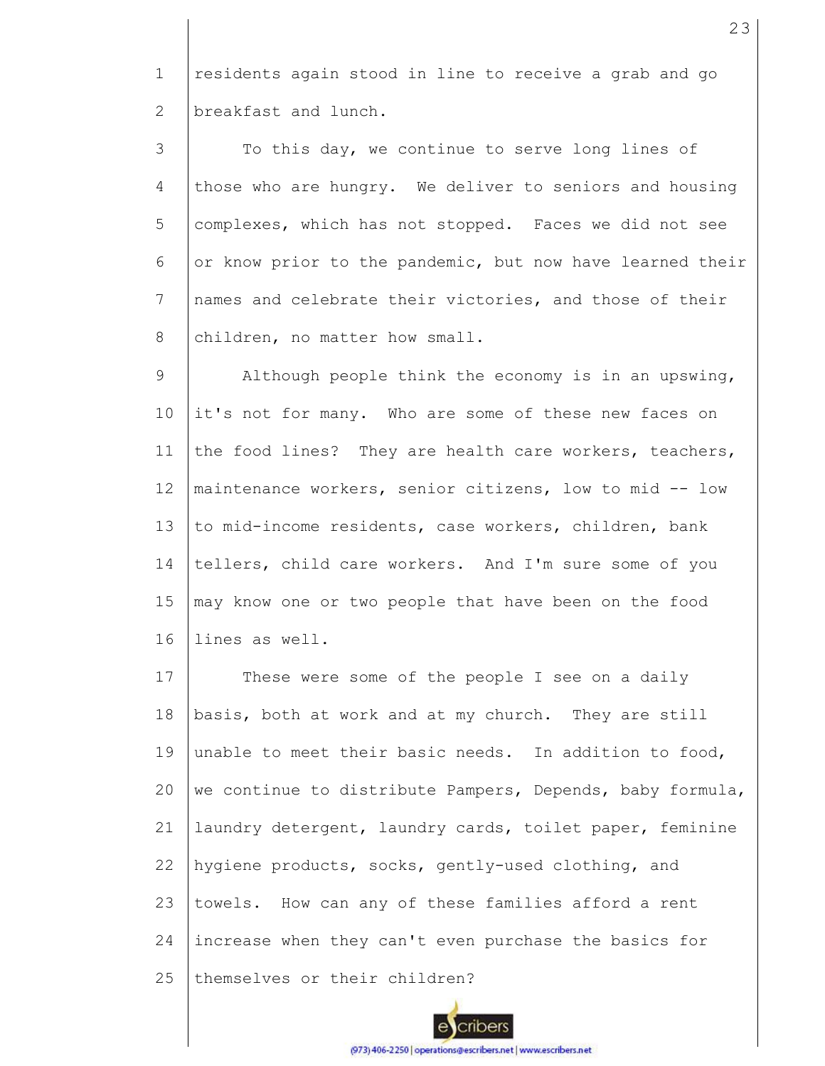residents again stood in line to receive a grab and go breakfast and lunch.

To this day, we continue to serve long lines of those who are hungry. We deliver to seniors and housing complexes, which has not stopped. Faces we did not see or know prior to the pandemic, but now have learned their names and celebrate their victories, and those of their children, no matter how small.

Although people think the economy is in an upswing, it's not for many. Who are some of these new faces on the food lines? They are health care workers, teachers, maintenance workers, senior citizens, low to mid -- low to mid-income residents, case workers, children, bank tellers, child care workers. And I'm sure some of you may know one or two people that have been on the food lines as well.

These were some of the people I see on a daily basis, both at work and at my church. They are still unable to meet their basic needs. In addition to food, we continue to distribute Pampers, Depends, baby formula, laundry detergent, laundry cards, toilet paper, feminine hygiene products, socks, gently-used clothing, and towels. How can any of these families afford a rent increase when they can't even purchase the basics for themselves or their children?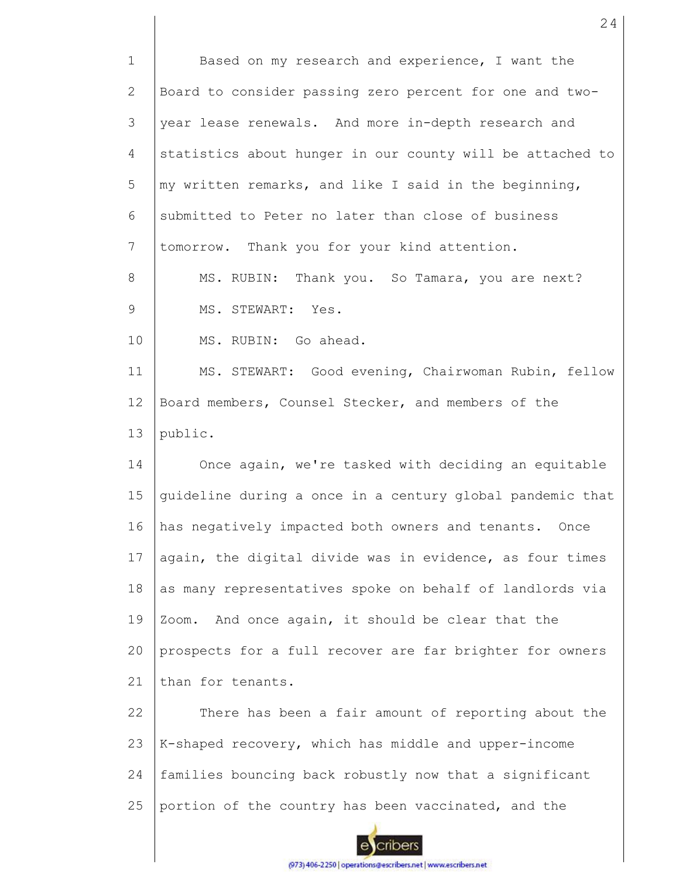Based on my research and experience, I want the Board to consider passing zero percent for one and two-year lease renewals. And more in-depth research and statistics about hunger in our county will be attached to my written remarks, and like I said in the beginning, submitted to Peter no later than close of business tomorrow. Thank you for your kind attention.

MS. RUBIN: Thank you. So Tamara, you are next?

MS. STEWART: Yes.

MS. RUBIN: Go ahead.

MS. STEWART: Good evening, Chairwoman Rubin, fellow Board members, Counsel Stecker, and members of the public.

Once again, we're tasked with deciding an equitable guideline during a once in a century global pandemic that has negatively impacted both owners and tenants. Once again, the digital divide was in evidence, as four times as many representatives spoke on behalf of landlords via Zoom. And once again, it should be clear that the prospects for a full recover are far brighter for owners than for tenants.

There has been a fair amount of reporting about the K-shaped recovery, which has middle and upper-income families bouncing back robustly now that a significant portion of the country has been vaccinated, and the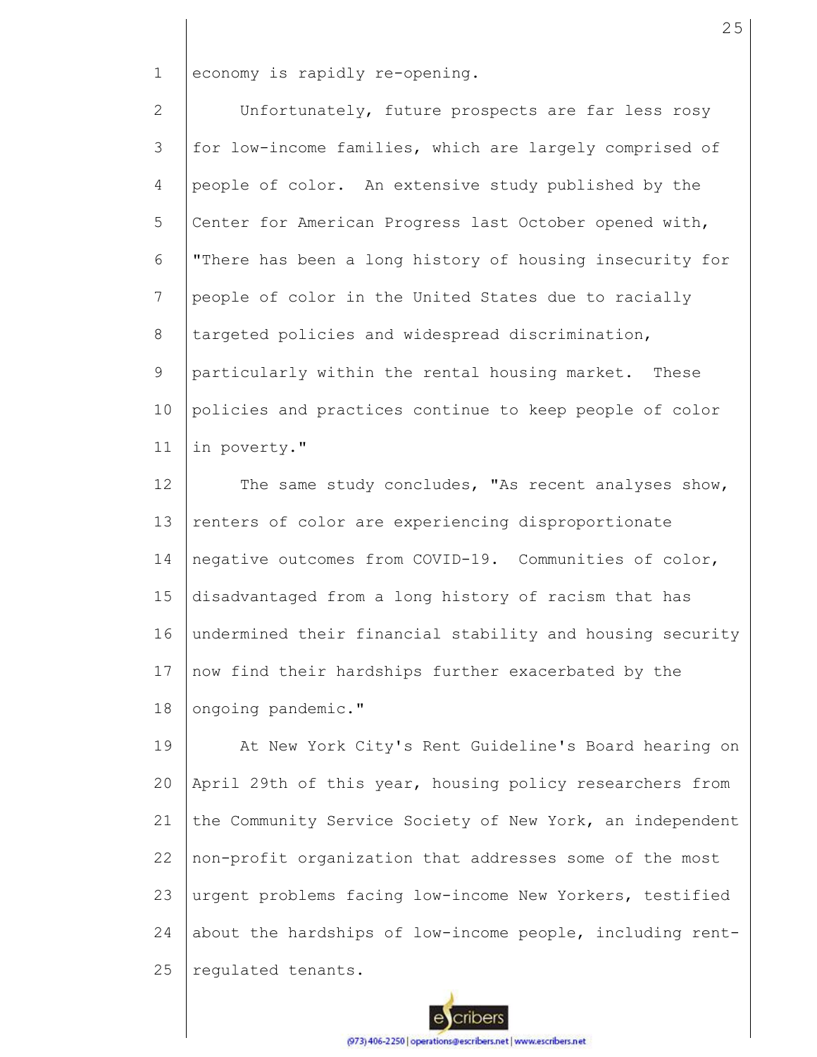economy is rapidly re-opening.

Unfortunately, future prospects are far less rosy for low-income families, which are largely comprised of people of color. An extensive study published by the Center for American Progress last October opened with, "There has been a long history of housing insecurity for people of color in the United States due to racially targeted policies and widespread discrimination, particularly within the rental housing market. These policies and practices continue to keep people of color in poverty."

The same study concludes, "As recent analyses show, renters of color are experiencing disproportionate negative outcomes from COVID-19. Communities of color, disadvantaged from a long history of racism that has undermined their financial stability and housing security now find their hardships further exacerbated by the ongoing pandemic."

At New York City's Rent Guideline's Board hearing on April 29th of this year, housing policy researchers from the Community Service Society of New York, an independent non-profit organization that addresses some of the most urgent problems facing low-income New Yorkers, testified about the hardships of low-income people, including rent-regulated tenants.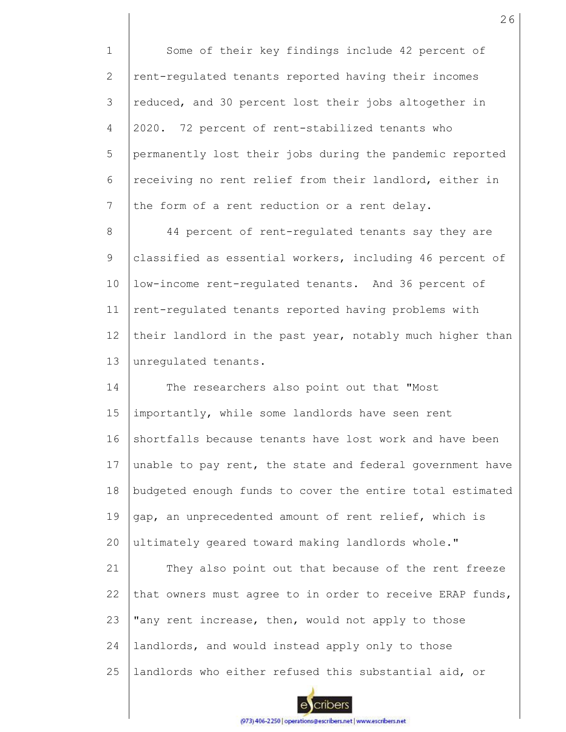Some of their key findings include 42 percent of rent-regulated tenants reported having their incomes reduced, and 30 percent lost their jobs altogether in 2020. 72 percent of rent-stabilized tenants who permanently lost their jobs during the pandemic reported receiving no rent relief from their landlord, either in the form of a rent reduction or a rent delay.

44 percent of rent-regulated tenants say they are classified as essential workers, including 46 percent of low-income rent-regulated tenants. And 36 percent of rent-regulated tenants reported having problems with their landlord in the past year, notably much higher than unregulated tenants.

The researchers also point out that "Most importantly, while some landlords have seen rent shortfalls because tenants have lost work and have been unable to pay rent, the state and federal government have budgeted enough funds to cover the entire total estimated gap, an unprecedented amount of rent relief, which is ultimately geared toward making landlords whole."

They also point out that because of the rent freeze that owners must agree to in order to receive ERAP funds, "any rent increase, then, would not apply to those landlords, and would instead apply only to those landlords who either refused this substantial aid, or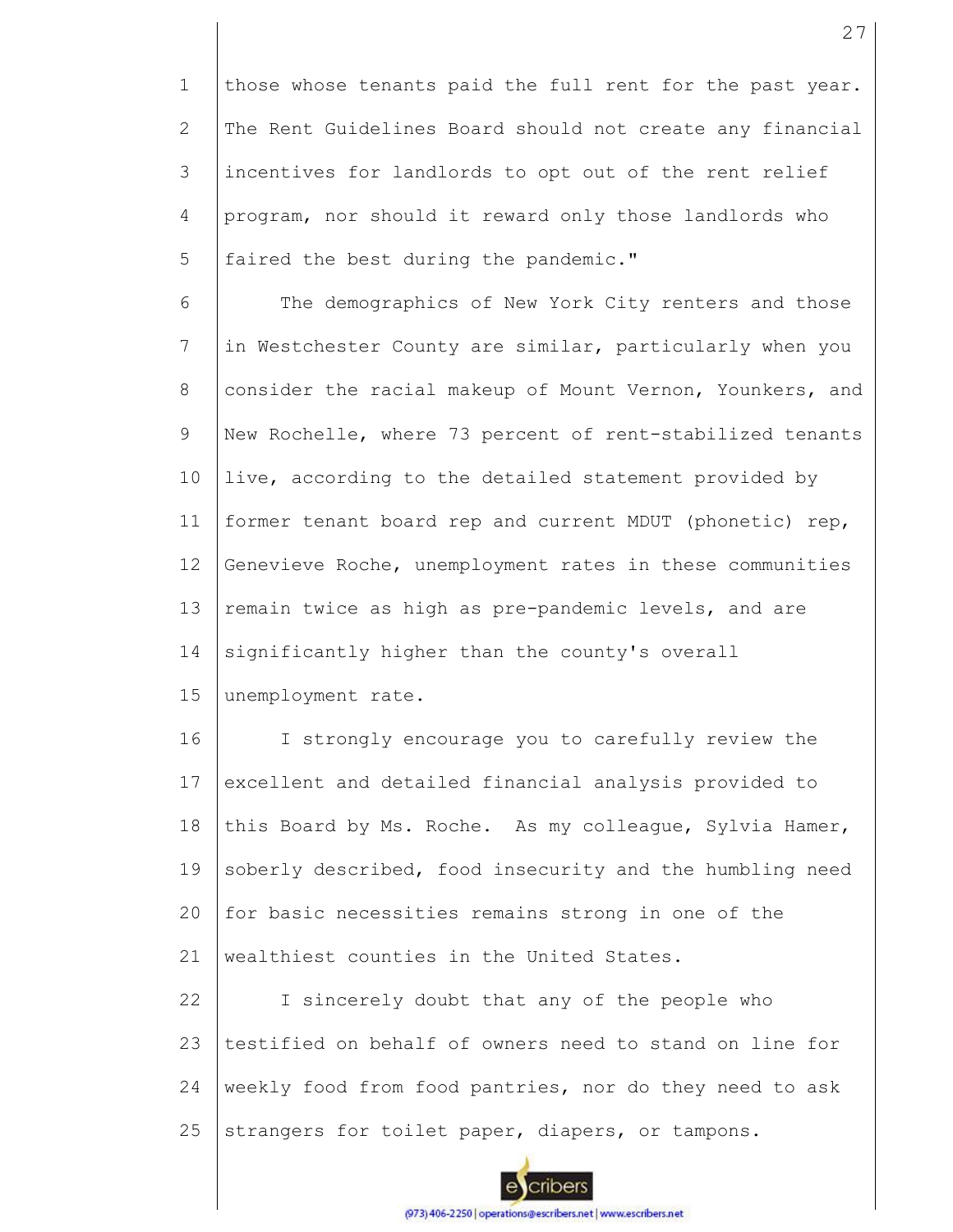those whose tenants paid the full rent for the past year. The Rent Guidelines Board should not create any financial incentives for landlords to opt out of the rent relief program, nor should it reward only those landlords who faired the best during the pandemic."

The demographics of New York City renters and those in Westchester County are similar, particularly when you consider the racial makeup of Mount Vernon, Younkers, and New Rochelle, where 73 percent of rent-stabilized tenants live, according to the detailed statement provided by former tenant board rep and current MDUT (phonetic) rep, Genevieve Roche, unemployment rates in these communities remain twice as high as pre-pandemic levels, and are significantly higher than the county's overall unemployment rate.

I strongly encourage you to carefully review the excellent and detailed financial analysis provided to this Board by Ms. Roche. As my colleague, Sylvia Hamer, soberly described, food insecurity and the humbling need for basic necessities remains strong in one of the wealthiest counties in the United States.

I sincerely doubt that any of the people who testified on behalf of owners need to stand on line for weekly food from food pantries, nor do they need to ask strangers for toilet paper, diapers, or tampons.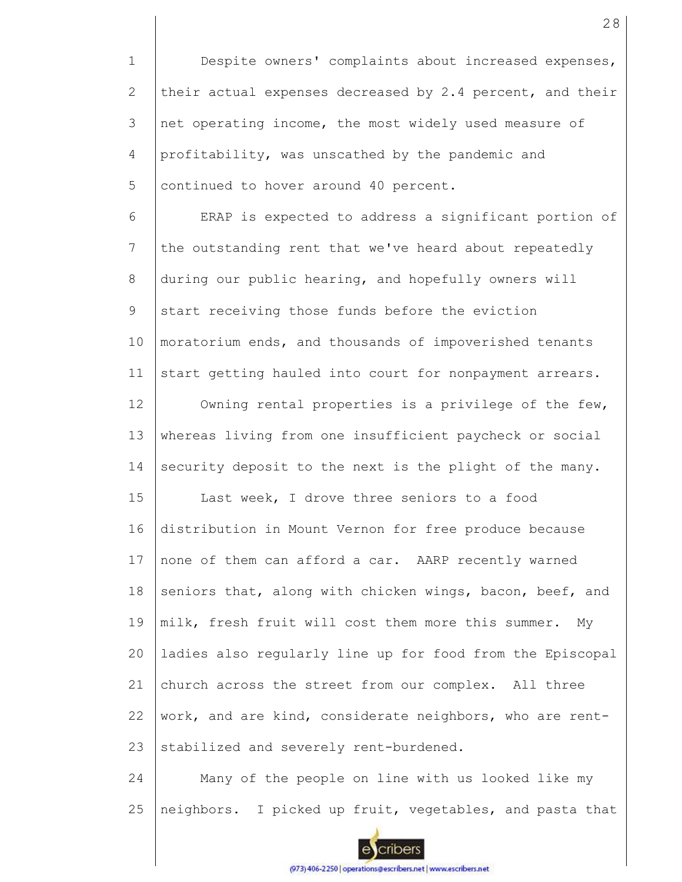Despite owners' complaints about increased expenses, their actual expenses decreased by 2.4 percent, and their net operating income, the most widely used measure of profitability, was unscathed by the pandemic and continued to hover around 40 percent.

ERAP is expected to address a significant portion of the outstanding rent that we've heard about repeatedly during our public hearing, and hopefully owners will start receiving those funds before the eviction moratorium ends, and thousands of impoverished tenants start getting hauled into court for nonpayment arrears.

Owning rental properties is a privilege of the few, whereas living from one insufficient paycheck or social security deposit to the next is the plight of the many.

Last week, I drove three seniors to a food distribution in Mount Vernon for free produce because none of them can afford a car. AARP recently warned seniors that, along with chicken wings, bacon, beef, and milk, fresh fruit will cost them more this summer. My ladies also regularly line up for food from the Episcopal church across the street from our complex. All three work, and are kind, considerate neighbors, who are rent-stabilized and severely rent-burdened.

Many of the people on line with us looked like my neighbors. I picked up fruit, vegetables, and pasta that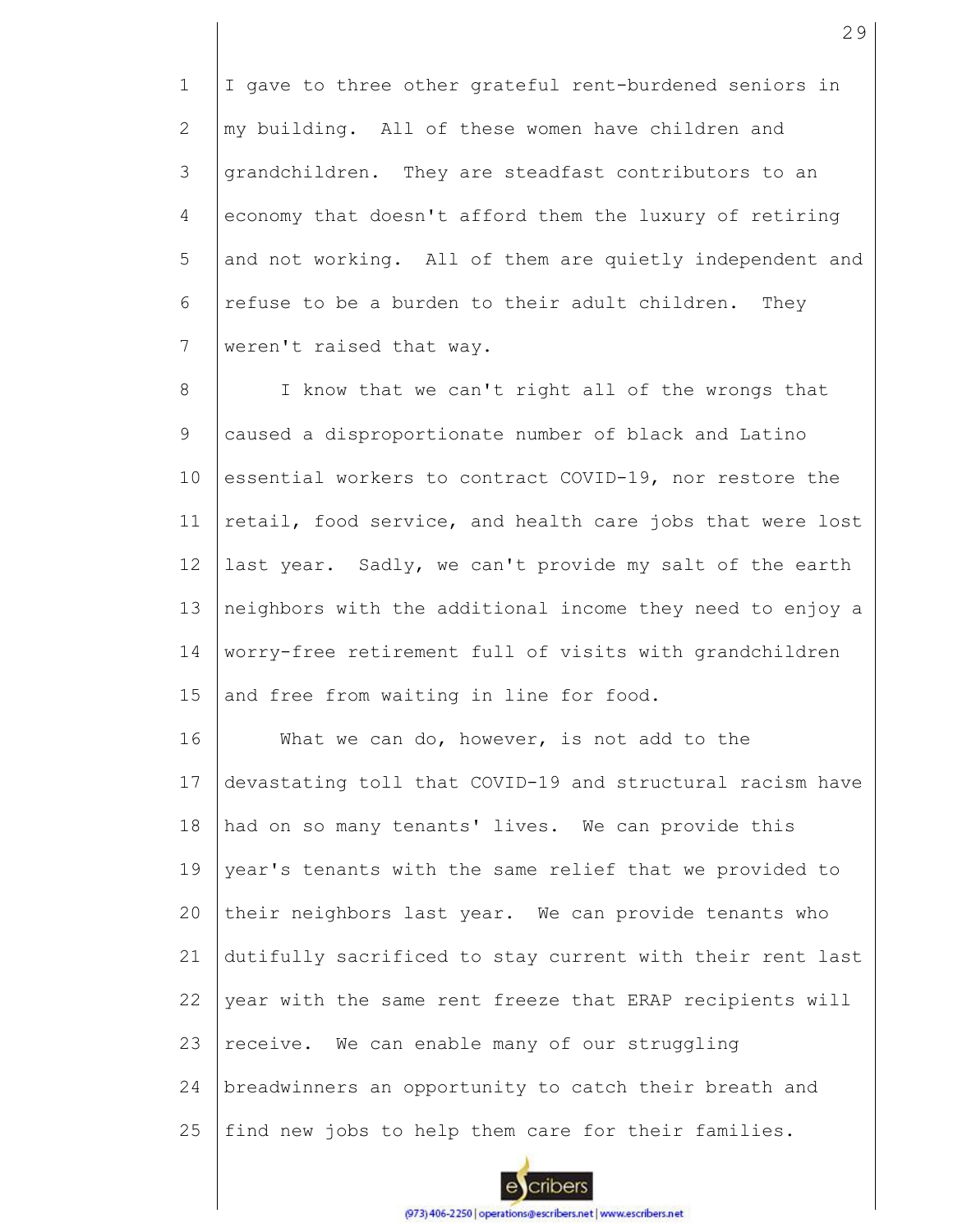I gave to three other grateful rent-burdened seniors in my building. All of these women have children and grandchildren. They are steadfast contributors to an economy that doesn't afford them the luxury of retiring and not working. All of them are quietly independent and refuse to be a burden to their adult children. They weren't raised that way.

I know that we can't right all of the wrongs that caused a disproportionate number of black and Latino essential workers to contract COVID-19, nor restore the retail, food service, and health care jobs that were lost last year. Sadly, we can't provide my salt of the earth neighbors with the additional income they need to enjoy a worry-free retirement full of visits with grandchildren and free from waiting in line for food.

What we can do, however, is not add to the devastating toll that COVID-19 and structural racism have had on so many tenants' lives. We can provide this year's tenants with the same relief that we provided to their neighbors last year. We can provide tenants who dutifully sacrificed to stay current with their rent last year with the same rent freeze that ERAP recipients will receive. We can enable many of our struggling breadwinners an opportunity to catch their breath and find new jobs to help them care for their families.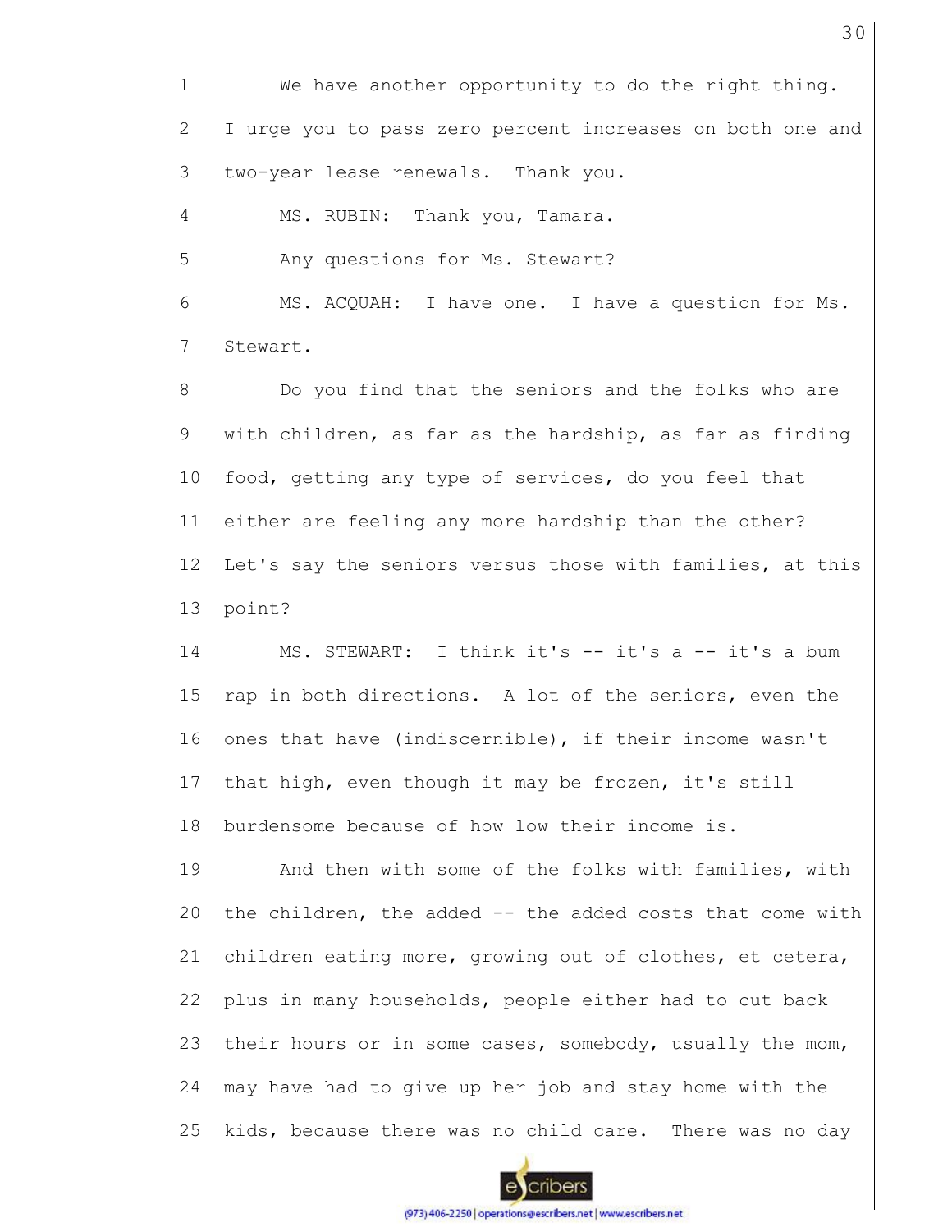We have another opportunity to do the right thing. I urge you to pass zero percent increases on both one and two-year lease renewals. Thank you.

MS. RUBIN: Thank you, Tamara.

Any questions for Ms. Stewart?

MS. ACQUAH: I have one. I have a question for Ms. Stewart.

Do you find that the seniors and the folks who are with children, as far as the hardship, as far as finding food, getting any type of services, do you feel that either are feeling any more hardship than the other? Let's say the seniors versus those with families, at this point?

MS. STEWART: I think it's -- it's a -- it's a bum rap in both directions. A lot of the seniors, even the ones that have (indiscernible), if their income wasn't that high, even though it may be frozen, it's still burdensome because of how low their income is.

And then with some of the folks with families, with the children, the added -- the added costs that come with children eating more, growing out of clothes, et cetera, plus in many households, people either had to cut back their hours or in some cases, somebody, usually the mom, may have had to give up her job and stay home with the kids, because there was no child care. There was no day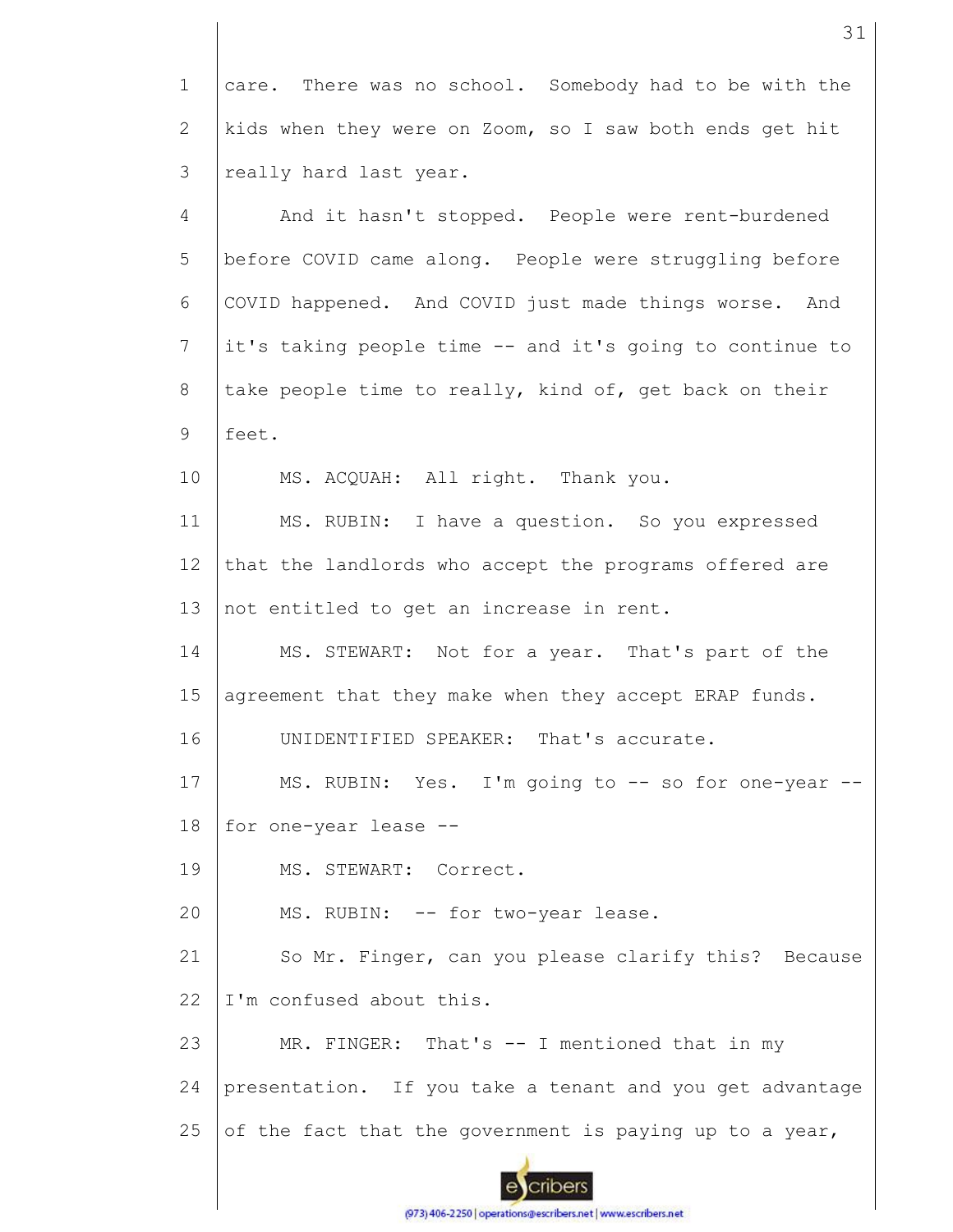care. There was no school. Somebody had to be with the kids when they were on Zoom, so I saw both ends get hit really hard last year.

And it hasn't stopped. People were rent-burdened before COVID came along. People were struggling before COVID happened. And COVID just made things worse. And it's taking people time -- and it's going to continue to take people time to really, kind of, get back on their feet.

MS. ACQUAH: All right. Thank you.

MS. RUBIN: I have a question. So you expressed that the landlords who accept the programs offered are not entitled to get an increase in rent.

MS. STEWART: Not for a year. That's part of the agreement that they make when they accept ERAP funds.

UNIDENTIFIED SPEAKER: That's accurate.

MS. RUBIN: Yes. I'm going to -- so for one-year -- for one-year lease --

MS. STEWART: Correct.

MS. RUBIN: -- for two-year lease.

So Mr. Finger, can you please clarify this? Because I'm confused about this.

MR. FINGER: That's -- I mentioned that in my presentation. If you take a tenant and you get advantage of the fact that the government is paying up to a year,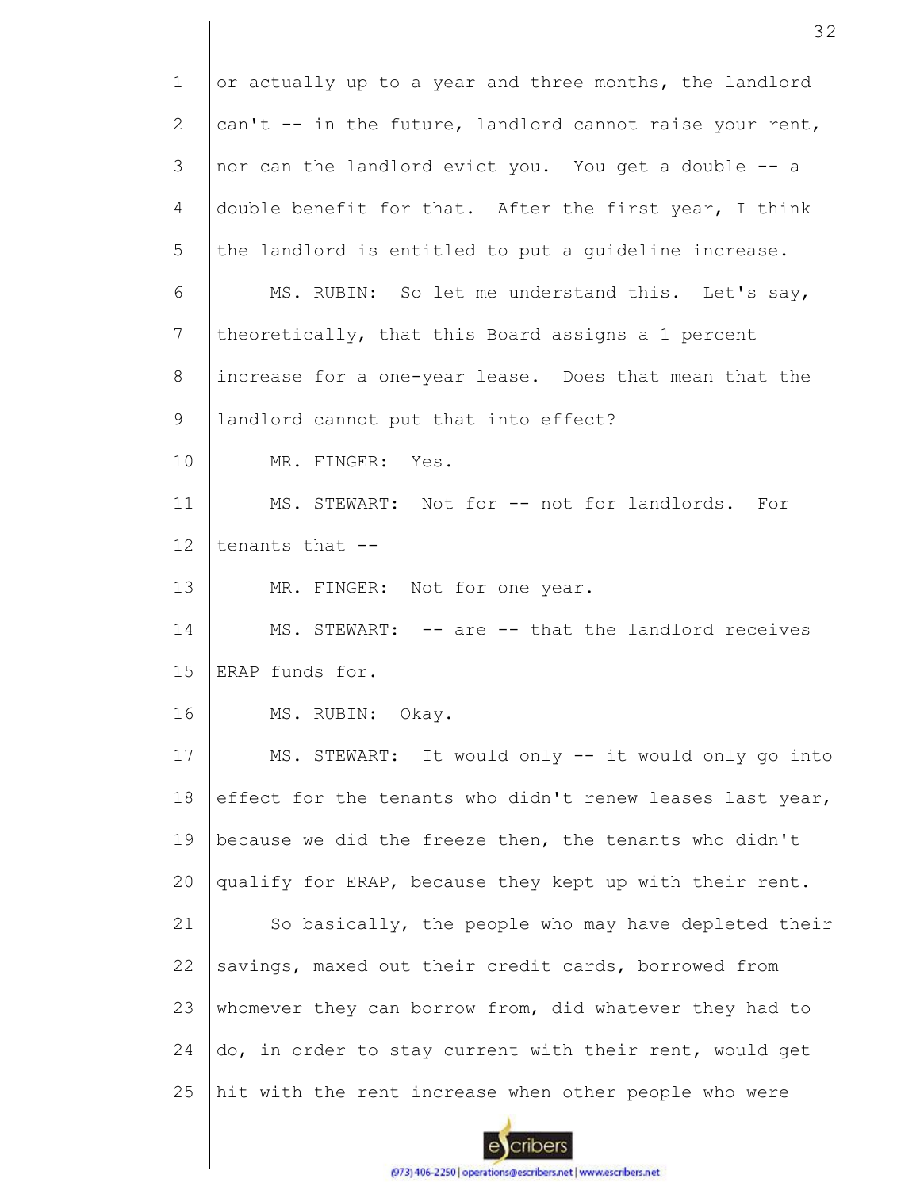or actually up to a year and three months, the landlord can't -- in the future, landlord cannot raise your rent, nor can the landlord evict you. You get a double -- a double benefit for that. After the first year, I think the landlord is entitled to put a guideline increase.

MS. RUBIN: So let me understand this. Let's say, theoretically, that this Board assigns a 1 percent increase for a one-year lease. Does that mean that the landlord cannot put that into effect?

MR. FINGER: Yes.

MS. STEWART: Not for -- not for landlords. For tenants that --

MR. FINGER: Not for one year.

MS. STEWART: -- are -- that the landlord receives ERAP funds for.

MS. RUBIN: Okay.

MS. STEWART: It would only -- it would only go into effect for the tenants who didn't renew leases last year, because we did the freeze then, the tenants who didn't qualify for ERAP, because they kept up with their rent.

So basically, the people who may have depleted their savings, maxed out their credit cards, borrowed from whomever they can borrow from, did whatever they had to do, in order to stay current with their rent, would get hit with the rent increase when other people who were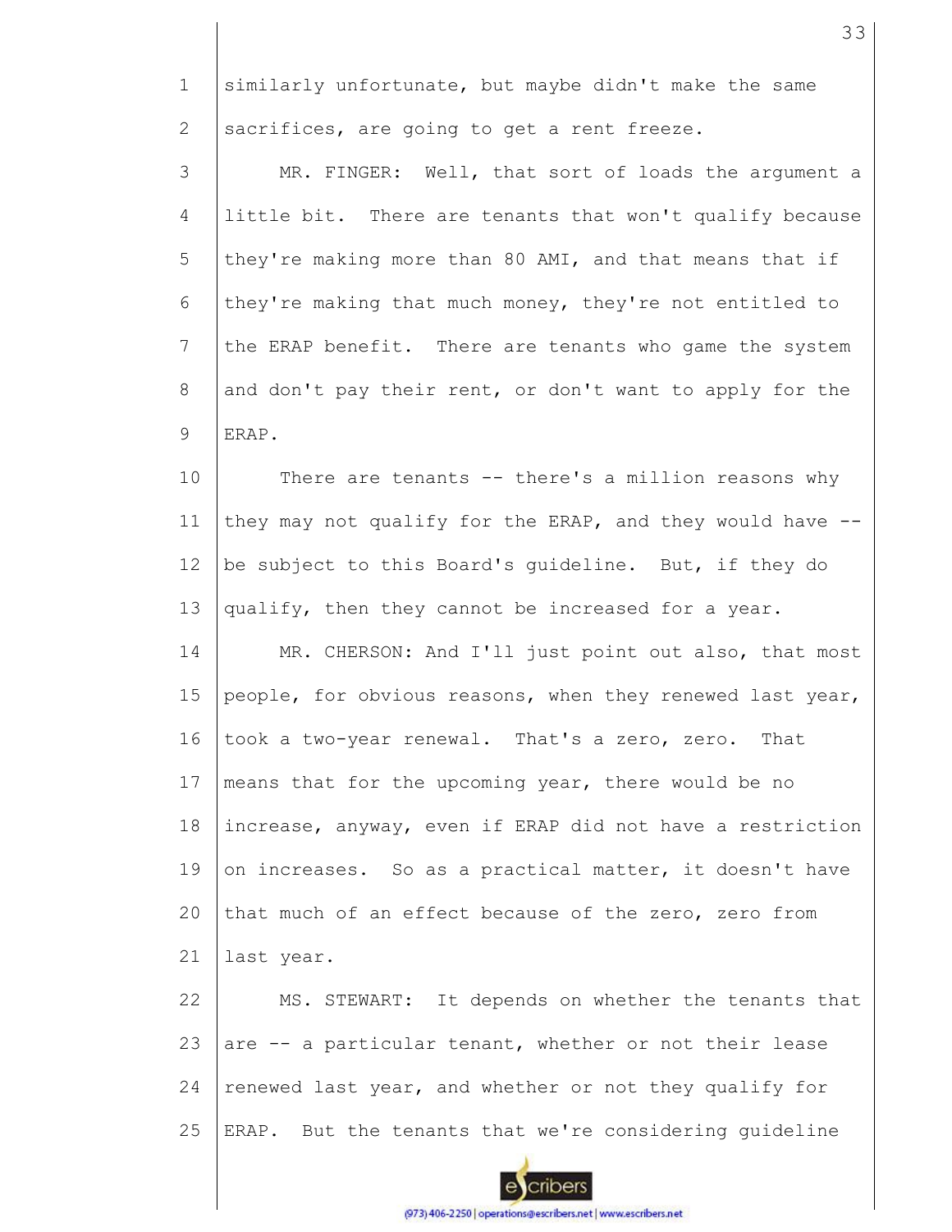similarly unfortunate, but maybe didn't make the same sacrifices, are going to get a rent freeze.

MR. FINGER: Well, that sort of loads the argument a little bit. There are tenants that won't qualify because they're making more than 80 AMI, and that means that if they're making that much money, they're not entitled to the ERAP benefit. There are tenants who game the system and don't pay their rent, or don't want to apply for the ERAP.

There are tenants -- there's a million reasons why they may not qualify for the ERAP, and they would have -- be subject to this Board's guideline. But, if they do qualify, then they cannot be increased for a year.

MR. CHERSON: And I'll just point out also, that most people, for obvious reasons, when they renewed last year, took a two-year renewal. That's a zero, zero. That means that for the upcoming year, there would be no increase, anyway, even if ERAP did not have a restriction on increases. So as a practical matter, it doesn't have that much of an effect because of the zero, zero from last year.

MS. STEWART: It depends on whether the tenants that are -- a particular tenant, whether or not their lease renewed last year, and whether or not they qualify for ERAP. But the tenants that we're considering guideline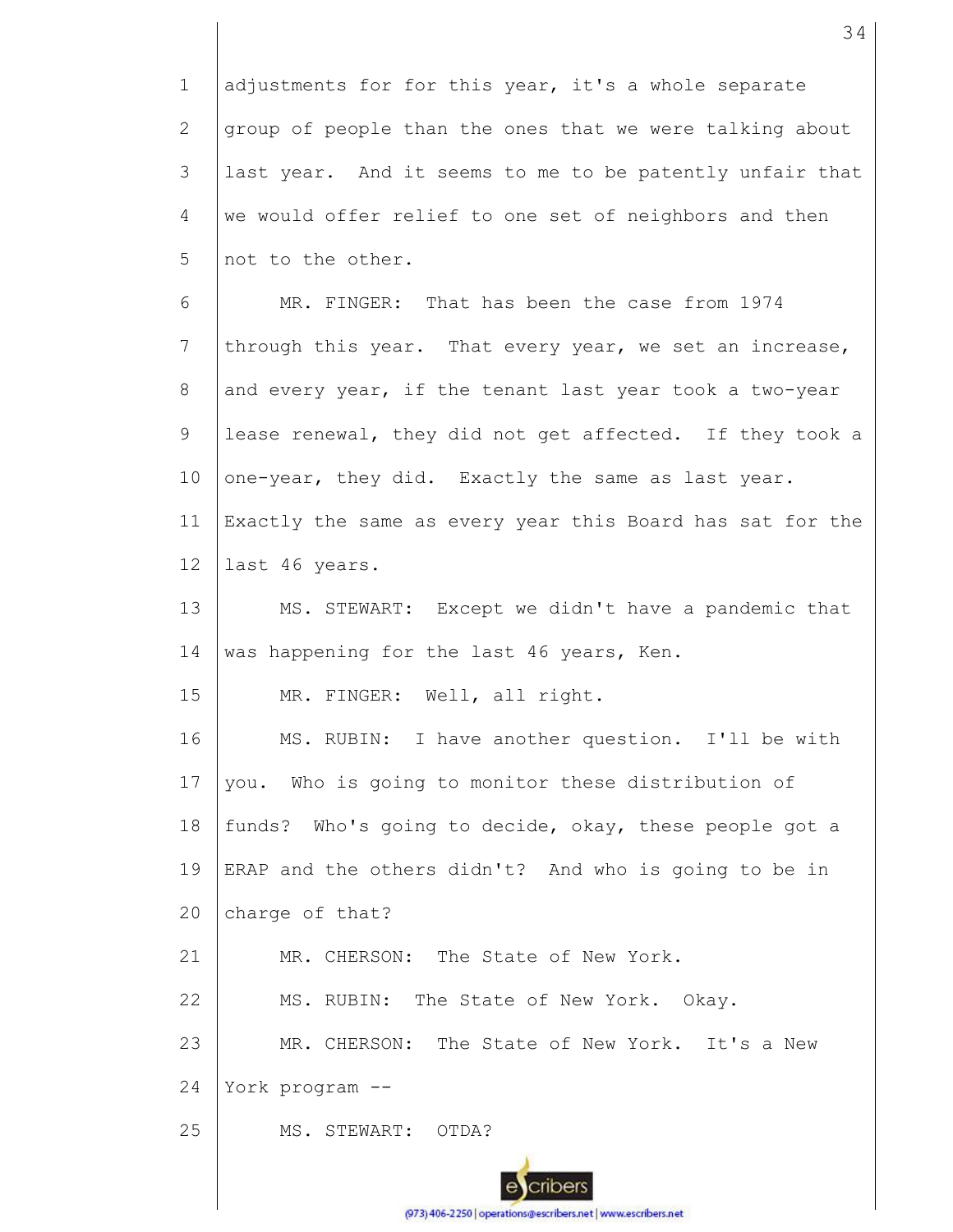adjustments for for this year, it's a whole separate group of people than the ones that we were talking about last year. And it seems to me to be patently unfair that we would offer relief to one set of neighbors and then not to the other.

MR. FINGER: That has been the case from 1974 through this year. That every year, we set an increase, and every year, if the tenant last year took a two-year lease renewal, they did not get affected. If they took a one-year, they did. Exactly the same as last year. Exactly the same as every year this Board has sat for the last 46 years.

MS. STEWART: Except we didn't have a pandemic that was happening for the last 46 years, Ken.

MR. FINGER: Well, all right.

MS. RUBIN: I have another question. I'll be with you. Who is going to monitor these distribution of funds? Who's going to decide, okay, these people got a ERAP and the others didn't? And who is going to be in charge of that?

MR. CHERSON: The State of New York.

MS. RUBIN: The State of New York. Okay.

MR. CHERSON: The State of New York. It's a New York program --

MS. STEWART: OTDA?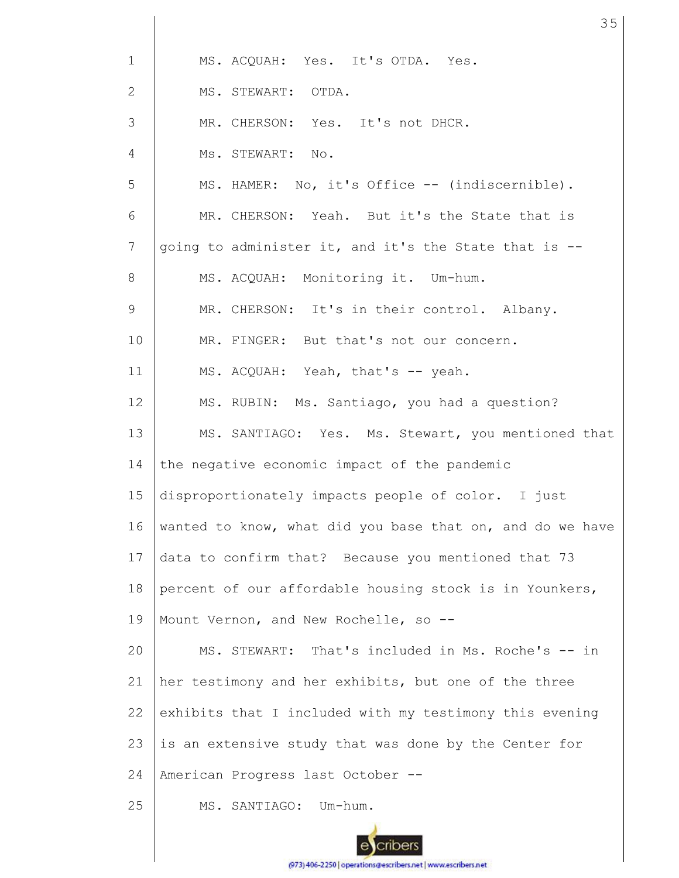MS. ACQUAH: Yes. It's OTDA. Yes.

MS. STEWART: OTDA.

MR. CHERSON: Yes. It's not DHCR.

Ms. STEWART: No.

MS. HAMER: No, it's Office -- (indiscernible).

MR. CHERSON: Yeah. But it's the State that is going to administer it, and it's the State that is --

MS. ACQUAH: Monitoring it. Um-hum.

MR. CHERSON: It's in their control. Albany.

MR. FINGER: But that's not our concern.

MS. ACQUAH: Yeah, that's -- yeah.

MS. RUBIN: Ms. Santiago, you had a question?

MS. SANTIAGO: Yes. Ms. Stewart, you mentioned that the negative economic impact of the pandemic disproportionately impacts people of color. I just wanted to know, what did you base that on, and do we have data to confirm that? Because you mentioned that 73 percent of our affordable housing stock is in Younkers, Mount Vernon, and New Rochelle, so --

MS. STEWART: That's included in Ms. Roche's -- in her testimony and her exhibits, but one of the three exhibits that I included with my testimony this evening is an extensive study that was done by the Center for American Progress last October --

MS. SANTIAGO: Um-hum.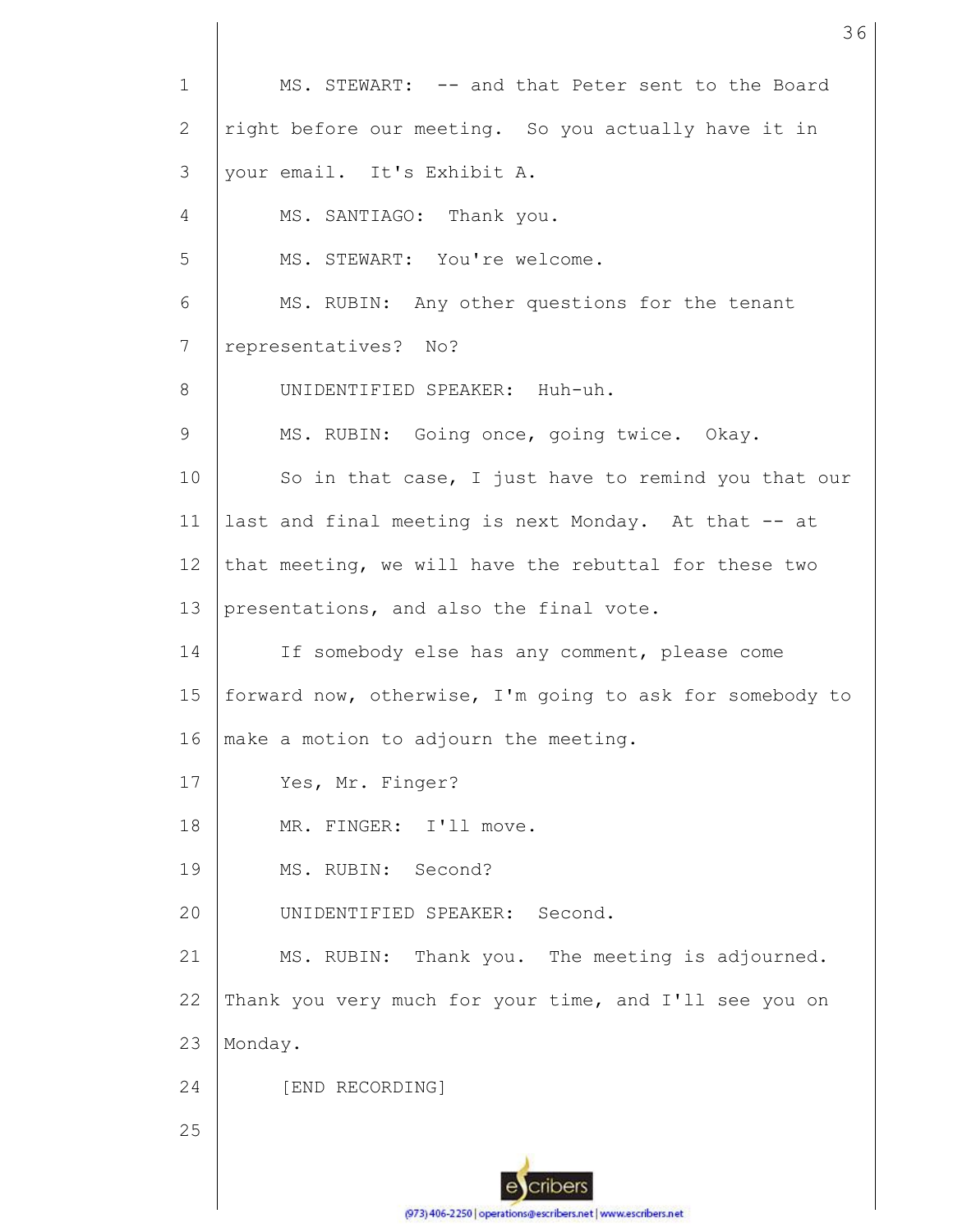MS. STEWART: -- and that Peter sent to the Board right before our meeting. So you actually have it in your email. It's Exhibit A.

MS. SANTIAGO: Thank you.

MS. STEWART: You're welcome.

MS. RUBIN: Any other questions for the tenant representatives? No?

UNIDENTIFIED SPEAKER: Huh-uh.

MS. RUBIN: Going once, going twice. Okay.

So in that case, I just have to remind you that our last and final meeting is next Monday. At that -- at that meeting, we will have the rebuttal for these two presentations, and also the final vote.

If somebody else has any comment, please come forward now, otherwise, I'm going to ask for somebody to make a motion to adjourn the meeting.

Yes, Mr. Finger?

MR. FINGER: I'll move.

MS. RUBIN: Second?

UNIDENTIFIED SPEAKER: Second.

MS. RUBIN: Thank you. The meeting is adjourned. Thank you very much for your time, and I'll see you on Monday.

[END RECORDING]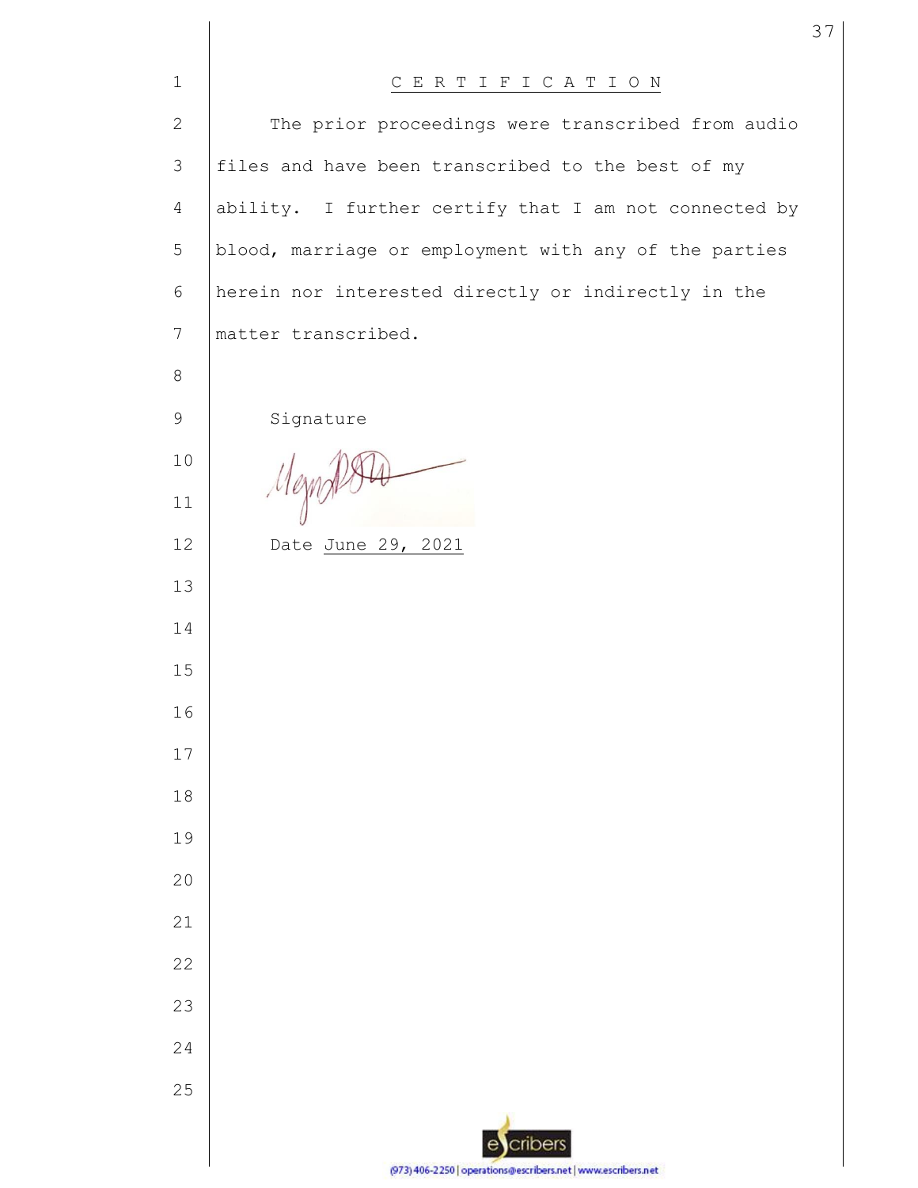# C E R T I F I C A T I O N

The prior proceedings were transcribed from audio files and have been transcribed to the best of my ability. I further certify that I am not connected by blood, marriage or employment with any of the parties herein nor interested directly or indirectly in the matter transcribed.

Signature

Date June 29, 2021

eScribers
(973) 406-2250 | operations@escribers.net | www.escribers.net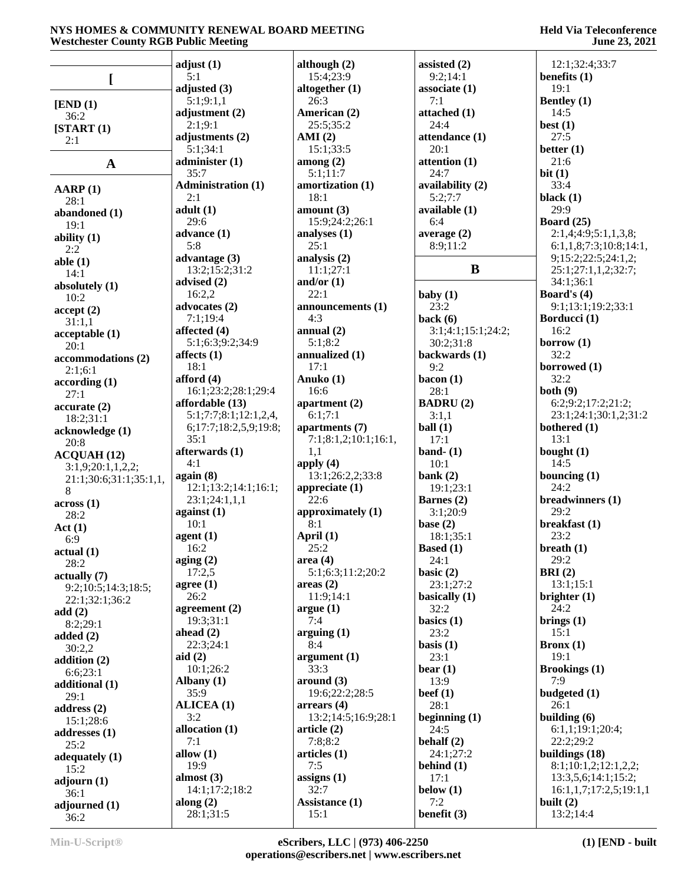## [

**[END (1)**
36:2
**[START (1)**
2:1

## A

**AARP (1)**
28:1
**abandoned (1)**
19:1
**ability (1)**
2:2
**able (1)**
14:1
**absolutely (1)**
10:2
**accept (2)**
31:1,1
**acceptable (1)**
20:1
**accommodations (2)**
2:1;6:1
**according (1)**
27:1
**accurate (2)**
18:2;31:1
**acknowledge (1)**
20:8
**ACQUAH (12)**
3:1,9;20:1,1,2,2;
21:1;30:6;31:1;35:1,1,
8
**across (1)**
28:2
**Act (1)**
6:9
**actual (1)**
28:2
**actually (7)**
9:2;10:5;14:3;18:5;
22:1;32:1;36:2
**add (2)**
8:2;29:1
**added (2)**
30:2,2
**addition (2)**
6:6;23:1
**additional (1)**
29:1
**address (2)**
15:1;28:6
**addresses (1)**
25:2
**adequately (1)**
15:2
**adjourn (1)**
36:1
**adjourned (1)**
36:2
**adjust (1)**
5:1
**adjusted (3)**
5:1;9:1,1
**adjustment (2)**
2:1;9:1
**adjustments (2)**
5:1;34:1
**administer (1)**
35:7
**Administration (1)**
2:1
**adult (1)**
29:6
**advance (1)**
5:8
**advantage (3)**
13:2;15:2;31:2
**advised (2)**
16:2,2
**advocates (2)**
7:1;19:4
**affected (4)**
5:1;6:3;9:2;34:9
**affects (1)**
18:1
**afford (4)**
16:1;23:2;28:1;29:4
**affordable (13)**
5:1;7:7;8:1;12:1,2,4,
6;17:7;18:2,5,9;19:8;
35:1
**afterwards (1)**
4:1
**again (8)**
12:1;13:2;14:1;16:1;
23:1;24:1,1,1
**against (1)**
10:1
**agent (1)**
16:2
**aging (2)**
17:2,5
**agree (1)**
26:2
**agreement (2)**
19:3;31:1
**ahead (2)**
22:3;24:1
**aid (2)**
10:1;26:2
**Albany (1)**
35:9
**ALICEA (1)**
3:2
**allocation (1)**
7:1
**allow (1)**
19:9
**almost (3)**
14:1;17:2;18:2
**along (2)**
28:1;31:5
**although (2)**
15:4;23:9
**altogether (1)**
26:3
**American (2)**
25:5;35:2
**AMI (2)**
15:1;33:5
**among (2)**
5:1;11:7
**amortization (1)**
18:1
**amount (3)**
15:9;24:2;26:1
**analyses (1)**
25:1
**analysis (2)**
11:1;27:1
**and/or (1)**
22:1
**announcements (1)**
4:3
**annual (2)**
5:1;8:2
**annualized (1)**
17:1
**Anuko (1)**
16:6
**apartment (2)**
6:1;7:1
**apartments (7)**
7:1;8:1,2;10:1;16:1,
1,1
**apply (4)**
13:1;26:2,2;33:8
**appreciate (1)**
22:6
**approximately (1)**
8:1
**April (1)**
25:2
**area (4)**
5:1;6:3;11:2;20:2
**areas (2)**
11:9;14:1
**argue (1)**
7:4
**arguing (1)**
8:4
**argument (1)**
33:3
**around (3)**
19:6;22:2;28:5
**arrears (4)**
13:2;14:5;16:9;28:1
**article (2)**
7:8;8:2
**articles (1)**
7:5
**assigns (1)**
32:7
**Assistance (1)**
15:1
**assisted (2)**
9:2;14:1
**associate (1)**
7:1
**attached (1)**
24:4
**attendance (1)**
20:1
**attention (1)**
24:7
**availability (2)**
5:2;7:7
**available (1)**
6:4
**average (2)**
8:9;11:2

## B

**baby (1)**
23:2
**back (6)**
3:1;4:1;15:1;24:2;
30:2;31:8
**backwards (1)**
9:2
**bacon (1)**
28:1
**BADRU (2)**
3:1,1
**ball (1)**
17:1
**band- (1)**
10:1
**bank (2)**
19:1;23:1
**Barnes (2)**
3:1;20:9
**base (2)**
18:1;35:1
**Based (1)**
24:1
**basic (2)**
23:1;27:2
**basically (1)**
32:2
**basics (1)**
23:2
**basis (1)**
23:1
**bear (1)**
13:9
**beef (1)**
28:1
**beginning (1)**
24:5
**behalf (2)**
24:1;27:2
**behind (1)**
17:1
**below (1)**
7:2
**benefit (3)**
12:1;32:4;33:7
**benefits (1)**
19:1
**Bentley (1)**
14:5
**best (1)**
27:5
**better (1)**
21:6
**bit (1)**
33:4
**black (1)**
29:9
**Board (25)**
2:1,4;4:9;5:1,1,3,8;
6:1,1,8;7:3;10:8;14:1,
9;15:2;22:5;24:1,2;
25:1;27:1,1,2;32:7;
34:1;36:1
**Board's (4)**
9:1;13:1;19:2;33:1
**Borducci (1)**
16:2
**borrow (1)**
32:2
**borrowed (1)**
32:2
**both (9)**
6:2;9:2;17:2;21:2;
23:1;24:1;30:1,2;31:2
**bothered (1)**
13:1
**bought (1)**
14:5
**bouncing (1)**
24:2
**breadwinners (1)**
29:2
**breakfast (1)**
23:2
**breath (1)**
29:2
**BRI (2)**
13:1;15:1
**brighter (1)**
24:2
**brings (1)**
15:1
**Bronx (1)**
19:1
**Brookings (1)**
7:9
**budgeted (1)**
26:1
**building (6)**
6:1,1;19:1;20:4;
22:2;29:2
**buildings (18)**
8:1;10:1,2;12:1,2,2;
13:3,5,6;14:1;15:2;
16:1,1,7;17:2,5;19:1,1
**built (2)**
13:2;14:4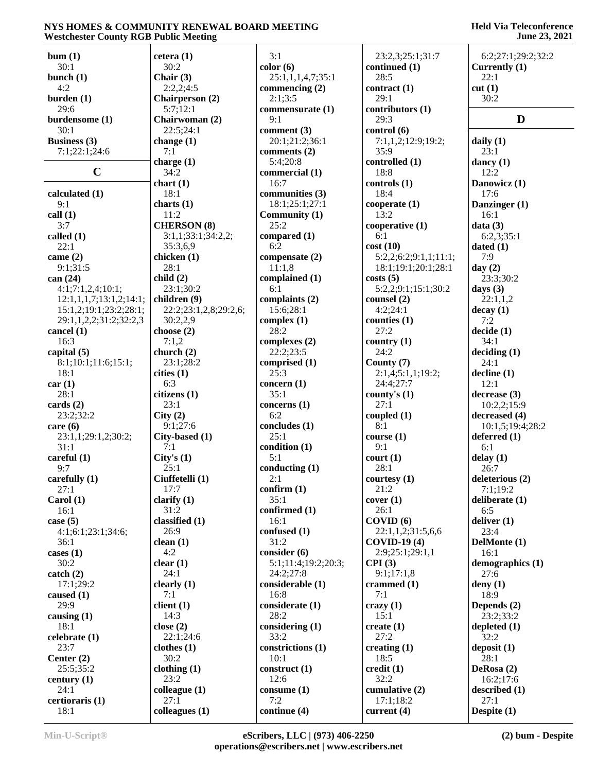**bum (1)**
30:1
**bunch (1)**
4:2
**burden (1)**
29:6
**burdensome (1)**
30:1
**Business (3)**
7:1;22:1;24:6

## C

**calculated (1)**
9:1
**call (1)**
3:7
**called (1)**
22:1
**came (2)**
9:1;31:5
**can (24)**
4:1;7:1,2,4;10:1;
12:1,1,1,7;13:1,2;14:1;
15:1,2;19:1;23:2;28:1;
29:1,1,2,2;31:2;32:2,3
**cancel (1)**
16:3
**capital (5)**
8:1;10:1;11:6;15:1;
18:1
**car (1)**
28:1
**cards (2)**
23:2;32:2
**care (6)**
23:1,1;29:1,2;30:2;
31:1
**careful (1)**
9:7
**carefully (1)**
27:1
**Carol (1)**
16:1
**case (5)**
4:1;6:1;23:1;34:6;
36:1
**cases (1)**
30:2
**catch (2)**
17:1;29:2
**caused (1)**
29:9
**causing (1)**
18:1
**celebrate (1)**
23:7
**Center (2)**
25:5;35:2
**century (1)**
24:1
**certioraris (1)**
18:1
**cetera (1)**
30:2
**Chair (3)**
2:2,2;4:5
**Chairperson (2)**
5:7;12:1
**Chairwoman (2)**
22:5;24:1
**change (1)**
7:1
**charge (1)**
34:2
**chart (1)**
18:1
**charts (1)**
11:2
**CHERSON (8)**
3:1,1;33:1;34:2,2;
35:3,6,9
**chicken (1)**
28:1
**child (2)**
23:1;30:2
**children (9)**
22:2;23:1,2,8;29:2,6;
30:2,2,9
**choose (2)**
7:1,2
**church (2)**
23:1;28:2
**cities (1)**
6:3
**citizens (1)**
23:1
**City (2)**
9:1;27:6
**City-based (1)**
7:1
**City's (1)**
25:1
**Ciuffetelli (1)**
17:7
**clarify (1)**
31:2
**classified (1)**
26:9
**clean (1)**
4:2
**clear (1)**
24:1
**clearly (1)**
7:1
**client (1)**
14:3
**close (2)**
22:1;24:6
**clothes (1)**
30:2
**clothing (1)**
23:2
**colleague (1)**
27:1
**colleagues (1)**
3:1
**color (6)**
25:1,1,1,4,7;35:1
**commencing (2)**
2:1;3:5
**commensurate (1)**
9:1
**comment (3)**
20:1;21:2;36:1
**comments (2)**
5:4;20:8
**commercial (1)**
16:7
**communities (3)**
18:1;25:1;27:1
**Community (1)**
25:2
**compared (1)**
6:2
**compensate (2)**
11:1,8
**complained (1)**
6:1
**complaints (2)**
15:6;28:1
**complex (1)**
28:2
**complexes (2)**
22:2;23:5
**comprised (1)**
25:3
**concern (1)**
35:1
**concerns (1)**
6:2
**concludes (1)**
25:1
**condition (1)**
5:1
**conducting (1)**
2:1
**confirm (1)**
35:1
**confirmed (1)**
16:1
**confused (1)**
31:2
**consider (6)**
5:1;11:4;19:2;20:3;
24:2;27:8
**considerable (1)**
16:8
**considerate (1)**
28:2
**considering (1)**
33:2
**constrictions (1)**
10:1
**construct (1)**
12:6
**consume (1)**
7:2
**continue (4)**
23:2,3;25:1;31:7
**continued (1)**
28:5
**contract (1)**
29:1
**contributors (1)**
29:3
**control (6)**
7:1,1,2;12:9;19:2;
35:9
**controlled (1)**
18:8
**controls (1)**
18:4
**cooperate (1)**
13:2
**cooperative (1)**
6:1
**cost (10)**
5:2,2;6:2;9:1,1;11:1;
18:1;19:1;20:1;28:1
**costs (5)**
5:2,2;9:1;15:1;30:2
**counsel (2)**
4:2;24:1
**counties (1)**
27:2
**country (1)**
24:2
**County (7)**
2:1,4;5:1,1;19:2;
24:4;27:7
**county's (1)**
27:1
**coupled (1)**
8:1
**course (1)**
9:1
**court (1)**
28:1
**courtesy (1)**
21:2
**cover (1)**
26:1
**COVID (6)**
22:1,1,2;31:5,6,6
**COVID-19 (4)**
2:9;25:1;29:1,1
**CPI (3)**
9:1;17:1,8
**crammed (1)**
7:1
**crazy (1)**
15:1
**create (1)**
27:2
**creating (1)**
18:5
**credit (1)**
32:2
**cumulative (2)**
17:1;18:2
**current (4)**
6:2;27:1;29:2;32:2
**Currently (1)**
22:1
**cut (1)**
30:2

## D

**daily (1)**
23:1
**dancy (1)**
12:2
**Danowicz (1)**
17:6
**Danzinger (1)**
16:1
**data (3)**
6:2,3;35:1
**dated (1)**
7:9
**day (2)**
23:3;30:2
**days (3)**
22:1,1,2
**decay (1)**
7:2
**decide (1)**
34:1
**deciding (1)**
24:1
**decline (1)**
12:1
**decrease (3)**
10:2,2;15:9
**decreased (4)**
10:1,5;19:4;28:2
**deferred (1)**
6:1
**delay (1)**
26:7
**deleterious (2)**
7:1;19:2
**deliberate (1)**
6:5
**deliver (1)**
23:4
**DelMonte (1)**
16:1
**demographics (1)**
27:6
**deny (1)**
18:9
**Depends (2)**
23:2;33:2
**depleted (1)**
32:2
**deposit (1)**
28:1
**DeRosa (2)**
16:2;17:6
**described (1)**
27:1
**Despite (1)**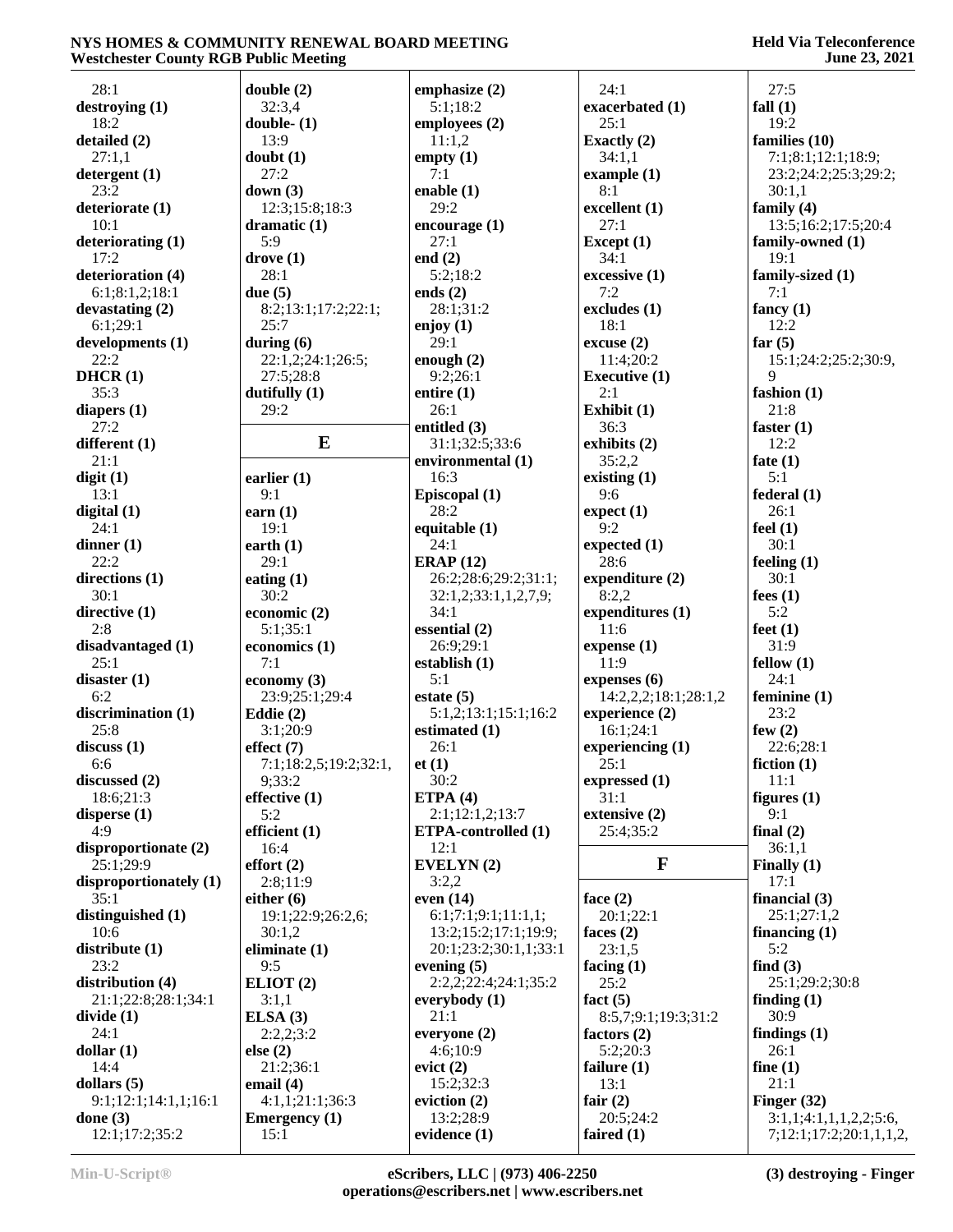28:1
**destroying (1)**
18:2
**detailed (2)**
27:1,1
**detergent (1)**
23:2
**deteriorate (1)**
10:1
**deteriorating (1)**
17:2
**deterioration (4)**
6:1;8:1,2;18:1
**devastating (2)**
6:1;29:1
**developments (1)**
22:2
**DHCR (1)**
35:3
**diapers (1)**
27:2
**different (1)**
21:1
**digit (1)**
13:1
**digital (1)**
24:1
**dinner (1)**
22:2
**directions (1)**
30:1
**directive (1)**
2:8
**disadvantaged (1)**
25:1
**disaster (1)**
6:2
**discrimination (1)**
25:8
**discuss (1)**
6:6
**discussed (2)**
18:6;21:3
**disperse (1)**
4:9
**disproportionate (2)**
25:1;29:9
**disproportionately (1)**
35:1
**distinguished (1)**
10:6
**distribute (1)**
23:2
**distribution (4)**
21:1;22:8;28:1;34:1
**divide (1)**
24:1
**dollar (1)**
14:4
**dollars (5)**
9:1;12:1;14:1,1;16:1
**done (3)**
12:1;17:2;35:2
**double (2)**
32:3,4
**double- (1)**
13:9
**doubt (1)**
27:2
**down (3)**
12:3;15:8;18:3
**dramatic (1)**
5:9
**drove (1)**
28:1
**due (5)**
8:2;13:1;17:2;22:1;
25:7
**during (6)**
22:1,2;24:1;26:5;
27:5;28:8
**dutifully (1)**
29:2

## E

**earlier (1)**
9:1
**earn (1)**
19:1
**earth (1)**
29:1
**eating (1)**
30:2
**economic (2)**
5:1;35:1
**economics (1)**
7:1
**economy (3)**
23:9;25:1;29:4
**Eddie (2)**
3:1;20:9
**effect (7)**
7:1;18:2,5;19:2;32:1,
9;33:2
**effective (1)**
5:2
**efficient (1)**
16:4
**effort (2)**
2:8;11:9
**either (6)**
19:1;22:9;26:2,6;
30:1,2
**eliminate (1)**
9:5
**ELIOT (2)**
3:1,1
**ELSA (3)**
2:2,2;3:2
**else (2)**
21:2;36:1
**email (4)**
4:1,1;21:1;36:3
**Emergency (1)**
15:1
**emphasize (2)**
5:1;18:2
**employees (2)**
11:1,2
**empty (1)**
7:1
**enable (1)**
29:2
**encourage (1)**
27:1
**end (2)**
5:2;18:2
**ends (2)**
28:1;31:2
**enjoy (1)**
29:1
**enough (2)**
9:2;26:1
**entire (1)**
26:1
**entitled (3)**
31:1;32:5;33:6
**environmental (1)**
16:3
**Episcopal (1)**
28:2
**equitable (1)**
24:1
**ERAP (12)**
26:2;28:6;29:2;31:1;
32:1,2;33:1,1,2,7,9;
34:1
**essential (2)**
26:9;29:1
**establish (1)**
5:1
**estate (5)**
5:1,2;13:1;15:1;16:2
**estimated (1)**
26:1
**et (1)**
30:2
**ETPA (4)**
2:1;12:1,2;13:7
**ETPA-controlled (1)**
12:1
**EVELYN (2)**
3:2,2
**even (14)**
6:1;7:1;9:1;11:1,1;
13:2;15:2;17:1;19:9;
20:1;23:2;30:1,1;33:1
**evening (5)**
2:2,2;22:4;24:1;35:2
**everybody (1)**
21:1
**everyone (2)**
4:6;10:9
**evict (2)**
15:2;32:3
**eviction (2)**
13:2;28:9
**evidence (1)**
24:1
**exacerbated (1)**
25:1
**Exactly (2)**
34:1,1
**example (1)**
8:1
**excellent (1)**
27:1
**Except (1)**
34:1
**excessive (1)**
7:2
**excludes (1)**
18:1
**excuse (2)**
11:4;20:2
**Executive (1)**
2:1
**Exhibit (1)**
36:3
**exhibits (2)**
35:2,2
**existing (1)**
9:6
**expect (1)**
9:2
**expected (1)**
28:6
**expenditure (2)**
8:2,2
**expenditures (1)**
11:6
**expense (1)**
11:9
**expenses (6)**
14:2,2,2;18:1;28:1,2
**experience (2)**
16:1;24:1
**experiencing (1)**
25:1
**expressed (1)**
31:1
**extensive (2)**
25:4;35:2

## F

**face (2)**
20:1;22:1
**faces (2)**
23:1,5
**facing (1)**
25:2
**fact (5)**
8:5,7;9:1;19:3;31:2
**factors (2)**
5:2;20:3
**failure (1)**
13:1
**fair (2)**
20:5;24:2
**faired (1)**
27:5
**fall (1)**
19:2
**families (10)**
7:1;8:1;12:1;18:9;
23:2;24:2;25:3;29:2;
30:1,1
**family (4)**
13:5;16:2;17:5;20:4
**family-owned (1)**
19:1
**family-sized (1)**
7:1
**fancy (1)**
12:2
**far (5)**
15:1;24:2;25:2;30:9,
9
**fashion (1)**
21:8
**faster (1)**
12:2
**fate (1)**
5:1
**federal (1)**
26:1
**feel (1)**
30:1
**feeling (1)**
30:1
**fees (1)**
5:2
**feet (1)**
31:9
**fellow (1)**
24:1
**feminine (1)**
23:2
**few (2)**
22:6;28:1
**fiction (1)**
11:1
**figures (1)**
9:1
**final (2)**
36:1,1
**Finally (1)**
17:1
**financial (3)**
25:1;27:1,2
**financing (1)**
5:2
**find (3)**
25:1;29:2;30:8
**finding (1)**
30:9
**findings (1)**
26:1
**fine (1)**
21:1
**Finger (32)**
3:1,1;4:1,1,1,2,2;5:6,
7;12:1;17:2;20:1,1,1,2,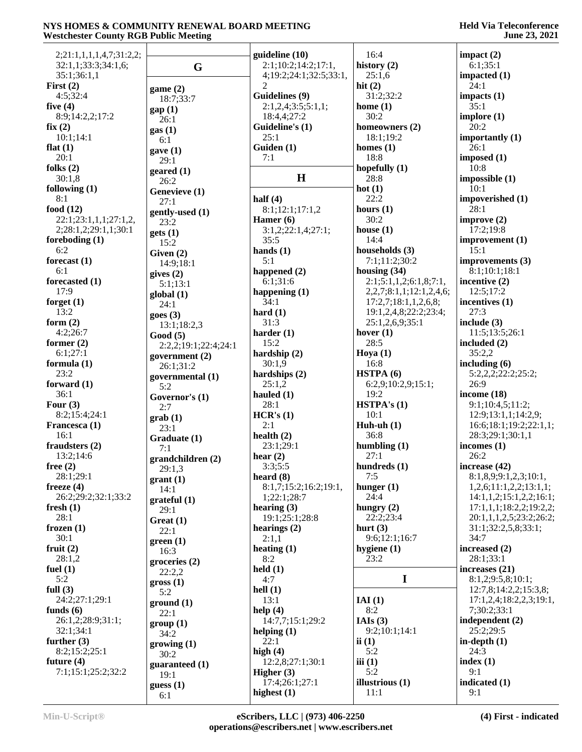2;21:1,1,1,1,4,7;31:2,2;
32:1,1;33:3;34:1,6;
35:1;36:1,1

**First (2)**
4:5;32:4

**five (4)**
8:9;14:2,2;17:2

**fix (2)**
10:1;14:1

**flat (1)**
20:1

**folks (2)**
30:1,8

**following (1)**
8:1

**food (12)**
22:1;23:1,1,1;27:1,2,
2;28:1,2;29:1,1;30:1

**foreboding (1)**
6:2

**forecast (1)**
6:1

**forecasted (1)**
17:9

**forget (1)**
13:2

**form (2)**
4:2;26:7

**former (2)**
6:1;27:1

**formula (1)**
23:2

**forward (1)**
36:1

**Four (3)**
8:2;15:4;24:1

**Francesca (1)**
16:1

**fraudsters (2)**
13:2;14:6

**free (2)**
28:1;29:1

**freeze (4)**
26:2;29:2;32:1;33:2

**fresh (1)**
28:1

**frozen (1)**
30:1

**fruit (2)**
28:1,2

**fuel (1)**
5:2

**full (3)**
24:2;27:1;29:1

**funds (6)**
26:1,2;28:9;31:1;
32:1;34:1

**further (3)**
8:2;15:2;25:1

**future (4)**
7:1;15:1;25:2;32:2

## G

**game (2)**
18:7;33:7

**gap (1)**
26:1

**gas (1)**
6:1

**gave (1)**
29:1

**geared (1)**
26:2

**Genevieve (1)**
27:1

**gently-used (1)**
23:2

**gets (1)**
15:2

**Given (2)**
14:9;18:1

**gives (2)**
5:1;13:1

**global (1)**
24:1

**goes (3)**
13:1;18:2,3

**Good (5)**
2:2,2;19:1;22:4;24:1

**government (2)**
26:1;31:2

**governmental (1)**
5:2

**Governor's (1)**
2:7

**grab (1)**
23:1

**Graduate (1)**
7:1

**grandchildren (2)**
29:1,3

**grant (1)**
14:1

**grateful (1)**
29:1

**Great (1)**
22:1

**green (1)**
16:3

**groceries (2)**
22:2,2

**gross (1)**
5:2

**ground (1)**
22:1

**group (1)**
34:2

**growing (1)**
30:2

**guaranteed (1)**
19:1

**guess (1)**
6:1

**guideline (10)**
2:1;10:2;14:2;17:1,
4;19:2;24:1;32:5;33:1,
2

**Guidelines (9)**
2:1,2,4;3:5;5:1,1;
18:4,4;27:2

**Guideline's (1)**
25:1

**Guiden (1)**
7:1

## H

**half (4)**
8:1;12:1;17:1,2

**Hamer (6)**
3:1,2;22:1,4;27:1;
35:5

**hands (1)**
5:1

**happened (2)**
6:1;31:6

**happening (1)**
34:1

**hard (1)**
31:3

**harder (1)**
15:2

**hardship (2)**
30:1,9

**hardships (2)**
25:1,2

**hauled (1)**
28:1

**HCR's (1)**
2:1

**health (2)**
23:1;29:1

**hear (2)**
3:3;5:5

**heard (8)**
8:1,7;15:2;16:2;19:1,
1;22:1;28:7

**hearing (3)**
19:1;25:1;28:8

**hearings (2)**
2:1,1

**heating (1)**
8:2

**held (1)**
4:7

**hell (1)**
13:1

**help (4)**
14:7,7;15:1;29:2

**helping (1)**
22:1

**high (4)**
12:2,8;27:1;30:1

**Higher (3)**
17:4;26:1;27:1

**highest (1)**
16:4

**history (2)**
25:1,6

**hit (2)**
31:2;32:2

**home (1)**
30:2

**homeowners (2)**
18:1;19:2

**homes (1)**
18:8

**hopefully (1)**
28:8

**hot (1)**
22:2

**hours (1)**
30:2

**house (1)**
14:4

**households (3)**
7:1;11:2;30:2

**housing (34)**
2:1;5:1,1,2;6:1,8;7:1,
2,2,7;8:1,1;12:1,2,4,6;
17:2,7;18:1,1,2,6,8;
19:1,2,4,8;22:2;23:4;
25:1,2,6,9;35:1

**hover (1)**
28:5

**Hoya (1)**
16:8

**HSTPA (6)**
6:2,9;10:2,9;15:1;
19:2

**HSTPA's (1)**
10:1

**Huh-uh (1)**
36:8

**humbling (1)**
27:1

**hundreds (1)**
7:5

**hunger (1)**
24:4

**hungry (2)**
22:2;23:4

**hurt (3)**
9:6;12:1;16:7

**hygiene (1)**
23:2

## I

**IAI (1)**
8:2

**IAIs (3)**
9:2;10:1;14:1

**ii (1)**
5:2

**iii (1)**
5:2

**illustrious (1)**
11:1

**impact (2)**
6:1;35:1

**impacted (1)**
24:1

**impacts (1)**
35:1

**implore (1)**
20:2

**importantly (1)**
26:1

**imposed (1)**
10:8

**impossible (1)**
10:1

**impoverished (1)**
28:1

**improve (2)**
17:2;19:8

**improvement (1)**
15:1

**improvements (3)**
8:1;10:1;18:1

**incentive (2)**
12:5;17:2

**incentives (1)**
27:3

**include (3)**
11:5;13:5;26:1

**included (2)**
35:2,2

**including (6)**
5:2,2,2;22:2;25:2;
26:9

**income (18)**
9:1;10:4,5;11:2;
12:9;13:1,1;14:2,9;
16:6;18:1;19:2;22:1,1;
28:3;29:1;30:1,1

**incomes (1)**
26:2

**increase (42)**
8:1,8,9;9:1,2,3;10:1,
1,2,6;11:1,2,2;13:1,1;
14:1,1,2;15:1,2,2;16:1;
17:1,1,1;18:2,2;19:2,2;
20:1,1,1,2,5;23:2;26:2;
31:1;32:2,5,8;33:1;
34:7

**increased (2)**
28:1;33:1

**increases (21)**
8:1,2;9:5,8;10:1;
12:7,8;14:2,2;15:3,8;
17:1,2,4;18:2,2,3;19:1,
7;30:2;33:1

**independent (2)**
25:2;29:5

**in-depth (1)**
24:3

**index (1)**
9:1

**indicated (1)**
9:1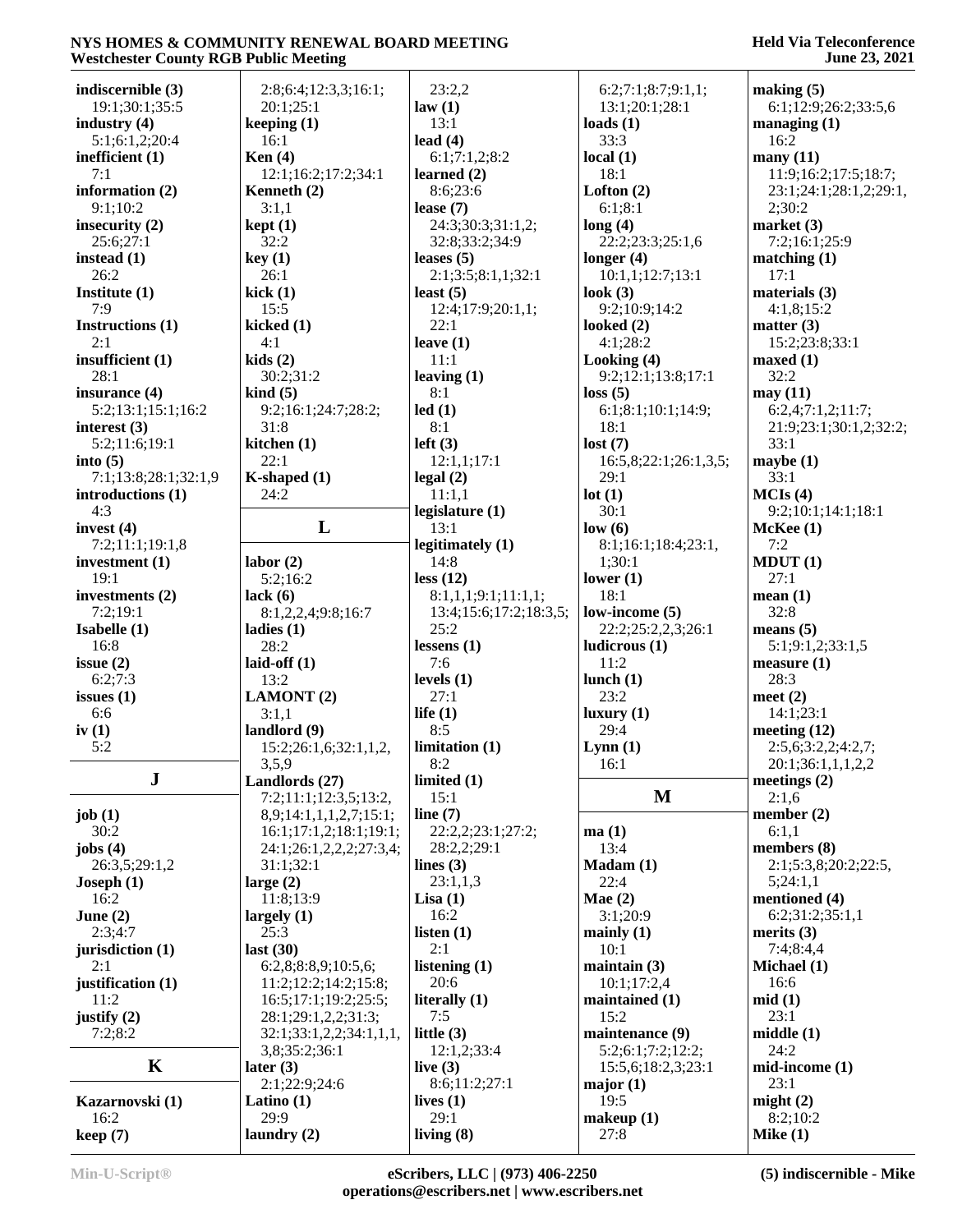indiscernible (3)
19:1;30:1;35:5
industry (4)
5:1;6:1,2;20:4
inefficient (1)
7:1
information (2)
9:1;10:2
insecurity (2)
25:6;27:1
instead (1)
26:2
Institute (1)
7:9
Instructions (1)
2:1
insufficient (1)
28:1
insurance (4)
5:2;13:1;15:1;16:2
interest (3)
5:2;11:6;19:1
into (5)
7:1;13:8;28:1;32:1,9
introductions (1)
4:3
invest (4)
7:2;11:1;19:1,8
investment (1)
19:1
investments (2)
7:2;19:1
Isabelle (1)
16:8
issue (2)
6:2;7:3
issues (1)
6:6
iv (1)
5:2

## J

job (1)
30:2
jobs (4)
26:3,5;29:1,2
Joseph (1)
16:2
June (2)
2:3;4:7
jurisdiction (1)
2:1
justification (1)
11:2
justify (2)
7:2;8:2

## K

Kazarnovski (1)
16:2
keep (7)
2:8;6:4;12:3,3;16:1;
20:1;25:1
keeping (1)
16:1
Ken (4)
12:1;16:2;17:2;34:1
Kenneth (2)
3:1,1
kept (1)
32:2
key (1)
26:1
kick (1)
15:5
kicked (1)
4:1
kids (2)
30:2;31:2
kind (5)
9:2;16:1;24:7;28:2;
31:8
kitchen (1)
22:1
K-shaped (1)
24:2

## L

labor (2)
5:2;16:2
lack (6)
8:1,2,2,4;9:8;16:7
ladies (1)
28:2
laid-off (1)
13:2
LAMONT (2)
3:1,1
landlord (9)
15:2;26:1,6;32:1,1,2,
3,5,9
Landlords (27)
7:2;11:1;12:3,5;13:2,
8,9;14:1,1,1,2,7;15:1;
16:1;17:1,2;18:1;19:1;
24:1;26:1,2,2,2,2;27:3,4;
31:1;32:1
large (2)
11:8;13:9
largely (1)
25:3
last (30)
6:2,8;8:8,9;10:5,6;
11:2;12:2;14:2;15:8;
16:5;17:1;19:2;25:5;
28:1;29:1,2,2;31:3;
32:1;33:1,2,2;34:1,1,1,
3,8;35:2;36:1
later (3)
2:1;22:9;24:6
Latino (1)
29:9
laundry (2)
23:2,2
law (1)
13:1
lead (4)
6:1;7:1,2;8:2
learned (2)
8:6;23:6
lease (7)
24:3;30:3;31:1,2;
32:8;33:2;34:9
leases (5)
2:1;3:5;8:1,1;32:1
least (5)
12:4;17:9;20:1,1;
22:1
leave (1)
11:1
leaving (1)
8:1
led (1)
8:1
left (3)
12:1,1;17:1
legal (2)
11:1,1
legislature (1)
13:1
legitimately (1)
14:8
less (12)
8:1,1,1;9:1;11:1,1;
13:4;15:6;17:2;18:3,5;
25:2
lessens (1)
7:6
levels (1)
27:1
life (1)
8:5
limitation (1)
8:2
limited (1)
15:1
line (7)
22:2,2;23:1;27:2;
28:2,2;29:1
lines (3)
23:1,1,3
Lisa (1)
16:2
listen (1)
2:1
listening (1)
20:6
literally (1)
7:5
little (3)
12:1,2;33:4
live (3)
8:6;11:2;27:1
lives (1)
29:1
living (8)
6:2;7:1;8:7;9:1,1;
13:1;20:1;28:1
loads (1)
33:3
local (1)
18:1
Lofton (2)
6:1;8:1
long (4)
22:2;23:3;25:1,6
longer (4)
10:1,1;12:7;13:1
look (3)
9:2;10:9;14:2
looked (2)
4:1;28:2
Looking (4)
9:2;12:1;13:8;17:1
loss (5)
6:1;8:1;10:1;14:9;
18:1
lost (7)
16:5,8;22:1;26:1,3,5;
29:1
lot (1)
30:1
low (6)
8:1;16:1;18:4;23:1,
1;30:1
lower (1)
18:1
low-income (5)
22:2;25:2,2,3;26:1
ludicrous (1)
11:2
lunch (1)
23:2
luxury (1)
29:4
Lynn (1)
16:1

## M

ma (1)
13:4
Madam (1)
22:4
Mae (2)
3:1;20:9
mainly (1)
10:1
maintain (3)
10:1;17:2,4
maintained (1)
15:2
maintenance (9)
5:2;6:1;7:2;12:2;
15:5,6;18:2,3;23:1
major (1)
19:5
makeup (1)
27:8
making (5)
6:1;12:9;26:2;33:5,6
managing (1)
16:2
many (11)
11:9;16:2;17:5;18:7;
23:1;24:1;28:1,2;29:1,
2;30:2
market (3)
7:2;16:1;25:9
matching (1)
17:1
materials (3)
4:1,8;15:2
matter (3)
15:2;23:8;33:1
maxed (1)
32:2
may (11)
6:2,4;7:1,2;11:7;
21:9;23:1;30:1,2;32:2;
33:1
maybe (1)
33:1
MCIs (4)
9:2;10:1;14:1;18:1
McKee (1)
7:2
MDUT (1)
27:1
mean (1)
32:8
means (5)
5:1;9:1,2;33:1,5
measure (1)
28:3
meet (2)
14:1;23:1
meeting (12)
2:5,6;3:2,2;4:2,7;
20:1;36:1,1,1,2,2
meetings (2)
2:1,6
member (2)
6:1,1
members (8)
2:1;5:3,8;20:2;22:5,
5;24:1,1
mentioned (4)
6:2;31:2;35:1,1
merits (3)
7:4;8:4,4
Michael (1)
16:6
mid (1)
23:1
middle (1)
24:2
mid-income (1)
23:1
might (2)
8:2;10:2
Mike (1)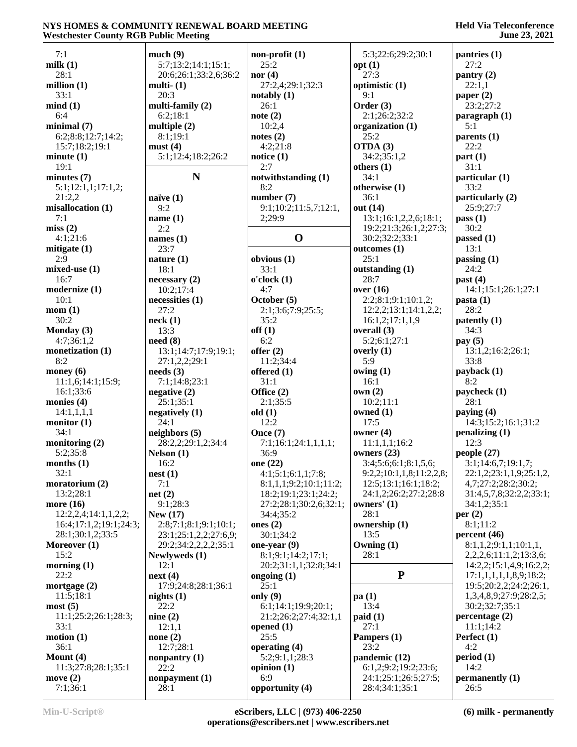7:1
**milk (1)**
28:1
**million (1)**
33:1
**mind (1)**
6:4
**minimal (7)**
6:2;8:8;12:7;14:2;
15:7;18:2;19:1
**minute (1)**
19:1
**minutes (7)**
5:1;12:1,1;17:1,2;
21:2,2
**misallocation (1)**
7:1
**miss (2)**
4:1;21:6
**mitigate (1)**
2:9
**mixed-use (1)**
16:7
**modernize (1)**
10:1
**mom (1)**
30:2
**Monday (3)**
4:7;36:1,2
**monetization (1)**
8:2
**money (6)**
11:1,6;14:1;15:9;
16:1;33:6
**monies (4)**
14:1,1,1,1
**monitor (1)**
34:1
**monitoring (2)**
5:2;35:8
**months (1)**
32:1
**moratorium (2)**
13:2;28:1
**more (16)**
12:2,2,4;14:1,1,2,2;
16:4;17:1,2;19:1;24:3;
28:1;30:1,2;33:5
**Moreover (1)**
15:2
**morning (1)**
22:2
**mortgage (2)**
11:5;18:1
**most (5)**
11:1;25:2;26:1;28:3;
33:1
**motion (1)**
36:1
**Mount (4)**
11:3;27:8;28:1;35:1
**move (2)**
7:1;36:1
**much (9)**
5:7;13:2;14:1;15:1;
20:6;26:1;33:2,6;36:2
**multi- (1)**
20:3
**multi-family (2)**
6:2;18:1
**multiple (2)**
8:1;19:1
**must (4)**
5:1;12:4;18:2;26:2

## N

**naïve (1)**
9:2
**name (1)**
2:2
**names (1)**
23:7
**nature (1)**
18:1
**necessary (2)**
10:2;17:4
**necessities (1)**
27:2
**neck (1)**
13:3
**need (8)**
13:1;14:7;17:9;19:1;
27:1,2,2;29:1
**needs (3)**
7:1;14:8;23:1
**negative (2)**
25:1;35:1
**negatively (1)**
24:1
**neighbors (5)**
28:2,2;29:1,2;34:4
**Nelson (1)**
16:2
**nest (1)**
7:1
**net (2)**
9:1;28:3
**New (17)**
2:8;7:1;8:1;9:1;10:1;
23:1;25:1,2,2,2;27:6,9;
29:2;34:2,2,2,2,2;35:1
**Newlyweds (1)**
12:1
**next (4)**
17:9;24:8;28:1;36:1
**nights (1)**
22:2
**nine (2)**
12:1,1
**none (2)**
12:7;28:1
**nonpantry (1)**
22:2
**nonpayment (1)**
28:1
**non-profit (1)**
25:2
**nor (4)**
27:2,4;29:1;32:3
**notably (1)**
26:1
**note (2)**
10:2,4
**notes (2)**
4:2;21:8
**notice (1)**
2:7
**notwithstanding (1)**
8:2
**number (7)**
9:1;10:2;11:5,7;12:1,
2;29:9

## O

**obvious (1)**
33:1
**o'clock (1)**
4:7
**October (5)**
2:1;3:6;7:9;25:5;
35:2
**off (1)**
6:2
**offer (2)**
11:2;34:4
**offered (1)**
31:1
**Office (2)**
2:1;35:5
**old (1)**
12:2
**Once (7)**
7:1;16:1;24:1,1,1,1;
36:9
**one (22)**
4:1;5:1;6:1,1;7:8;
8:1,1,1;9:2;10:1;11:2;
18:2;19:1;23:1;24:2;
27:2;28:1;30:2,6;32:1;
34:4;35:2
**ones (2)**
30:1;34:2
**one-year (9)**
8:1;9:1;14:2;17:1;
20:2;31:1,1;32:8;34:1
**ongoing (1)**
25:1
**only (9)**
6:1;14:1;19:9;20:1;
21:2;26:2;27:4;32:1,1
**opened (1)**
25:5
**operating (4)**
5:2;9:1,1;28:3
**opinion (1)**
6:9
**opportunity (4)**
5:3;22:6;29:2;30:1
**opt (1)**
27:3
**optimistic (1)**
9:1
**Order (3)**
2:1;26:2;32:2
**organization (1)**
25:2
**OTDA (3)**
34:2;35:1,2
**others (1)**
34:1
**otherwise (1)**
36:1
**out (14)**
13:1;16:1,2,2,6;18:1;
19:2;21:3;26:1,2;27:3;
30:2;32:2;33:1
**outcomes (1)**
25:1
**outstanding (1)**
28:7
**over (16)**
2:2;8:1;9:1;10:1,2;
12:2,2;13:1;14:1,2,2;
16:1,2;17:1,1,9
**overall (3)**
5:2;6:1;27:1
**overly (1)**
5:9
**owing (1)**
16:1
**own (2)**
10:2;11:1
**owned (1)**
17:5
**owner (4)**
11:1,1,1;16:2
**owners (23)**
3:4;5:6;6:1;8:1,5,6;
9:2,2;10:1,1,8;11:2,2,8;
12:5;13:1;16:1;18:2;
24:1,2;26:2;27:2;28:8
**owners' (1)**
28:1
**ownership (1)**
13:5
**Owning (1)**
28:1

## P

**pa (1)**
13:4
**paid (1)**
27:1
**Pampers (1)**
23:2
**pandemic (12)**
6:1,2;9:2;19:2;23:6;
24:1;25:1;26:5;27:5;
28:4;34:1;35:1
**pantries (1)**
27:2
**pantry (2)**
22:1,1
**paper (2)**
23:2;27:2
**paragraph (1)**
5:1
**parents (1)**
22:2
**part (1)**
31:1
**particular (1)**
33:2
**particularly (2)**
25:9;27:7
**pass (1)**
30:2
**passed (1)**
13:1
**passing (1)**
24:2
**past (4)**
14:1;15:1;26:1;27:1
**pasta (1)**
28:2
**patently (1)**
34:3
**pay (5)**
13:1,2;16:2;26:1;
33:8
**payback (1)**
8:2
**paycheck (1)**
28:1
**paying (4)**
14:3;15:2;16:1;31:2
**penalizing (1)**
12:3
**people (27)**
3:1;14:6,7;19:1,7;
22:1,2;23:1,1,9;25:1,2,
4,7;27:2;28:2;30:2;
31:4,5,7,8;32:2,2;33:1;
34:1,2;35:1
**per (2)**
8:1;11:2
**percent (46)**
8:1,1,2;9:1,1;10:1,1,
2,2,2,6;11:1,2;13:3,6;
14:2,2;15:1,4,9;16:2,2;
17:1,1,1,1,1,8,9;18:2;
19:5;20:2,2;24:2;26:1,
1,3,4,8,9;27:9;28:2,5;
30:2;32:7;35:1
**percentage (2)**
11:1;14:2
**Perfect (1)**
4:2
**period (1)**
14:2
**permanently (1)**
26:5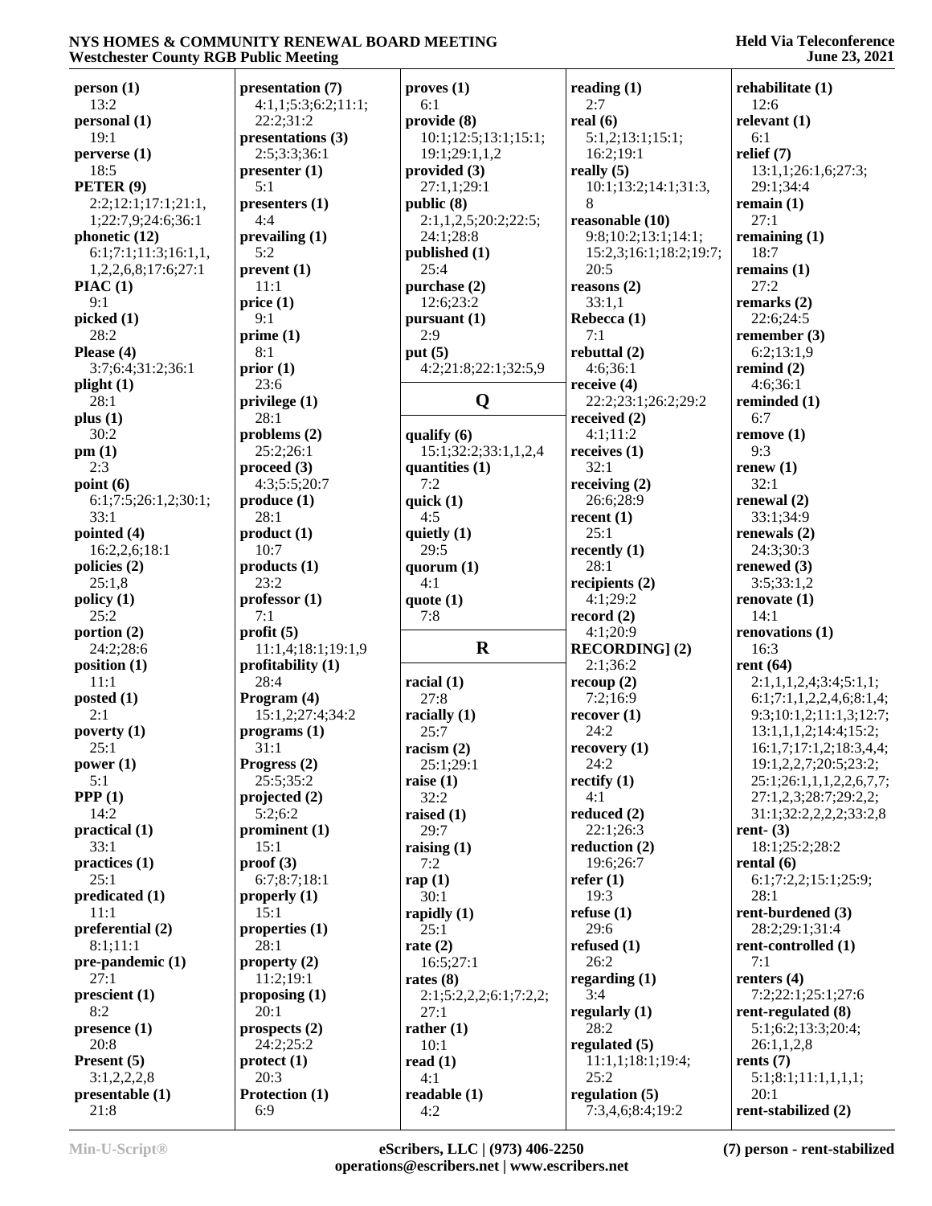**person (1)**
13:2
**personal (1)**
19:1
**perverse (1)**
18:5
**PETER (9)**
2:2;12:1;17:1;21:1,1;22:7,9;24:6;36:1
**phonetic (12)**
6:1;7:1;11:3;16:1,1,1,2,2,6,8;17:6;27:1
**PIAC (1)**
9:1
**picked (1)**
28:2
**Please (4)**
3:7;6:4;31:2;36:1
**plight (1)**
28:1
**plus (1)**
30:2
**pm (1)**
2:3
**point (6)**
6:1;7:5;26:1,2;30:1;33:1
**pointed (4)**
16:2,2,6;18:1
**policies (2)**
25:1,8
**policy (1)**
25:2
**portion (2)**
24:2;28:6
**position (1)**
11:1
**posted (1)**
2:1
**poverty (1)**
25:1
**power (1)**
5:1
**PPP (1)**
14:2
**practical (1)**
33:1
**practices (1)**
25:1
**predicated (1)**
11:1
**preferential (2)**
8:1;11:1
**pre-pandemic (1)**
27:1
**prescient (1)**
8:2
**presence (1)**
20:8
**Present (5)**
3:1,2,2,2,8
**presentable (1)**
21:8
**presentation (7)**
4:1,1;5:3;6:2;11:1;22:2;31:2
**presentations (3)**
2:5;3:3;36:1
**presenter (1)**
5:1
**presenters (1)**
4:4
**prevailing (1)**
5:2
**prevent (1)**
11:1
**price (1)**
9:1
**prime (1)**
8:1
**prior (1)**
23:6
**privilege (1)**
28:1
**problems (2)**
25:2;26:1
**proceed (3)**
4:3;5:5;20:7
**produce (1)**
28:1
**product (1)**
10:7
**products (1)**
23:2
**professor (1)**
7:1
**profit (5)**
11:1,4;18:1;19:1,9
**profitability (1)**
28:4
**Program (4)**
15:1,2;27:4;34:2
**programs (1)**
31:1
**Progress (2)**
25:5;35:2
**projected (2)**
5:2;6:2
**prominent (1)**
15:1
**proof (3)**
6:7;8:7;18:1
**properly (1)**
15:1
**properties (1)**
28:1
**property (2)**
11:2;19:1
**proposing (1)**
20:1
**prospects (2)**
24:2;25:2
**protect (1)**
20:3
**Protection (1)**
6:9
**proves (1)**
6:1
**provide (8)**
10:1;12:5;13:1;15:1;19:1;29:1,1,2
**provided (3)**
27:1,1;29:1
**public (8)**
2:1,1,2,5;20:2;22:5;24:1;28:8
**published (1)**
25:4
**purchase (2)**
12:6;23:2
**pursuant (1)**
2:9
**put (5)**
4:2;21:8;22:1;32:5,9

## Q

**qualify (6)**
15:1;32:2;33:1,1,2,4
**quantities (1)**
7:2
**quick (1)**
4:5
**quietly (1)**
29:5
**quorum (1)**
4:1
**quote (1)**
7:8

## R

**racial (1)**
27:8
**racially (1)**
25:7
**racism (2)**
25:1;29:1
**raise (1)**
32:2
**raised (1)**
29:7
**raising (1)**
7:2
**rap (1)**
30:1
**rapidly (1)**
25:1
**rate (2)**
16:5;27:1
**rates (8)**
2:1;5:2,2,2,2;6:1;7:2,2;27:1
**rather (1)**
10:1
**read (1)**
4:1
**readable (1)**
4:2
**reading (1)**
2:7
**real (6)**
5:1,2;13:1;15:1;16:2;19:1
**really (5)**
10:1;13:2;14:1;31:3,8
**reasonable (10)**
9:8;10:2;13:1;14:1;15:2,3;16:1;18:2;19:7;20:5
**reasons (2)**
33:1,1
**Rebecca (1)**
7:1
**rebuttal (2)**
4:6;36:1
**receive (4)**
22:2;23:1;26:2;29:2
**received (2)**
4:1;11:2
**receives (1)**
32:1
**receiving (2)**
26:6;28:9
**recent (1)**
25:1
**recently (1)**
28:1
**recipients (2)**
4:1;29:2
**record (2)**
4:1;20:9
**RECORDING] (2)**
2:1;36:2
**recoup (2)**
7:2;16:9
**recover (1)**
24:2
**recovery (1)**
24:2
**rectify (1)**
4:1
**reduced (2)**
22:1;26:3
**reduction (2)**
19:6;26:7
**refer (1)**
19:3
**refuse (1)**
29:6
**refused (1)**
26:2
**regarding (1)**
3:4
**regularly (1)**
28:2
**regulated (5)**
11:1,1;18:1;19:4;25:2
**regulation (5)**
7:3,4,6;8:4;19:2
**rehabilitate (1)**
12:6
**relevant (1)**
6:1
**relief (7)**
13:1,1;26:1,6;27:3;29:1;34:4
**remain (1)**
27:1
**remaining (1)**
18:7
**remains (1)**
27:2
**remarks (2)**
22:6;24:5
**remember (3)**
6:2;13:1,9
**remind (2)**
4:6;36:1
**reminded (1)**
6:7
**remove (1)**
9:3
**renew (1)**
32:1
**renewal (2)**
33:1;34:9
**renewals (2)**
24:3;30:3
**renewed (3)**
3:5;33:1,2
**renovate (1)**
14:1
**renovations (1)**
16:3
**rent (64)**
2:1,1,1,2,4;3:4;5:1,1;6:1;7:1,1,2,2,4,6;8:1,4;9:3;10:1,2;11:1,3;12:7;13:1,1,1,2;14:4;15:2;16:1,7;17:1,2;18:3,4,4;19:1,2,2,7;20:5;23:2;25:1;26:1,1,1,2,2,6,7,7;27:1,2,3;28:7;29:2,2;31:1;32:2,2,2,2,2;33:2,8
**rent- (3)**
18:1;25:2;28:2
**rental (6)**
6:1;7:2,2;15:1;25:9;28:1
**rent-burdened (3)**
28:2;29:1;31:4
**rent-controlled (1)**
7:1
**renters (4)**
7:2;22:1;25:1;27:6
**rent-regulated (8)**
5:1;6:2;13:3;20:4;26:1,1,2,8
**rents (7)**
5:1;8:1;11:1,1,1,1;20:1
**rent-stabilized (2)**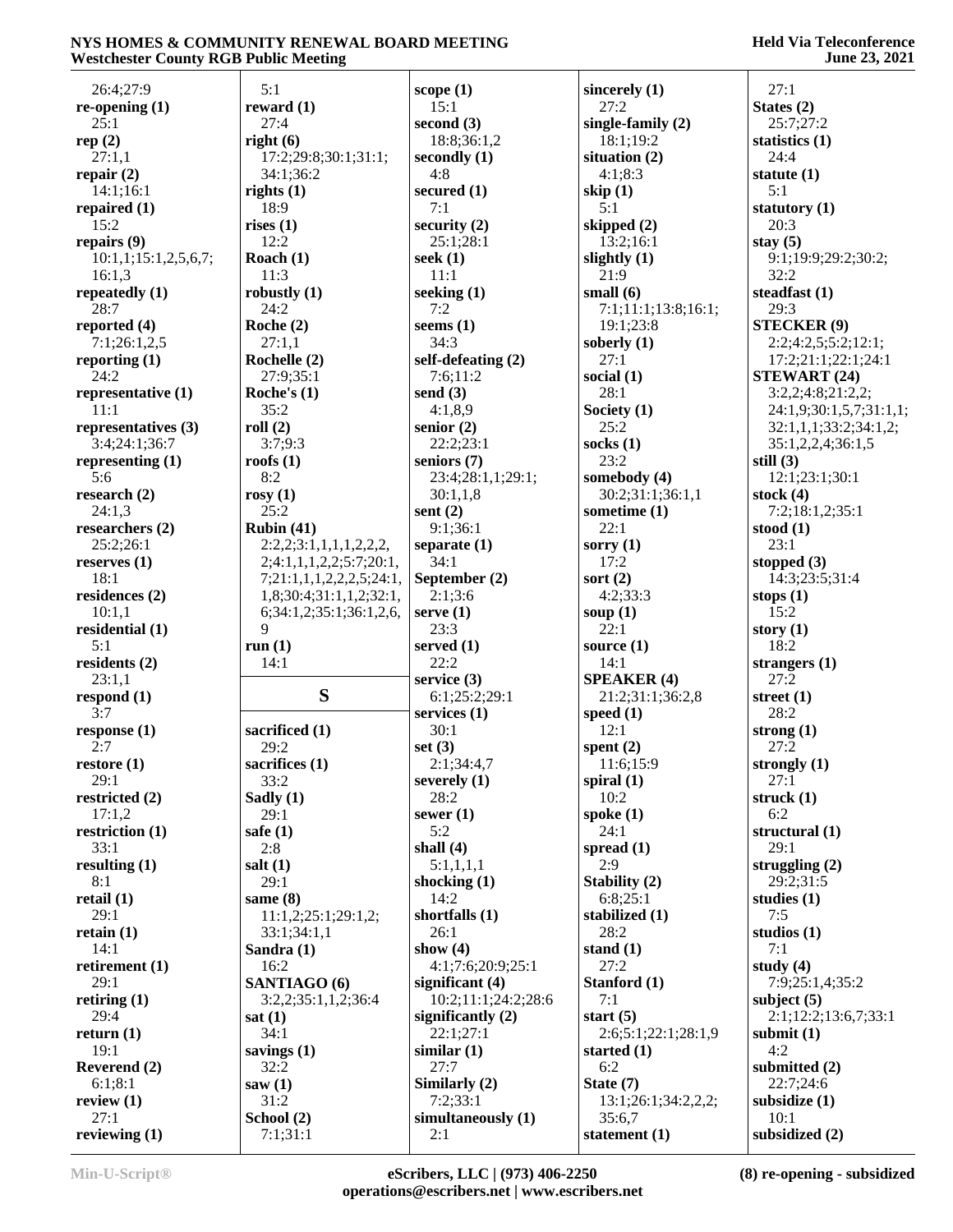26:4;27:9
**re-opening (1)**
25:1
**rep (2)**
27:1,1
**repair (2)**
14:1;16:1
**repaired (1)**
15:2
**repairs (9)**
10:1,1;15:1,2,5,6,7;
16:1,3
**repeatedly (1)**
28:7
**reported (4)**
7:1;26:1,2,5
**reporting (1)**
24:2
**representative (1)**
11:1
**representatives (3)**
3:4;24:1;36:7
**representing (1)**
5:6
**research (2)**
24:1,3
**researchers (2)**
25:2;26:1
**reserves (1)**
18:1
**residences (2)**
10:1,1
**residential (1)**
5:1
**residents (2)**
23:1,1
**respond (1)**
3:7
**response (1)**
2:7
**restore (1)**
29:1
**restricted (2)**
17:1,2
**restriction (1)**
33:1
**resulting (1)**
8:1
**retail (1)**
29:1
**retain (1)**
14:1
**retirement (1)**
29:1
**retiring (1)**
29:4
**return (1)**
19:1
**Reverend (2)**
6:1;8:1
**review (1)**
27:1
**reviewing (1)**
5:1
**reward (1)**
27:4
**right (6)**
17:2;29:8;30:1;31:1;
34:1;36:2
**rights (1)**
18:9
**rises (1)**
12:2
**Roach (1)**
11:3
**robustly (1)**
24:2
**Roche (2)**
27:1,1
**Rochelle (2)**
27:9;35:1
**Roche's (1)**
35:2
**roll (2)**
3:7;9:3
**roofs (1)**
8:2
**rosy (1)**
25:2
**Rubin (41)**
2:2,2;3:1,1,1,1,2,2,2,
2;4:1,1,1,2,2;5:7;20:1,
7;21:1,1,1,2,2,2,5;24:1,
1,8;30:4;31:1,1,2;32:1,
6;34:1,2;35:1;36:1,2,6,
9
**run (1)**
14:1

## S

**sacrificed (1)**
29:2
**sacrifices (1)**
33:2
**Sadly (1)**
29:1
**safe (1)**
2:8
**salt (1)**
29:1
**same (8)**
11:1,2;25:1;29:1,2;
33:1;34:1,1
**Sandra (1)**
16:2
**SANTIAGO (6)**
3:2,2;35:1,1,2;36:4
**sat (1)**
34:1
**savings (1)**
32:2
**saw (1)**
31:2
**School (2)**
7:1;31:1
**scope (1)**
15:1
**second (3)**
18:8;36:1,2
**secondly (1)**
4:8
**secured (1)**
7:1
**security (2)**
25:1;28:1
**seek (1)**
11:1
**seeking (1)**
7:2
**seems (1)**
34:3
**self-defeating (2)**
7:6;11:2
**send (3)**
4:1,8,9
**senior (2)**
22:2;23:1
**seniors (7)**
23:4;28:1,1;29:1;
30:1,1,8
**sent (2)**
9:1;36:1
**separate (1)**
34:1
**September (2)**
2:1;3:6
**serve (1)**
23:3
**served (1)**
22:2
**service (3)**
6:1;25:2;29:1
**services (1)**
30:1
**set (3)**
2:1;34:4,7
**severely (1)**
28:2
**sewer (1)**
5:2
**shall (4)**
5:1,1,1,1
**shocking (1)**
14:2
**shortfalls (1)**
26:1
**show (4)**
4:1;7:6;20:9;25:1
**significant (4)**
10:2;11:1;24:2;28:6
**significantly (2)**
22:1;27:1
**similar (1)**
27:7
**Similarly (2)**
7:2;33:1
**simultaneously (1)**
2:1
**sincerely (1)**
27:2
**single-family (2)**
18:1;19:2
**situation (2)**
4:1;8:3
**skip (1)**
5:1
**skipped (2)**
13:2;16:1
**slightly (1)**
21:9
**small (6)**
7:1;11:1;13:8;16:1;
19:1;23:8
**soberly (1)**
27:1
**social (1)**
28:1
**Society (1)**
25:2
**socks (1)**
23:2
**somebody (4)**
30:2;31:1;36:1,1
**sometime (1)**
22:1
**sorry (1)**
17:2
**sort (2)**
4:2;33:3
**soup (1)**
22:1
**source (1)**
14:1
**SPEAKER (4)**
21:2;31:1;36:2,8
**speed (1)**
12:1
**spent (2)**
11:6;15:9
**spiral (1)**
10:2
**spoke (1)**
24:1
**spread (1)**
2:9
**Stability (2)**
6:8;25:1
**stabilized (1)**
28:2
**stand (1)**
27:2
**Stanford (1)**
7:1
**start (5)**
2:6;5:1;22:1;28:1,9
**started (1)**
6:2
**State (7)**
13:1;26:1;34:2,2,2;
35:6,7
**statement (1)**
27:1
**States (2)**
25:7;27:2
**statistics (1)**
24:4
**statute (1)**
5:1
**statutory (1)**
20:3
**stay (5)**
9:1;19:9;29:2;30:2;
32:2
**steadfast (1)**
29:3
**STECKER (9)**
2:2;4:2,5;5:2;12:1;
17:2;21:1;22:1;24:1
**STEWART (24)**
3:2,2;4:8;21:2,2;
24:1,9;30:1,5,7;31:1,1;
32:1,1,1;33:2;34:1,2;
35:1,2,2,4;36:1,5
**still (3)**
12:1;23:1;30:1
**stock (4)**
7:2;18:1,2;35:1
**stood (1)**
23:1
**stopped (3)**
14:3;23:5;31:4
**stops (1)**
15:2
**story (1)**
18:2
**strangers (1)**
27:2
**street (1)**
28:2
**strong (1)**
27:2
**strongly (1)**
27:1
**struck (1)**
6:2
**structural (1)**
29:1
**struggling (2)**
29:2;31:5
**studies (1)**
7:5
**studios (1)**
7:1
**study (4)**
7:9;25:1,4;35:2
**subject (5)**
2:1;12:2;13:6,7;33:1
**submit (1)**
4:2
**submitted (2)**
22:7;24:6
**subsidize (1)**
10:1
**subsidized (2)**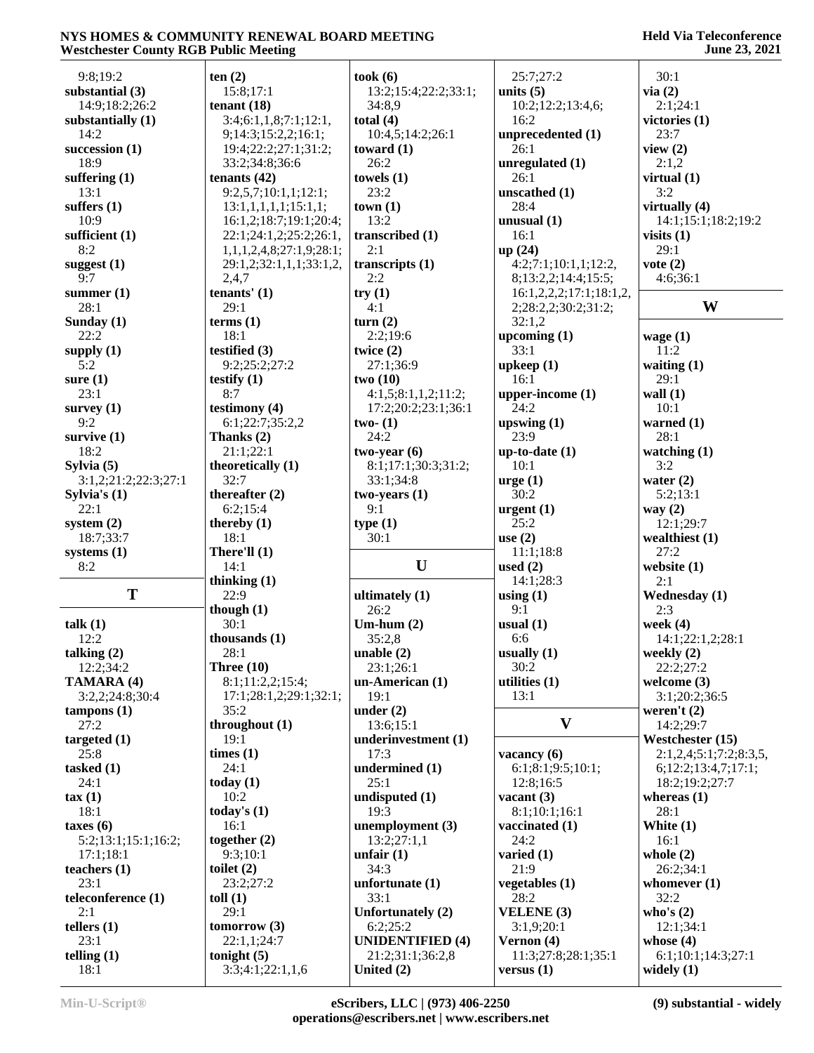9:8;19:2
**substantial (3)**
14:9;18:2;26:2
**substantially (1)**
14:2
**succession (1)**
18:9
**suffering (1)**
13:1
**suffers (1)**
10:9
**sufficient (1)**
8:2
**suggest (1)**
9:7
**summer (1)**
28:1
**Sunday (1)**
22:2
**supply (1)**
5:2
**sure (1)**
23:1
**survey (1)**
9:2
**survive (1)**
18:2
**Sylvia (5)**
3:1,2;21:2;22:3;27:1
**Sylvia's (1)**
22:1
**system (2)**
18:7;33:7
**systems (1)**
8:2

## T

**talk (1)**
12:2
**talking (2)**
12:2;34:2
**TAMARA (4)**
3:2,2;24:8;30:4
**tampons (1)**
27:2
**targeted (1)**
25:8
**tasked (1)**
24:1
**tax (1)**
18:1
**taxes (6)**
5:2;13:1;15:1;16:2;17:1;18:1
**teachers (1)**
23:1
**teleconference (1)**
2:1
**tellers (1)**
23:1
**telling (1)**
18:1
**ten (2)**
15:8;17:1
**tenant (18)**
3:4;6:1,1,8;7:1;12:1,9;14:3;15:2,2;16:1;19:4;22:2;27:1;31:2;33:2;34:8;36:6
**tenants (42)**
9:2,5,7;10:1,1;12:1;13:1,1,1,1,1;15:1,1;16:1,2;18:7;19:1;20:4;22:1;24:1,2;25:2;26:1,1,1,1,2,4,8;27:1,9;28:1;29:1,2;32:1,1,1;33:1,2,2,4,7
**tenants' (1)**
29:1
**terms (1)**
18:1
**testified (3)**
9:2;25:2;27:2
**testify (1)**
8:7
**testimony (4)**
6:1;22:7;35:2,2
**Thanks (2)**
21:1;22:1
**theoretically (1)**
32:7
**thereafter (2)**
6:2;15:4
**thereby (1)**
18:1
**There'll (1)**
14:1
**thinking (1)**
22:9
**though (1)**
30:1
**thousands (1)**
28:1
**Three (10)**
8:1;11:2,2;15:4;17:1;28:1,2;29:1;32:1;35:2
**throughout (1)**
19:1
**times (1)**
24:1
**today (1)**
10:2
**today's (1)**
16:1
**together (2)**
9:3;10:1
**toilet (2)**
23:2;27:2
**toll (1)**
29:1
**tomorrow (3)**
22:1,1;24:7
**tonight (5)**
3:3;4:1;22:1,1,6
**took (6)**
13:2;15:4;22:2;33:1;34:8,9
**total (4)**
10:4,5;14:2;26:1
**toward (1)**
26:2
**towels (1)**
23:2
**town (1)**
13:2
**transcribed (1)**
2:1
**transcripts (1)**
2:2
**try (1)**
4:1
**turn (2)**
2:2;19:6
**twice (2)**
27:1;36:9
**two (10)**
4:1,5;8:1,1,2;11:2;17:2;20:2;23:1;36:1
**two- (1)**
24:2
**two-year (6)**
8:1;17:1;30:3;31:2;33:1;34:8
**two-years (1)**
9:1
**type (1)**
30:1

## U

**ultimately (1)**
26:2
**Um-hum (2)**
35:2,8
**unable (2)**
23:1;26:1
**un-American (1)**
19:1
**under (2)**
13:6;15:1
**underinvestment (1)**
17:3
**undermined (1)**
25:1
**undisputed (1)**
19:3
**unemployment (3)**
13:2;27:1,1
**unfair (1)**
34:3
**unfortunate (1)**
33:1
**Unfortunately (2)**
6:2;25:2
**UNIDENTIFIED (4)**
21:2;31:1;36:2,8
**United (2)**
25:7;27:2
**units (5)**
10:2;12:2;13:4,6;16:2
**unprecedented (1)**
26:1
**unregulated (1)**
26:1
**unscathed (1)**
28:4
**unusual (1)**
16:1
**up (24)**
4:2;7:1;10:1,1;12:2,8;13:2,2;14:4;15:5;16:1,2,2,2;17:1;18:1,2,2;28:2,2;30:2;31:2;32:1,2
**upcoming (1)**
33:1
**upkeep (1)**
16:1
**upper-income (1)**
24:2
**upswing (1)**
23:9
**up-to-date (1)**
10:1
**urge (1)**
30:2
**urgent (1)**
25:2
**use (2)**
11:1;18:8
**used (2)**
14:1;28:3
**using (1)**
9:1
**usual (1)**
6:6
**usually (1)**
30:2
**utilities (1)**
13:1

## V

**vacancy (6)**
6:1;8:1;9:5;10:1;12:8;16:5
**vacant (3)**
8:1;10:1;16:1
**vaccinated (1)**
24:2
**varied (1)**
21:9
**vegetables (1)**
28:2
**VELENE (3)**
3:1,9;20:1
**Vernon (4)**
11:3;27:8;28:1;35:1
**versus (1)**
30:1
**via (2)**
2:1;24:1
**victories (1)**
23:7
**view (2)**
2:1,2
**virtual (1)**
3:2
**virtually (4)**
14:1;15:1;18:2;19:2
**visits (1)**
29:1
**vote (2)**
4:6;36:1

## W

**wage (1)**
11:2
**waiting (1)**
29:1
**wall (1)**
10:1
**warned (1)**
28:1
**watching (1)**
3:2
**water (2)**
5:2;13:1
**way (2)**
12:1;29:7
**wealthiest (1)**
27:2
**website (1)**
2:1
**Wednesday (1)**
2:3
**week (4)**
14:1;22:1,2;28:1
**weekly (2)**
22:2;27:2
**welcome (3)**
3:1;20:2;36:5
**weren't (2)**
14:2;29:7
**Westchester (15)**
2:1,2,4;5:1;7:2;8:3,5,6;12:2;13:4,7;17:1;18:2;19:2;27:7
**whereas (1)**
28:1
**White (1)**
16:1
**whole (2)**
26:2;34:1
**whomever (1)**
32:2
**who's (2)**
12:1;34:1
**whose (4)**
6:1;10:1;14:3;27:1
**widely (1)**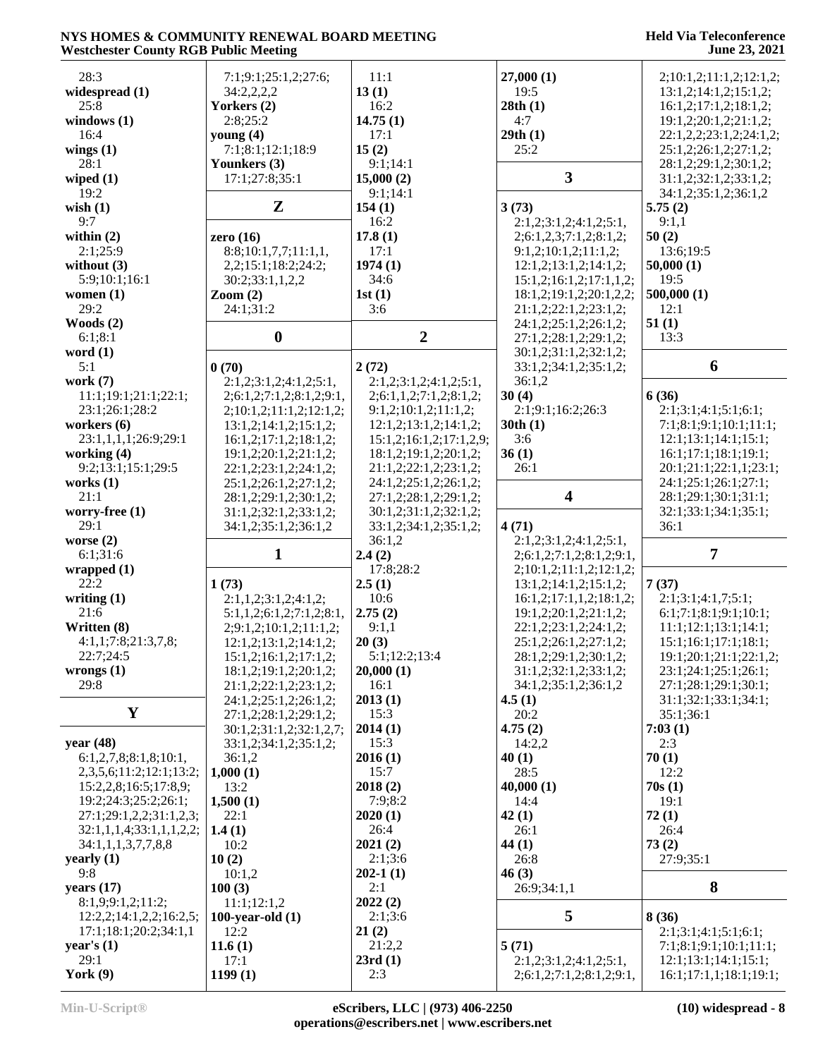28:3
**widespread (1)**
25:8
**windows (1)**
16:4
**wings (1)**
28:1
**wiped (1)**
19:2
**wish (1)**
9:7
**within (2)**
2:1;25:9
**without (3)**
5:9;10:1;16:1
**women (1)**
29:2
**Woods (2)**
6:1;8:1
**word (1)**
5:1
**work (7)**
11:1;19:1;21:1;22:1;
23:1;26:1;28:2
**workers (6)**
23:1,1,1,1;26:9;29:1
**working (4)**
9:2;13:1;15:1;29:5
**works (1)**
21:1
**worry-free (1)**
29:1
**worse (2)**
6:1;31:6
**wrapped (1)**
22:2
**writing (1)**
21:6
**Written (8)**
4:1,1;7:8;21:3,7,8;
22:7;24:5
**wrongs (1)**
29:8

## Y

**year (48)**
6:1,2,7,8;8:1,8;10:1,
2,3,5,6;11:2;12:1;13:2;
15:2,2,8;16:5;17:8,9;
19:2;24:3;25:2;26:1;
27:1;29:1,2,2;31:1,2,3;
32:1,1,1,4;33:1,1,1,2,2;
34:1,1,1,3,7,7,8,8
**yearly (1)**
9:8
**years (17)**
8:1,9;9:1,2;11:2;
12:2,2;14:1,2,2;16:2,5;
17:1;18:1;20:2;34:1,1
**year's (1)**
29:1
**York (9)**
7:1;9:1;25:1,2;27:6;
34:2,2,2,2
**Yorkers (2)**
2:8;25:2
**young (4)**
7:1;8:1;12:1;18:9
**Younkers (3)**
17:1;27:8;35:1

## Z

**zero (16)**
8:8;10:1,7,7;11:1,1,
2,2;15:1;18:2;24:2;
30:2;33:1,1,2,2
**Zoom (2)**
24:1;31:2

## 0

**0 (70)**
2:1,2;3:1,2;4:1,2;5:1,
2;6:1,2;7:1,2;8:1,2;9:1,
2;10:1,2;11:1,2;12:1,2;
13:1,2;14:1,2;15:1,2;
16:1,2;17:1,2;18:1,2;
19:1,2;20:1,2;21:1,2;
22:1,2;23:1,2;24:1,2;
25:1,2;26:1,2;27:1,2;
28:1,2;29:1,2;30:1,2;
31:1,2;32:1,2;33:1,2;
34:1,2;35:1,2;36:1,2

## 1

**1 (73)**
2:1,1,2;3:1,2;4:1,2;
5:1,1,2;6:1,2;7:1,2;8:1,
2;9:1,2;10:1,2;11:1,2;
12:1,2;13:1,2;14:1,2;
15:1,2;16:1,2;17:1,2;
18:1,2;19:1,2;20:1,2;
21:1,2;22:1,2;23:1,2;
24:1,2;25:1,2;26:1,2;
27:1,2;28:1,2;29:1,2;
30:1,2;31:1,2;32:1,2,7;
33:1,2;34:1,2;35:1,2;
36:1,2
**1,000 (1)**
13:2
**1,500 (1)**
22:1
**1.4 (1)**
10:2
**10 (2)**
10:1,2
**100 (3)**
11:1;12:1,2
**100-year-old (1)**
12:2
**11.6 (1)**
17:1
**1199 (1)**
11:1
**13 (1)**
16:2
**14.75 (1)**
17:1
**15 (2)**
9:1;14:1
**15,000 (2)**
9:1;14:1
**154 (1)**
16:2
**17.8 (1)**
17:1
**1974 (1)**
34:6
**1st (1)**
3:6

## 2

**2 (72)**
2:1,2;3:1,2;4:1,2;5:1,
2;6:1,1,2;7:1,2;8:1,2;
9:1,2;10:1,2;11:1,2;
12:1,2;13:1,2;14:1,2;
15:1,2;16:1,2;17:1,2,9;
18:1,2;19:1,2;20:1,2;
21:1,2;22:1,2;23:1,2;
24:1,2;25:1,2;26:1,2;
27:1,2;28:1,2;29:1,2;
30:1,2;31:1,2;32:1,2;
33:1,2;34:1,2;35:1,2;
36:1,2
**2.4 (2)**
17:8;28:2
**2.5 (1)**
10:6
**2.75 (2)**
9:1,1
**20 (3)**
5:1;12:2;13:4
**20,000 (1)**
16:1
**2013 (1)**
15:3
**2014 (1)**
15:3
**2016 (1)**
15:7
**2018 (2)**
7:9;8:2
**2020 (1)**
26:4
**2021 (2)**
2:1;3:6
**202-1 (1)**
2:1
**2022 (2)**
2:1;3:6
**21 (2)**
21:2,2
**23rd (1)**
2:3
**27,000 (1)**
19:5
**28th (1)**
4:7
**29th (1)**
25:2

## 3

**3 (73)**
2:1,2;3:1,2;4:1,2;5:1,
2;6:1,2,3;7:1,2;8:1,2;
9:1,2;10:1,2;11:1,2;
12:1,2;13:1,2;14:1,2;
15:1,2;16:1,2;17:1,1,2;
18:1,2;19:1,2;20:1,2,2;
21:1,2;22:1,2;23:1,2;
24:1,2;25:1,2;26:1,2;
27:1,2;28:1,2;29:1,2;
30:1,2;31:1,2;32:1,2;
33:1,2;34:1,2;35:1,2;
36:1,2
**30 (4)**
2:1;9:1;16:2;26:3
**30th (1)**
3:6
**36 (1)**
26:1

## 4

**4 (71)**
2:1,2;3:1,2;4:1,2;5:1,
2;6:1,2;7:1,2;8:1,2;9:1,
2;10:1,2;11:1,2;12:1,2;
13:1,2;14:1,2;15:1,2;
16:1,2;17:1,2;18:1,2;
19:1,2;20:1,2;21:1,2;
22:1,2;23:1,2;24:1,2;
25:1,2;26:1,2;27:1,2;
28:1,2;29:1,2;30:1,2;
31:1,2;32:1,2;33:1,2;
34:1,2;35:1,2;36:1,2
**4.5 (1)**
20:2
**4.75 (2)**
14:2,2
**40 (1)**
28:5
**40,000 (1)**
14:4
**42 (1)**
26:1
**44 (1)**
26:8
**46 (3)**
26:9;34:1,1

## 5

**5 (71)**
2:1,2;3:1,2;4:1,2;5:1,
2;6:1,2;7:1,2;8:1,2;9:1,
2;10:1,2;11:1,2;12:1,2;
13:1,2;14:1,2;15:1,2;
16:1,2;17:1,2;18:1,2;
19:1,2;20:1,2;21:1,2;
22:1,2,2;23:1,2;24:1,2;
25:1,2;26:1,2;27:1,2;
28:1,2;29:1,2;30:1,2;
31:1,2;32:1,2;33:1,2;
34:1,2;35:1,2;36:1,2
**5.75 (2)**
9:1,1
**50 (2)**
13:6;19:5
**50,000 (1)**
19:5
**500,000 (1)**
12:1
**51 (1)**
13:3

## 6

**6 (36)**
2:1;3:1;4:1;5:1;6:1;
7:1;8:1;9:1;10:1;11:1;
12:1;13:1;14:1;15:1;
16:1;17:1;18:1;19:1;
20:1;21:1;22:1,1;23:1;
24:1;25:1;26:1;27:1;
28:1;29:1;30:1;31:1;
32:1;33:1;34:1;35:1;
36:1

## 7

**7 (37)**
2:1;3:1;4:1,7;5:1;
6:1;7:1;8:1;9:1;10:1;
11:1;12:1;13:1;14:1;
15:1;16:1;17:1;18:1;
19:1;20:1;21:1;22:1,2;
23:1;24:1;25:1;26:1;
27:1;28:1;29:1;30:1;
31:1;32:1;33:1;34:1;
35:1;36:1
**7:03 (1)**
2:3
**70 (1)**
12:2
**70s (1)**
19:1
**72 (1)**
26:4
**73 (2)**
27:9;35:1

## 8

**8 (36)**
2:1;3:1;4:1;5:1;6:1;
7:1;8:1;9:1;10:1;11:1;
12:1;13:1;14:1;15:1;
16:1;17:1,1;18:1;19:1;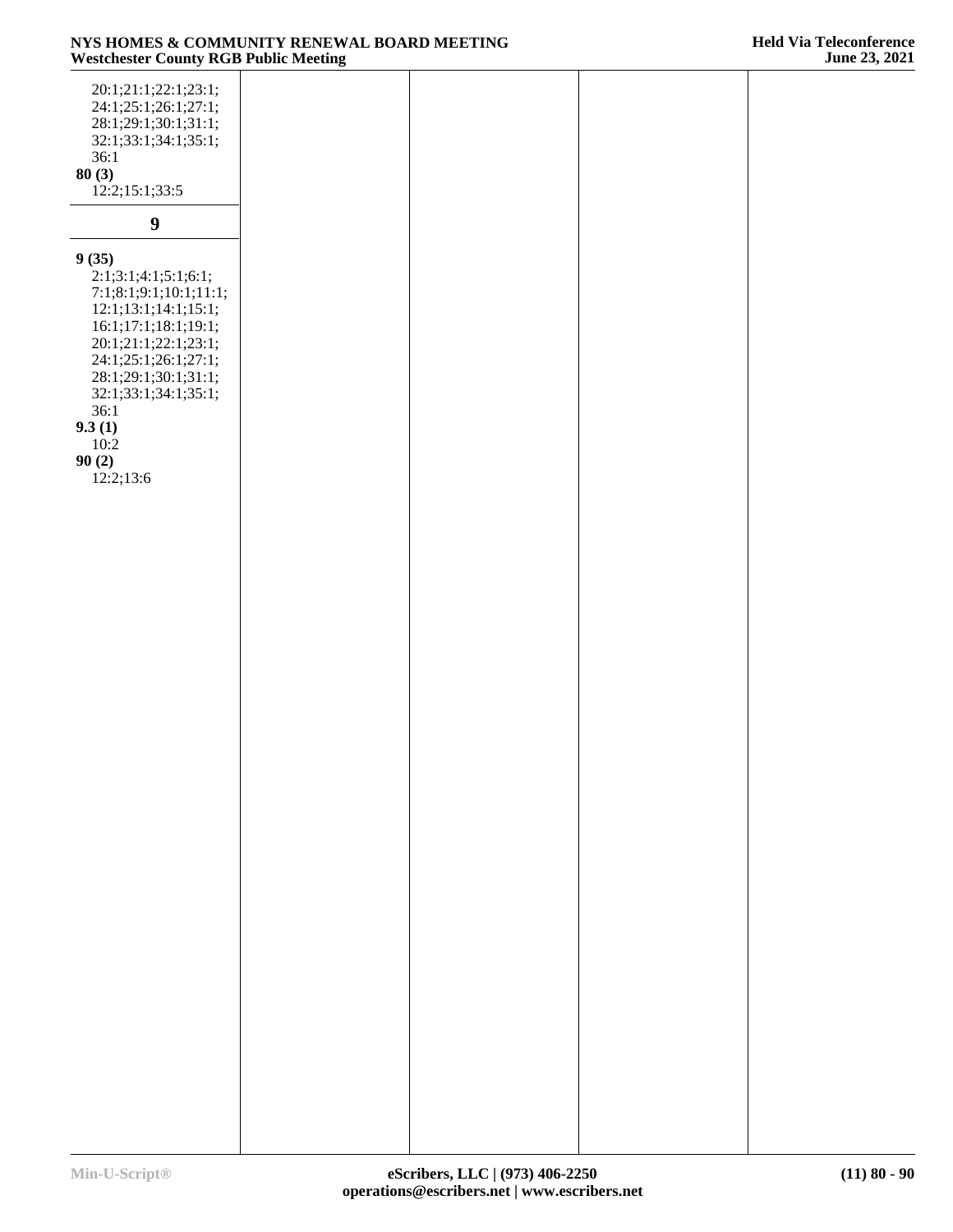20:1;21:1;22:1;23:1;
24:1;25:1;26:1;27:1;
28:1;29:1;30:1;31:1;
32:1;33:1;34:1;35:1;
36:1

**80 (3)**
12:2;15:1;33:5

## 9

**9 (35)**
2:1;3:1;4:1;5:1;6:1;
7:1;8:1;9:1;10:1;11:1;
12:1;13:1;14:1;15:1;
16:1;17:1;18:1;19:1;
20:1;21:1;22:1;23:1;
24:1;25:1;26:1;27:1;
28:1;29:1;30:1;31:1;
32:1;33:1;34:1;35:1;
36:1

**9.3 (1)**
10:2

**90 (2)**
12:2;13:6